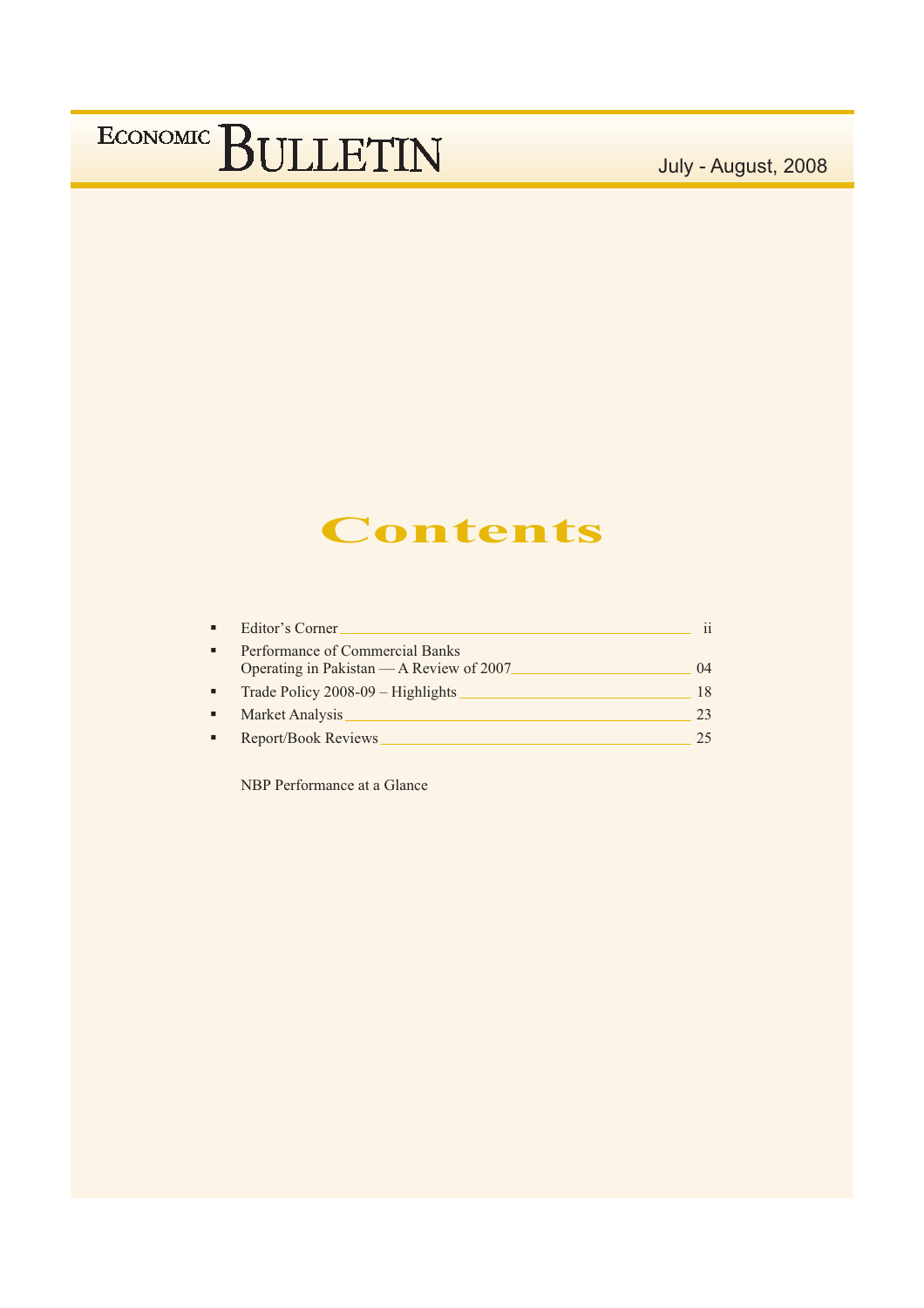# ECONOMIC BULLETIN

July - August, 2008

## Contents

- Editor's Corner ii
- Performance of Commercial Banks Operating in Pakistan — A Review of 2007 04
- Trade Policy 2008-09 – Highlights 18
- Market Analysis 23
- Report/Book Reviews 25

NBP Performance at a Glance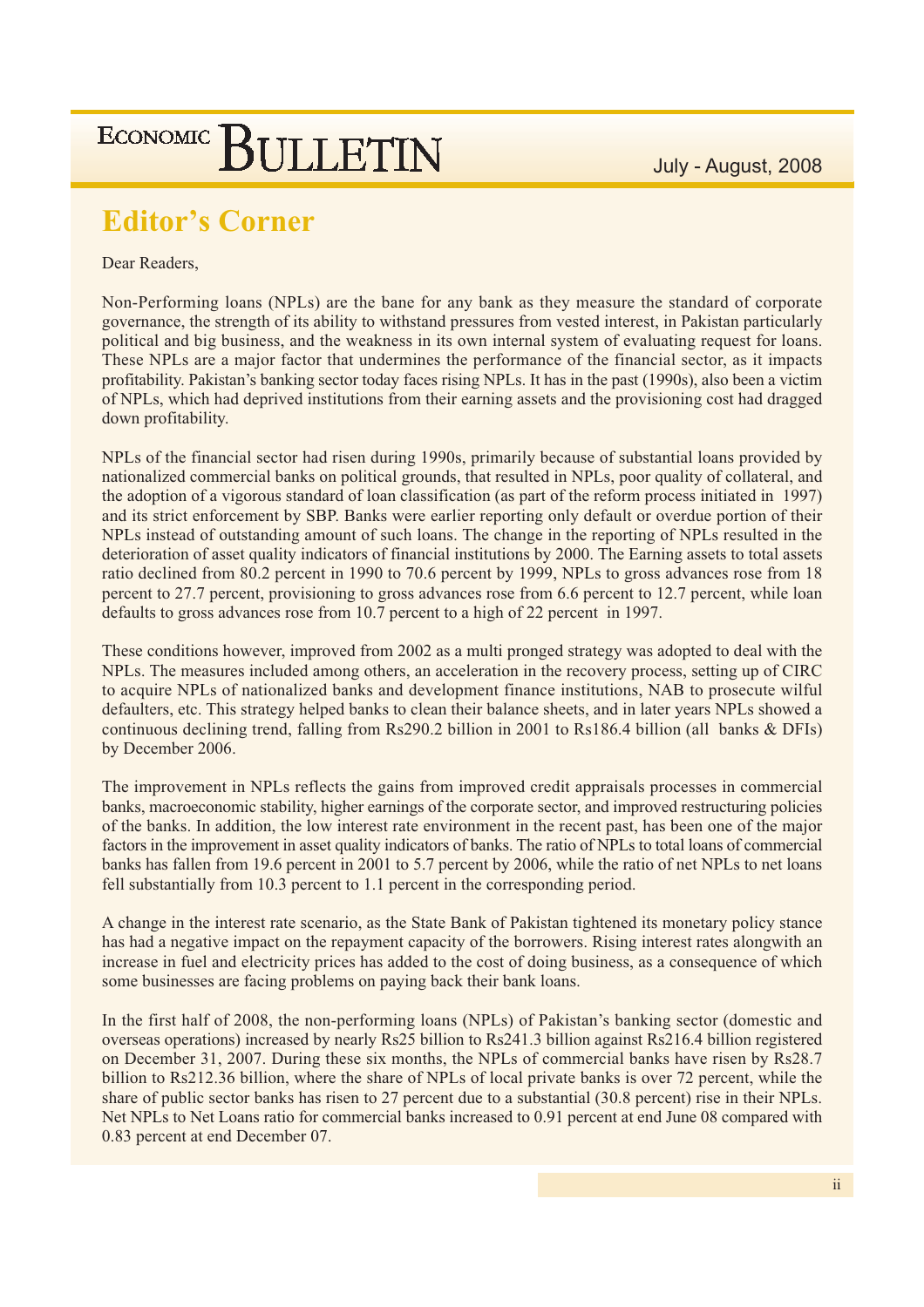## Editor's Corner

Dear Readers,

Non-Performing loans (NPLs) are the bane for any bank as they measure the standard of corporate governance, the strength of its ability to withstand pressures from vested interest, in Pakistan particularly political and big business, and the weakness in its own internal system of evaluating request for loans. These NPLs are a major factor that undermines the performance of the financial sector, as it impacts profitability. Pakistan's banking sector today faces rising NPLs. It has in the past (1990s), also been a victim of NPLs, which had deprived institutions from their earning assets and the provisioning cost had dragged down profitability.

NPLs of the financial sector had risen during 1990s, primarily because of substantial loans provided by nationalized commercial banks on political grounds, that resulted in NPLs, poor quality of collateral, and the adoption of a vigorous standard of loan classification (as part of the reform process initiated in 1997) and its strict enforcement by SBP. Banks were earlier reporting only default or overdue portion of their NPLs instead of outstanding amount of such loans. The change in the reporting of NPLs resulted in the deterioration of asset quality indicators of financial institutions by 2000. The Earning assets to total assets ratio declined from 80.2 percent in 1990 to 70.6 percent by 1999, NPLs to gross advances rose from 18 percent to 27.7 percent, provisioning to gross advances rose from 6.6 percent to 12.7 percent, while loan defaults to gross advances rose from 10.7 percent to a high of 22 percent in 1997.

These conditions however, improved from 2002 as a multi pronged strategy was adopted to deal with the NPLs. The measures included among others, an acceleration in the recovery process, setting up of CIRC to acquire NPLs of nationalized banks and development finance institutions, NAB to prosecute wilful defaulters, etc. This strategy helped banks to clean their balance sheets, and in later years NPLs showed a continuous declining trend, falling from Rs290.2 billion in 2001 to Rs186.4 billion (all banks & DFIs) by December 2006.

The improvement in NPLs reflects the gains from improved credit appraisals processes in commercial banks, macroeconomic stability, higher earnings of the corporate sector, and improved restructuring policies of the banks. In addition, the low interest rate environment in the recent past, has been one of the major factors in the improvement in asset quality indicators of banks. The ratio of NPLs to total loans of commercial banks has fallen from 19.6 percent in 2001 to 5.7 percent by 2006, while the ratio of net NPLs to net loans fell substantially from 10.3 percent to 1.1 percent in the corresponding period.

A change in the interest rate scenario, as the State Bank of Pakistan tightened its monetary policy stance has had a negative impact on the repayment capacity of the borrowers. Rising interest rates alongwith an increase in fuel and electricity prices has added to the cost of doing business, as a consequence of which some businesses are facing problems on paying back their bank loans.

In the first half of 2008, the non-performing loans (NPLs) of Pakistan's banking sector (domestic and overseas operations) increased by nearly Rs25 billion to Rs241.3 billion against Rs216.4 billion registered on December 31, 2007. During these six months, the NPLs of commercial banks have risen by Rs28.7 billion to Rs212.36 billion, where the share of NPLs of local private banks is over 72 percent, while the share of public sector banks has risen to 27 percent due to a substantial (30.8 percent) rise in their NPLs. Net NPLs to Net Loans ratio for commercial banks increased to 0.91 percent at end June 08 compared with 0.83 percent at end December 07.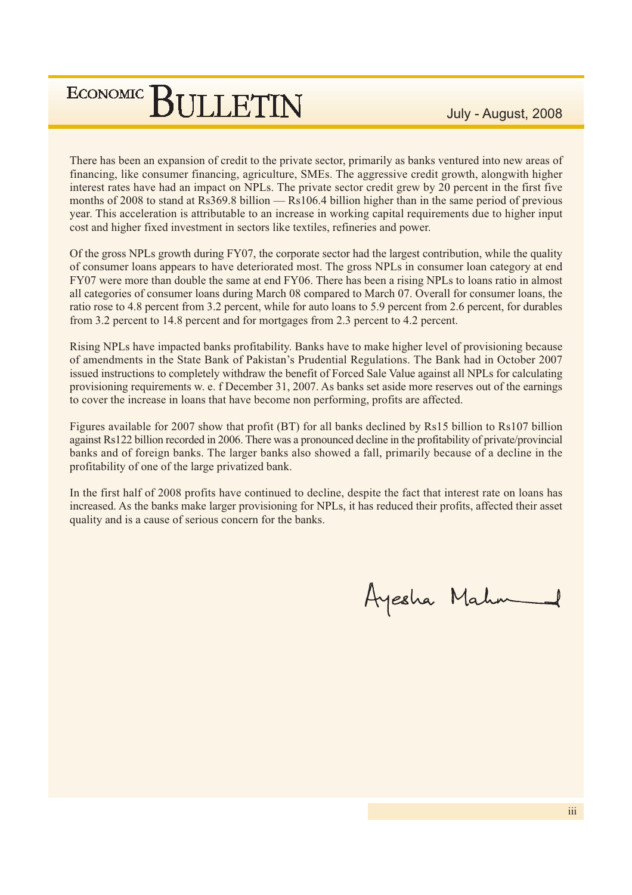There has been an expansion of credit to the private sector, primarily as banks ventured into new areas of financing, like consumer financing, agriculture, SMEs. The aggressive credit growth, alongwith higher interest rates have had an impact on NPLs. The private sector credit grew by 20 percent in the first five months of 2008 to stand at Rs369.8 billion — Rs106.4 billion higher than in the same period of previous year. This acceleration is attributable to an increase in working capital requirements due to higher input cost and higher fixed investment in sectors like textiles, refineries and power.

Of the gross NPLs growth during FY07, the corporate sector had the largest contribution, while the quality of consumer loans appears to have deteriorated most. The gross NPLs in consumer loan category at end FY07 were more than double the same at end FY06. There has been a rising NPLs to loans ratio in almost all categories of consumer loans during March 08 compared to March 07. Overall for consumer loans, the ratio rose to 4.8 percent from 3.2 percent, while for auto loans to 5.9 percent from 2.6 percent, for durables from 3.2 percent to 14.8 percent and for mortgages from 2.3 percent to 4.2 percent.

Rising NPLs have impacted banks profitability. Banks have to make higher level of provisioning because of amendments in the State Bank of Pakistan's Prudential Regulations. The Bank had in October 2007 issued instructions to completely withdraw the benefit of Forced Sale Value against all NPLs for calculating provisioning requirements w. e. f December 31, 2007. As banks set aside more reserves out of the earnings to cover the increase in loans that have become non performing, profits are affected.

Figures available for 2007 show that profit (BT) for all banks declined by Rs15 billion to Rs107 billion against Rs122 billion recorded in 2006. There was a pronounced decline in the profitability of private/provincial banks and of foreign banks. The larger banks also showed a fall, primarily because of a decline in the profitability of one of the large privatized bank.

In the first half of 2008 profits have continued to decline, despite the fact that interest rate on loans has increased. As the banks make larger provisioning for NPLs, it has reduced their profits, affected their asset quality and is a cause of serious concern for the banks.

Ayesha Mahmud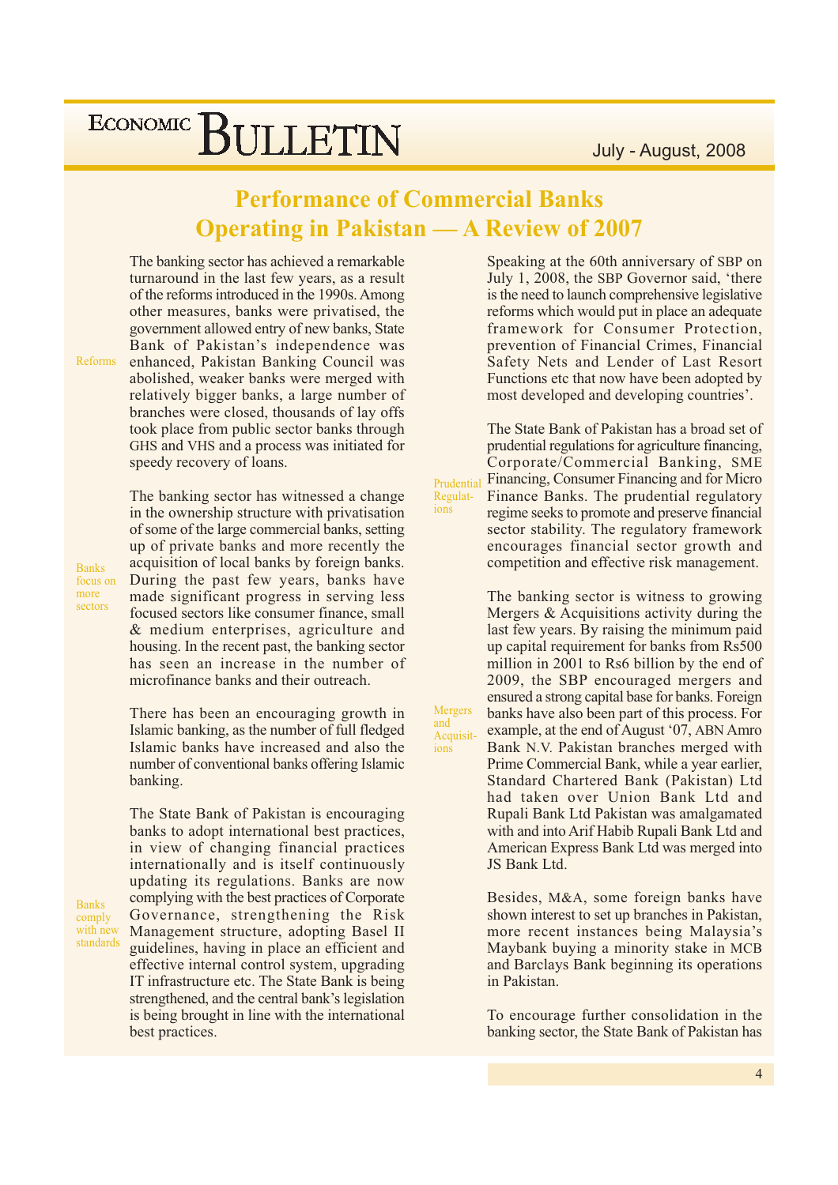# Performance of Commercial Banks Operating in Pakistan — A Review of 2007

Reforms

The banking sector has achieved a remarkable turnaround in the last few years, as a result of the reforms introduced in the 1990s. Among other measures, banks were privatised, the government allowed entry of new banks, State Bank of Pakistan's independence was enhanced, Pakistan Banking Council was abolished, weaker banks were merged with relatively bigger banks, a large number of branches were closed, thousands of lay offs took place from public sector banks through GHS and VHS and a process was initiated for speedy recovery of loans.

Banks focus on more sectors

The banking sector has witnessed a change in the ownership structure with privatisation of some of the large commercial banks, setting up of private banks and more recently the acquisition of local banks by foreign banks. During the past few years, banks have made significant progress in serving less focused sectors like consumer finance, small & medium enterprises, agriculture and housing. In the recent past, the banking sector has seen an increase in the number of microfinance banks and their outreach.

There has been an encouraging growth in Islamic banking, as the number of full fledged Islamic banks have increased and also the number of conventional banks offering Islamic banking.

Banks comply with new standards

The State Bank of Pakistan is encouraging banks to adopt international best practices, in view of changing financial practices internationally and is itself continuously updating its regulations. Banks are now complying with the best practices of Corporate Governance, strengthening the Risk Management structure, adopting Basel II guidelines, having in place an efficient and effective internal control system, upgrading IT infrastructure etc. The State Bank is being strengthened, and the central bank's legislation is being brought in line with the international best practices.

Speaking at the 60th anniversary of SBP on July 1, 2008, the SBP Governor said, 'there is the need to launch comprehensive legislative reforms which would put in place an adequate framework for Consumer Protection, prevention of Financial Crimes, Financial Safety Nets and Lender of Last Resort Functions etc that now have been adopted by most developed and developing countries'.

Prudential Regulations

The State Bank of Pakistan has a broad set of prudential regulations for agriculture financing, Corporate/Commercial Banking, SME Financing, Consumer Financing and for Micro Finance Banks. The prudential regulatory regime seeks to promote and preserve financial sector stability. The regulatory framework encourages financial sector growth and competition and effective risk management.

Mergers and Acquisitions

The banking sector is witness to growing Mergers & Acquisitions activity during the last few years. By raising the minimum paid up capital requirement for banks from Rs500 million in 2001 to Rs6 billion by the end of 2009, the SBP encouraged mergers and ensured a strong capital base for banks. Foreign banks have also been part of this process. For example, at the end of August '07, ABN Amro Bank N.V. Pakistan branches merged with Prime Commercial Bank, while a year earlier, Standard Chartered Bank (Pakistan) Ltd had taken over Union Bank Ltd and Rupali Bank Ltd Pakistan was amalgamated with and into Arif Habib Rupali Bank Ltd and American Express Bank Ltd was merged into JS Bank Ltd.

Besides, M&A, some foreign banks have shown interest to set up branches in Pakistan, more recent instances being Malaysia's Maybank buying a minority stake in MCB and Barclays Bank beginning its operations in Pakistan.

To encourage further consolidation in the banking sector, the State Bank of Pakistan has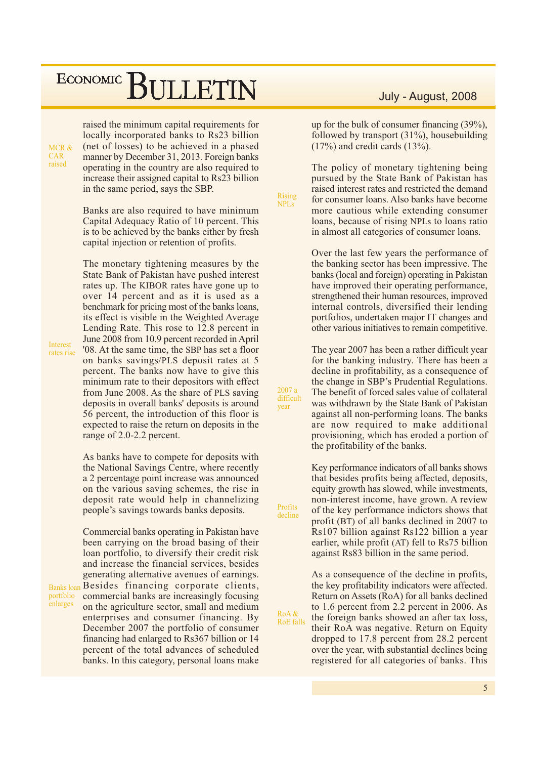raised the minimum capital requirements for locally incorporated banks to Rs23 billion (net of losses) to be achieved in a phased manner by December 31, 2013. Foreign banks operating in the country are also required to increase their assigned capital to Rs23 billion in the same period, says the SBP.

MCR & CAR raised

Banks are also required to have minimum Capital Adequacy Ratio of 10 percent. This is to be achieved by the banks either by fresh capital injection or retention of profits.

The monetary tightening measures by the State Bank of Pakistan have pushed interest rates up. The KIBOR rates have gone up to over 14 percent and as it is used as a benchmark for pricing most of the banks loans, its effect is visible in the Weighted Average Lending Rate. This rose to 12.8 percent in June 2008 from 10.9 percent recorded in April '08. At the same time, the SBP has set a floor on banks savings/PLS deposit rates at 5 percent. The banks now have to give this minimum rate to their depositors with effect from June 2008. As the share of PLS saving deposits in overall banks' deposits is around 56 percent, the introduction of this floor is expected to raise the return on deposits in the range of 2.0-2.2 percent.

Interest rates rise

As banks have to compete for deposits with the National Savings Centre, where recently a 2 percentage point increase was announced on the various saving schemes, the rise in deposit rate would help in channelizing people's savings towards banks deposits.

Commercial banks operating in Pakistan have been carrying on the broad basing of their loan portfolio, to diversify their credit risk and increase the financial services, besides generating alternative avenues of earnings. Besides financing corporate clients, commercial banks are increasingly focusing on the agriculture sector, small and medium enterprises and consumer financing. By December 2007 the portfolio of consumer financing had enlarged to Rs367 billion or 14 percent of the total advances of scheduled banks. In this category, personal loans make up for the bulk of consumer financing (39%), followed by transport (31%), housebuilding (17%) and credit cards (13%).

Banks loan portfolio enlarges

The policy of monetary tightening being pursued by the State Bank of Pakistan has raised interest rates and restricted the demand for consumer loans. Also banks have become more cautious while extending consumer loans, because of rising NPLs to loans ratio in almost all categories of consumer loans.

Rising NPLs

Over the last few years the performance of the banking sector has been impressive. The banks (local and foreign) operating in Pakistan have improved their operating performance, strengthened their human resources, improved internal controls, diversified their lending portfolios, undertaken major IT changes and other various initiatives to remain competitive.

The year 2007 has been a rather difficult year for the banking industry. There has been a decline in profitability, as a consequence of the change in SBP's Prudential Regulations. The benefit of forced sales value of collateral was withdrawn by the State Bank of Pakistan against all non-performing loans. The banks are now required to make additional provisioning, which has eroded a portion of the profitability of the banks.

2007 a difficult year

Key performance indicators of all banks shows that besides profits being affected, deposits, equity growth has slowed, while investments, non-interest income, have grown. A review of the key performance indictors shows that profit (BT) of all banks declined in 2007 to Rs107 billion against Rs122 billion a year earlier, while profit (AT) fell to Rs75 billion against Rs83 billion in the same period.

Profits decline

As a consequence of the decline in profits, the key profitability indicators were affected. Return on Assets (RoA) for all banks declined to 1.6 percent from 2.2 percent in 2006. As the foreign banks showed an after tax loss, their RoA was negative. Return on Equity dropped to 17.8 percent from 28.2 percent over the year, with substantial declines being registered for all categories of banks. This

RoA & RoE falls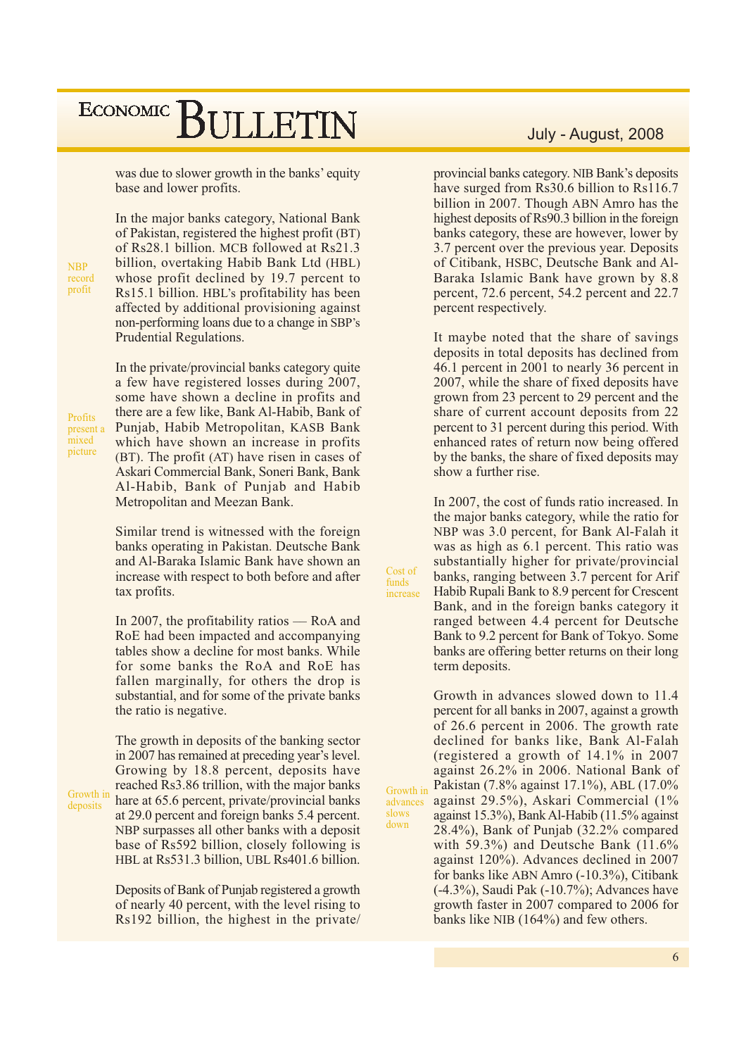was due to slower growth in the banks' equity base and lower profits.

*NBP record profit*

In the major banks category, National Bank of Pakistan, registered the highest profit (BT) of Rs28.1 billion. MCB followed at Rs21.3 billion, overtaking Habib Bank Ltd (HBL) whose profit declined by 19.7 percent to Rs15.1 billion. HBL's profitability has been affected by additional provisioning against non-performing loans due to a change in SBP's Prudential Regulations.

*Profits present a mixed picture*

In the private/provincial banks category quite a few have registered losses during 2007, some have shown a decline in profits and there are a few like, Bank Al-Habib, Bank of Punjab, Habib Metropolitan, KASB Bank which have shown an increase in profits (BT). The profit (AT) have risen in cases of Askari Commercial Bank, Soneri Bank, Bank Al-Habib, Bank of Punjab and Habib Metropolitan and Meezan Bank.

Similar trend is witnessed with the foreign banks operating in Pakistan. Deutsche Bank and Al-Baraka Islamic Bank have shown an increase with respect to both before and after tax profits.

In 2007, the profitability ratios — RoA and RoE had been impacted and accompanying tables show a decline for most banks. While for some banks the RoA and RoE has fallen marginally, for others the drop is substantial, and for some of the private banks the ratio is negative.

*Growth in deposits*

The growth in deposits of the banking sector in 2007 has remained at preceding year's level. Growing by 18.8 percent, deposits have reached Rs3.86 trillion, with the major banks hare at 65.6 percent, private/provincial banks at 29.0 percent and foreign banks 5.4 percent. NBP surpasses all other banks with a deposit base of Rs592 billion, closely following is HBL at Rs531.3 billion, UBL Rs401.6 billion.

Deposits of Bank of Punjab registered a growth of nearly 40 percent, with the level rising to Rs192 billion, the highest in the private/provincial banks category. NIB Bank's deposits have surged from Rs30.6 billion to Rs116.7 billion in 2007. Though ABN Amro has the highest deposits of Rs90.3 billion in the foreign banks category, these are however, lower by 3.7 percent over the previous year. Deposits of Citibank, HSBC, Deutsche Bank and Al-Baraka Islamic Bank have grown by 8.8 percent, 72.6 percent, 54.2 percent and 22.7 percent respectively.

It maybe noted that the share of savings deposits in total deposits has declined from 46.1 percent in 2001 to nearly 36 percent in 2007, while the share of fixed deposits have grown from 23 percent to 29 percent and the share of current account deposits from 22 percent to 31 percent during this period. With enhanced rates of return now being offered by the banks, the share of fixed deposits may show a further rise.

*Cost of funds increase*

In 2007, the cost of funds ratio increased. In the major banks category, while the ratio for NBP was 3.0 percent, for Bank Al-Falah it was as high as 6.1 percent. This ratio was substantially higher for private/provincial banks, ranging between 3.7 percent for Arif Habib Rupali Bank to 8.9 percent for Crescent Bank, and in the foreign banks category it ranged between 4.4 percent for Deutsche Bank to 9.2 percent for Bank of Tokyo. Some banks are offering better returns on their long term deposits.

*Growth in advances slows down*

Growth in advances slowed down to 11.4 percent for all banks in 2007, against a growth of 26.6 percent in 2006. The growth rate declined for banks like, Bank Al-Falah (registered a growth of 14.1% in 2007 against 26.2% in 2006. National Bank of Pakistan (7.8% against 17.1%), ABL (17.0% against 29.5%), Askari Commercial (1% against 15.3%), Bank Al-Habib (11.5% against 28.4%), Bank of Punjab (32.2% compared with 59.3%) and Deutsche Bank (11.6% against 120%). Advances declined in 2007 for banks like ABN Amro (-10.3%), Citibank (-4.3%), Saudi Pak (-10.7%); Advances have growth faster in 2007 compared to 2006 for banks like NIB (164%) and few others.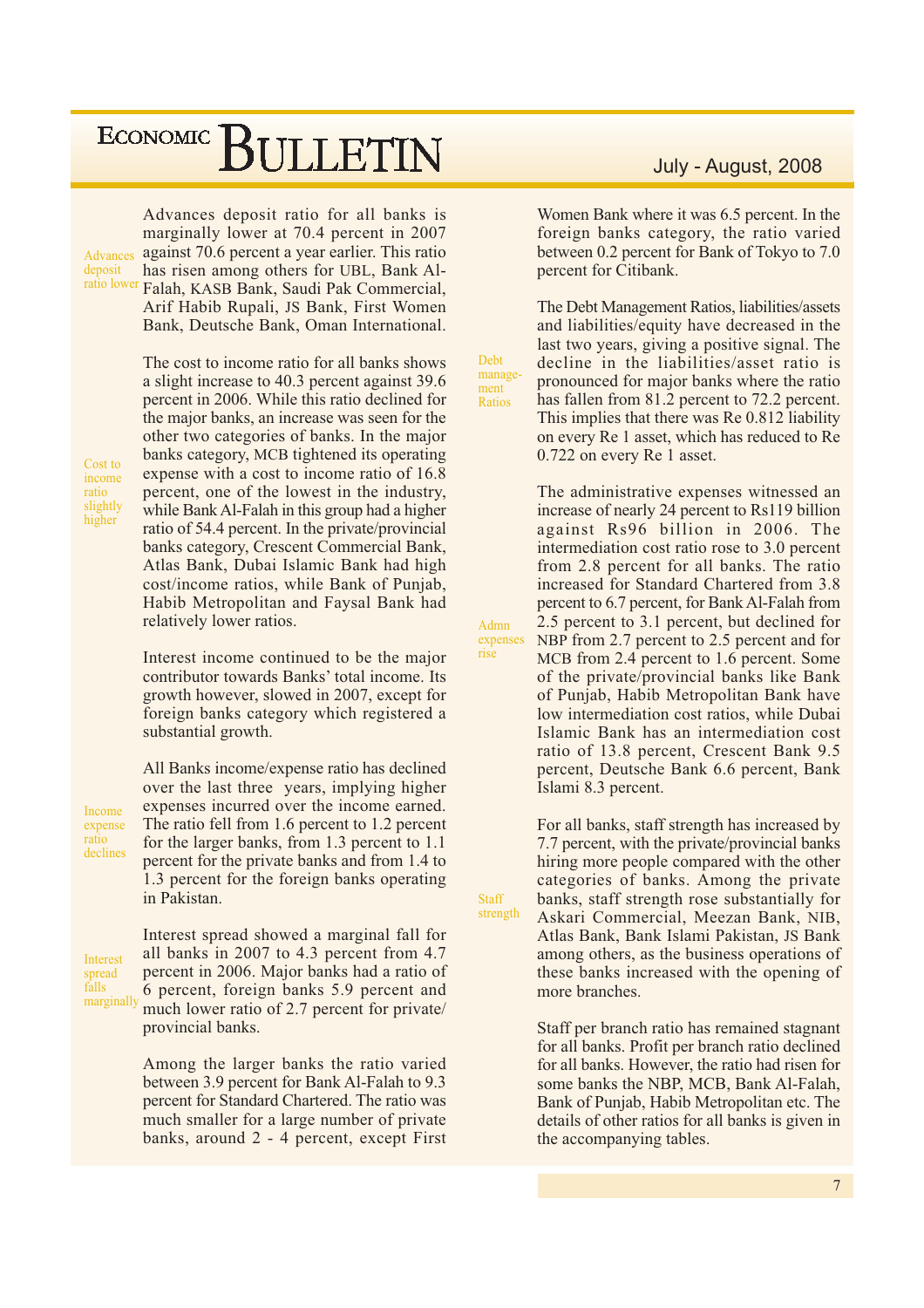*Advances deposit ratio lower*

Advances deposit ratio for all banks is marginally lower at 70.4 percent in 2007 against 70.6 percent a year earlier. This ratio has risen among others for UBL, Bank Al-Falah, KASB Bank, Saudi Pak Commercial, Arif Habib Rupali, JS Bank, First Women Bank, Deutsche Bank, Oman International.

*Cost to income ratio slightly higher*

The cost to income ratio for all banks shows a slight increase to 40.3 percent against 39.6 percent in 2006. While this ratio declined for the major banks, an increase was seen for the other two categories of banks. In the major banks category, MCB tightened its operating expense with a cost to income ratio of 16.8 percent, one of the lowest in the industry, while Bank Al-Falah in this group had a higher ratio of 54.4 percent. In the private/provincial banks category, Crescent Commercial Bank, Atlas Bank, Dubai Islamic Bank had high cost/income ratios, while Bank of Punjab, Habib Metropolitan and Faysal Bank had relatively lower ratios.

Interest income continued to be the major contributor towards Banks' total income. Its growth however, slowed in 2007, except for foreign banks category which registered a substantial growth.

*Income expense ratio declines*

All Banks income/expense ratio has declined over the last three years, implying higher expenses incurred over the income earned. The ratio fell from 1.6 percent to 1.2 percent for the larger banks, from 1.3 percent to 1.1 percent for the private banks and from 1.4 to 1.3 percent for the foreign banks operating in Pakistan.

*Interest spread falls marginally*

Interest spread showed a marginal fall for all banks in 2007 to 4.3 percent from 4.7 percent in 2006. Major banks had a ratio of 6 percent, foreign banks 5.9 percent and much lower ratio of 2.7 percent for private/provincial banks.

Among the larger banks the ratio varied between 3.9 percent for Bank Al-Falah to 9.3 percent for Standard Chartered. The ratio was much smaller for a large number of private banks, around 2 - 4 percent, except First Women Bank where it was 6.5 percent. In the foreign banks category, the ratio varied between 0.2 percent for Bank of Tokyo to 7.0 percent for Citibank.

*Debt management Ratios*

The Debt Management Ratios, liabilities/assets and liabilities/equity have decreased in the last two years, giving a positive signal. The decline in the liabilities/asset ratio is pronounced for major banks where the ratio has fallen from 81.2 percent to 72.2 percent. This implies that there was Re 0.812 liability on every Re 1 asset, which has reduced to Re 0.722 on every Re 1 asset.

*Admn expenses rise*

The administrative expenses witnessed an increase of nearly 24 percent to Rs119 billion against Rs96 billion in 2006. The intermediation cost ratio rose to 3.0 percent from 2.8 percent for all banks. The ratio increased for Standard Chartered from 3.8 percent to 6.7 percent, for Bank Al-Falah from 2.5 percent to 3.1 percent, but declined for NBP from 2.7 percent to 2.5 percent and for MCB from 2.4 percent to 1.6 percent. Some of the private/provincial banks like Bank of Punjab, Habib Metropolitan Bank have low intermediation cost ratios, while Dubai Islamic Bank has an intermediation cost ratio of 13.8 percent, Crescent Bank 9.5 percent, Deutsche Bank 6.6 percent, Bank Islami 8.3 percent.

*Staff strength*

For all banks, staff strength has increased by 7.7 percent, with the private/provincial banks hiring more people compared with the other categories of banks. Among the private banks, staff strength rose substantially for Askari Commercial, Meezan Bank, NIB, Atlas Bank, Bank Islami Pakistan, JS Bank among others, as the business operations of these banks increased with the opening of more branches.

Staff per branch ratio has remained stagnant for all banks. Profit per branch ratio declined for all banks. However, the ratio had risen for some banks the NBP, MCB, Bank Al-Falah, Bank of Punjab, Habib Metropolitan etc. The details of other ratios for all banks is given in the accompanying tables.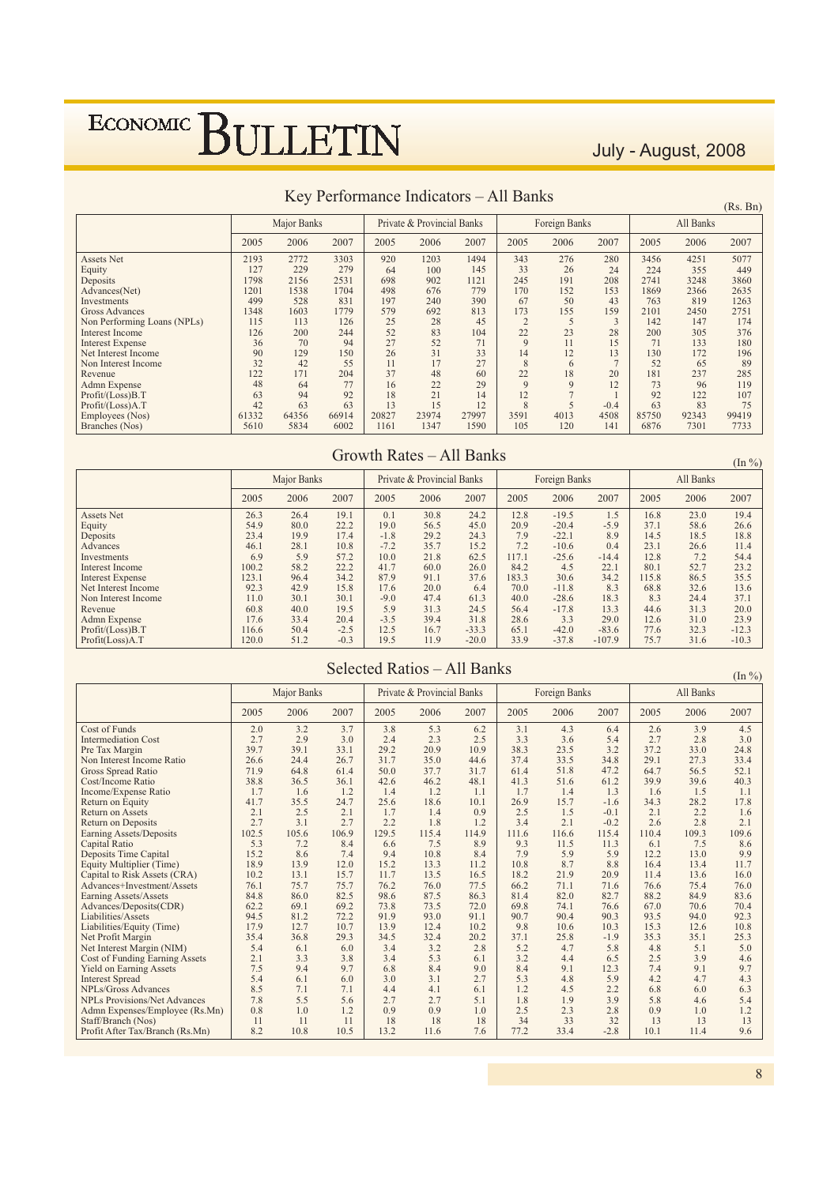## Key Performance Indicators – All Banks

(Rs. Bn)

| | Major Banks | | | Private & Provincial Banks | | | Foreign Banks | | | All Banks | | |
|---|---|---|---|---|---|---|---|---|---|---|---|---|
| | 2005 | 2006 | 2007 | 2005 | 2006 | 2007 | 2005 | 2006 | 2007 | 2005 | 2006 | 2007 |
| Assets Net | 2193 | 2772 | 3303 | 920 | 1203 | 1494 | 343 | 276 | 280 | 3456 | 4251 | 5077 |
| Equity | 127 | 229 | 279 | 64 | 100 | 145 | 33 | 26 | 24 | 224 | 355 | 449 |
| Deposits | 1798 | 2156 | 2531 | 698 | 902 | 1121 | 245 | 191 | 208 | 2741 | 3248 | 3860 |
| Advances(Net) | 1201 | 1538 | 1704 | 498 | 676 | 779 | 170 | 152 | 153 | 1869 | 2366 | 2635 |
| Investments | 499 | 528 | 831 | 197 | 240 | 390 | 67 | 50 | 43 | 763 | 819 | 1263 |
| Gross Advances | 1348 | 1603 | 1779 | 579 | 692 | 813 | 173 | 155 | 159 | 2101 | 2450 | 2751 |
| Non Performing Loans (NPLs) | 115 | 113 | 126 | 25 | 28 | 45 | 2 | 5 | 3 | 142 | 147 | 174 |
| Interest Income | 126 | 200 | 244 | 52 | 83 | 104 | 22 | 23 | 28 | 200 | 305 | 376 |
| Interest Expense | 36 | 70 | 94 | 27 | 52 | 71 | 9 | 11 | 15 | 71 | 133 | 180 |
| Net Interest Income | 90 | 129 | 150 | 26 | 31 | 33 | 14 | 12 | 13 | 130 | 172 | 196 |
| Non Interest Income | 32 | 42 | 55 | 11 | 17 | 27 | 8 | 6 | 7 | 52 | 65 | 89 |
| Revenue | 122 | 171 | 204 | 37 | 48 | 60 | 22 | 18 | 20 | 181 | 237 | 285 |
| Admn Expense | 48 | 64 | 77 | 16 | 22 | 29 | 9 | 9 | 12 | 73 | 96 | 119 |
| Profit/(Loss)B.T | 63 | 94 | 92 | 18 | 21 | 14 | 12 | 7 | 1 | 92 | 122 | 107 |
| Profit/(Loss)A.T | 42 | 63 | 63 | 13 | 15 | 12 | 8 | 5 | -0.4 | 63 | 83 | 75 |
| Employees (Nos) | 61332 | 64356 | 66914 | 20827 | 23974 | 27997 | 3591 | 4013 | 4508 | 85750 | 92343 | 99419 |
| Branches (Nos) | 5610 | 5834 | 6002 | 1161 | 1347 | 1590 | 105 | 120 | 141 | 6876 | 7301 | 7733 |

## Growth Rates – All Banks

(In %)

| | Major Banks | | | Private & Provincial Banks | | | Foreign Banks | | | All Banks | | |
|---|---|---|---|---|---|---|---|---|---|---|---|---|
| | 2005 | 2006 | 2007 | 2005 | 2006 | 2007 | 2005 | 2006 | 2007 | 2005 | 2006 | 2007 |
| Assets Net | 26.3 | 26.4 | 19.1 | 0.1 | 30.8 | 24.2 | 12.8 | -19.5 | 1.5 | 16.8 | 23.0 | 19.4 |
| Equity | 54.9 | 80.0 | 22.2 | 19.0 | 56.5 | 45.0 | 20.9 | -20.4 | -5.9 | 37.1 | 58.6 | 26.6 |
| Deposits | 23.4 | 19.9 | 17.4 | -1.8 | 29.2 | 24.3 | 7.9 | -22.1 | 8.9 | 14.5 | 18.5 | 18.8 |
| Advances | 46.1 | 28.1 | 10.8 | -7.2 | 35.7 | 15.2 | 7.2 | -10.6 | 0.4 | 23.1 | 26.6 | 11.4 |
| Investments | 6.9 | 5.9 | 57.2 | 10.0 | 21.8 | 62.5 | 117.1 | -25.6 | -14.4 | 12.8 | 7.2 | 54.4 |
| Interest Income | 100.2 | 58.2 | 22.2 | 41.7 | 60.0 | 26.0 | 84.2 | 4.5 | 22.1 | 80.1 | 52.7 | 23.2 |
| Interest Expense | 123.1 | 96.4 | 34.2 | 87.9 | 91.1 | 37.6 | 183.3 | 30.6 | 34.2 | 115.8 | 86.5 | 35.5 |
| Net Interest Income | 92.3 | 42.9 | 15.8 | 17.6 | 20.0 | 6.4 | 70.0 | -11.8 | 8.3 | 68.8 | 32.6 | 13.6 |
| Non Interest Income | 11.0 | 30.1 | 30.1 | -9.0 | 47.4 | 61.3 | 40.0 | -28.6 | 18.3 | 8.3 | 24.4 | 37.1 |
| Revenue | 60.8 | 40.0 | 19.5 | 5.9 | 31.3 | 24.5 | 56.4 | -17.8 | 13.3 | 44.6 | 31.3 | 20.0 |
| Admn Expense | 17.6 | 33.4 | 20.4 | -3.5 | 39.4 | 31.8 | 28.6 | 3.3 | 29.0 | 12.6 | 31.0 | 23.9 |
| Profit/(Loss)B.T | 116.6 | 50.4 | -2.5 | 12.5 | 16.7 | -33.3 | 65.1 | -42.0 | -83.6 | 77.6 | 32.3 | -12.3 |
| Profit(Loss)A.T | 120.0 | 51.2 | -0.3 | 19.5 | 11.9 | -20.0 | 33.9 | -37.8 | -107.9 | 75.7 | 31.6 | -10.3 |

## Selected Ratios – All Banks

(In %)

| | Major Banks | | | Private & Provincial Banks | | | Foreign Banks | | | All Banks | | |
|---|---|---|---|---|---|---|---|---|---|---|---|---|
| | 2005 | 2006 | 2007 | 2005 | 2006 | 2007 | 2005 | 2006 | 2007 | 2005 | 2006 | 2007 |
| Cost of Funds | 2.0 | 3.2 | 3.7 | 3.8 | 5.3 | 6.2 | 3.1 | 4.3 | 6.4 | 2.6 | 3.9 | 4.5 |
| Intermediation Cost | 2.7 | 2.9 | 3.0 | 2.4 | 2.3 | 2.5 | 3.3 | 3.6 | 5.4 | 2.7 | 2.8 | 3.0 |
| Pre Tax Margin | 39.7 | 39.1 | 33.1 | 29.2 | 20.9 | 10.9 | 38.3 | 23.5 | 3.2 | 37.2 | 33.0 | 24.8 |
| Non Interest Income Ratio | 26.6 | 24.4 | 26.7 | 31.7 | 35.0 | 44.6 | 37.4 | 33.5 | 34.8 | 29.1 | 27.3 | 33.4 |
| Gross Spread Ratio | 71.9 | 64.8 | 61.4 | 50.0 | 37.7 | 31.7 | 61.4 | 51.8 | 47.2 | 64.7 | 56.5 | 52.1 |
| Cost/Income Ratio | 38.8 | 36.5 | 36.1 | 42.6 | 46.2 | 48.1 | 41.3 | 51.6 | 61.2 | 39.9 | 39.6 | 40.3 |
| Income/Expense Ratio | 1.7 | 1.6 | 1.2 | 1.4 | 1.2 | 1.1 | 1.7 | 1.4 | 1.3 | 1.6 | 1.5 | 1.1 |
| Return on Equity | 41.7 | 35.5 | 24.7 | 25.6 | 18.6 | 10.1 | 26.9 | 15.7 | -1.6 | 34.3 | 28.2 | 17.8 |
| Return on Assets | 2.1 | 2.5 | 2.1 | 1.7 | 1.4 | 0.9 | 2.5 | 1.5 | -0.1 | 2.1 | 2.2 | 1.6 |
| Return on Deposits | 2.7 | 3.1 | 2.7 | 2.2 | 1.8 | 1.2 | 3.4 | 2.1 | -0.2 | 2.6 | 2.8 | 2.1 |
| Earning Assets/Deposits | 102.5 | 105.6 | 106.9 | 129.5 | 115.4 | 114.9 | 111.6 | 116.6 | 115.4 | 110.4 | 109.3 | 109.6 |
| Capital Ratio | 5.3 | 7.2 | 8.4 | 6.6 | 7.5 | 8.9 | 9.3 | 11.5 | 11.3 | 6.1 | 7.5 | 8.6 |
| Deposits Time Capital | 15.2 | 8.6 | 7.4 | 9.4 | 10.8 | 8.4 | 7.9 | 5.9 | 5.9 | 12.2 | 13.0 | 9.9 |
| Equity Multiplier (Time) | 18.9 | 13.9 | 12.0 | 15.2 | 13.3 | 11.2 | 10.8 | 8.7 | 8.8 | 16.4 | 13.4 | 11.7 |
| Capital to Risk Assets (CRA) | 10.2 | 13.1 | 15.7 | 11.7 | 13.5 | 16.5 | 18.2 | 21.9 | 20.9 | 11.4 | 13.6 | 16.0 |
| Advances+Investment/Assets | 76.1 | 75.7 | 75.7 | 76.2 | 76.0 | 77.5 | 66.2 | 71.1 | 71.6 | 76.6 | 75.4 | 76.0 |
| Earning Assets/Assets | 84.8 | 86.0 | 82.5 | 98.6 | 87.5 | 86.3 | 81.4 | 82.0 | 82.7 | 88.2 | 84.9 | 83.6 |
| Advances/Deposits(CDR) | 62.2 | 69.1 | 69.2 | 73.8 | 73.5 | 72.0 | 69.8 | 74.1 | 76.6 | 67.0 | 70.6 | 70.4 |
| Liabilities/Assets | 94.5 | 81.2 | 72.2 | 91.9 | 93.0 | 91.1 | 90.7 | 90.4 | 90.3 | 93.5 | 94.0 | 92.3 |
| Liabilities/Equity (Time) | 17.9 | 12.7 | 10.7 | 13.9 | 12.4 | 10.2 | 9.8 | 10.6 | 10.3 | 15.3 | 12.6 | 10.8 |
| Net Profit Margin | 35.4 | 36.8 | 29.3 | 34.5 | 32.4 | 20.2 | 37.1 | 25.8 | -1.9 | 35.3 | 35.1 | 25.3 |
| Net Interest Margin (NIM) | 5.4 | 6.1 | 6.0 | 3.4 | 3.2 | 2.8 | 5.2 | 4.7 | 5.8 | 4.8 | 5.1 | 5.0 |
| Cost of Funding Earning Assets | 2.1 | 3.3 | 3.8 | 3.4 | 5.3 | 6.1 | 3.2 | 4.4 | 6.5 | 2.5 | 3.9 | 4.6 |
| Yield on Earning Assets | 7.5 | 9.4 | 9.7 | 6.8 | 8.4 | 9.0 | 8.4 | 9.1 | 12.3 | 7.4 | 9.1 | 9.7 |
| Interest Spread | 5.4 | 6.1 | 6.0 | 3.0 | 3.1 | 2.7 | 5.3 | 4.8 | 5.9 | 4.2 | 4.7 | 4.3 |
| NPLs/Gross Advances | 8.5 | 7.1 | 7.1 | 4.4 | 4.1 | 6.1 | 1.2 | 4.5 | 2.2 | 6.8 | 6.0 | 6.3 |
| NPLs Provisions/Net Advances | 7.8 | 5.5 | 5.6 | 2.7 | 2.7 | 5.1 | 1.8 | 1.9 | 3.9 | 5.8 | 4.6 | 5.4 |
| Admn Expenses/Employee (Rs.Mn) | 0.8 | 1.0 | 1.2 | 0.9 | 0.9 | 1.0 | 2.5 | 2.3 | 2.8 | 0.9 | 1.0 | 1.2 |
| Staff/Branch (Nos) | 11 | 11 | 11 | 18 | 18 | 18 | 34 | 33 | 32 | 13 | 13 | 13 |
| Profit After Tax/Branch (Rs.Mn) | 8.2 | 10.8 | 10.5 | 13.2 | 11.6 | 7.6 | 77.2 | 33.4 | -2.8 | 10.1 | 11.4 | 9.6 |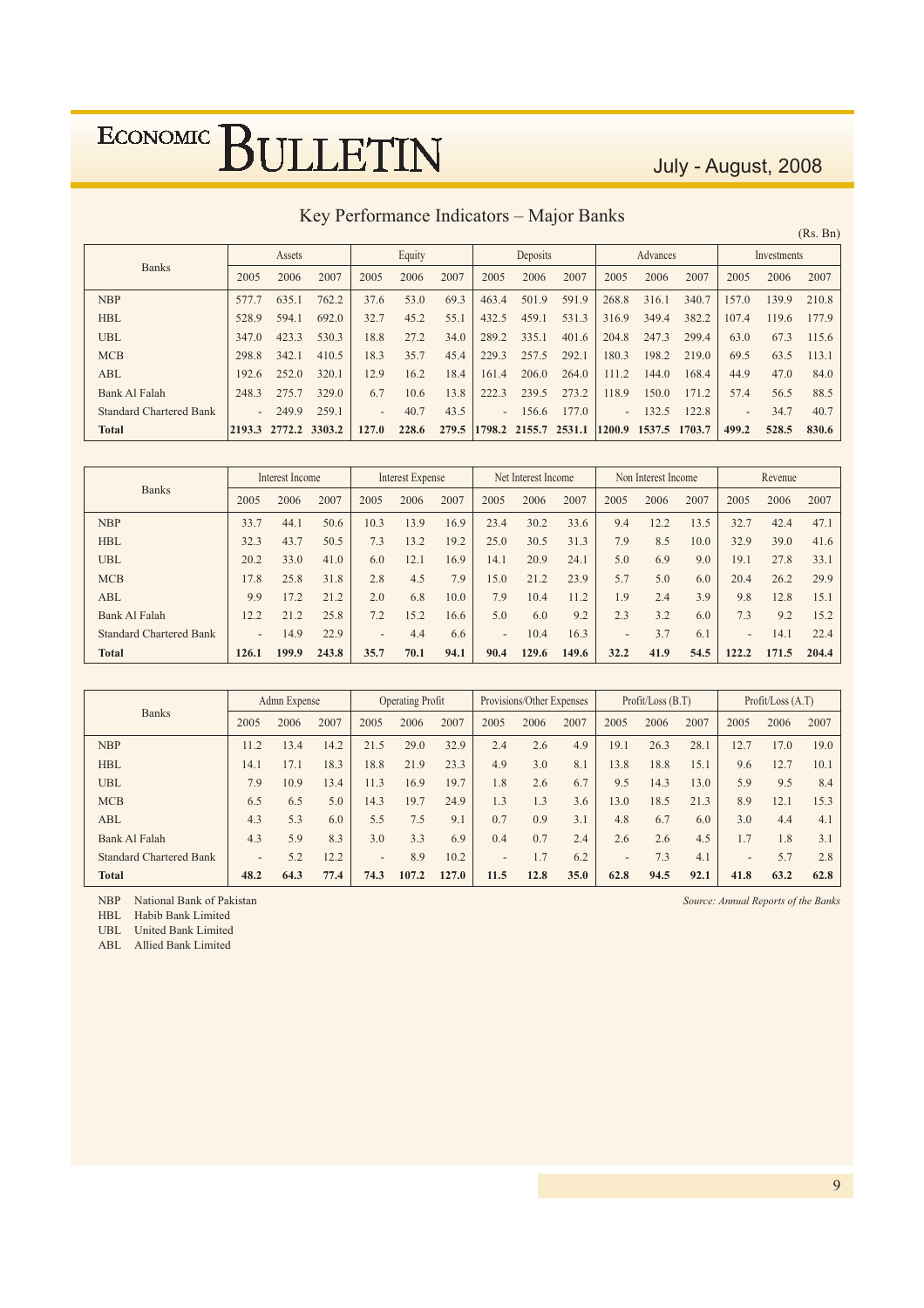# Key Performance Indicators – Major Banks

(Rs. Bn)

| Banks | Assets | | | Equity | | | Deposits | | | Advances | | | Investments | | |
|---|---|---|---|---|---|---|---|---|---|---|---|---|---|---|---|
| | 2005 | 2006 | 2007 | 2005 | 2006 | 2007 | 2005 | 2006 | 2007 | 2005 | 2006 | 2007 | 2005 | 2006 | 2007 |
| NBP | 577.7 | 635.1 | 762.2 | 37.6 | 53.0 | 69.3 | 463.4 | 501.9 | 591.9 | 268.8 | 316.1 | 340.7 | 157.0 | 139.9 | 210.8 |
| HBL | 528.9 | 594.1 | 692.0 | 32.7 | 45.2 | 55.1 | 432.5 | 459.1 | 531.3 | 316.9 | 349.4 | 382.2 | 107.4 | 119.6 | 177.9 |
| UBL | 347.0 | 423.3 | 530.3 | 18.8 | 27.2 | 34.0 | 289.2 | 335.1 | 401.6 | 204.8 | 247.3 | 299.4 | 63.0 | 67.3 | 115.6 |
| MCB | 298.8 | 342.1 | 410.5 | 18.3 | 35.7 | 45.4 | 229.3 | 257.5 | 292.1 | 180.3 | 198.2 | 219.0 | 69.5 | 63.5 | 113.1 |
| ABL | 192.6 | 252.0 | 320.1 | 12.9 | 16.2 | 18.4 | 161.4 | 206.0 | 264.0 | 111.2 | 144.0 | 168.4 | 44.9 | 47.0 | 84.0 |
| Bank Al Falah | 248.3 | 275.7 | 329.0 | 6.7 | 10.6 | 13.8 | 222.3 | 239.5 | 273.2 | 118.9 | 150.0 | 171.2 | 57.4 | 56.5 | 88.5 |
| Standard Chartered Bank | - | 249.9 | 259.1 | - | 40.7 | 43.5 | - | 156.6 | 177.0 | - | 132.5 | 122.8 | - | 34.7 | 40.7 |
| **Total** | **2193.3** | **2772.2** | **3303.2** | **127.0** | **228.6** | **279.5** | **1798.2** | **2155.7** | **2531.1** | **1200.9** | **1537.5** | **1703.7** | **499.2** | **528.5** | **830.6** |

| Banks | Interest Income | | | Interest Expense | | | Net Interest Income | | | Non Interest Income | | | Revenue | | |
|---|---|---|---|---|---|---|---|---|---|---|---|---|---|---|---|
| | 2005 | 2006 | 2007 | 2005 | 2006 | 2007 | 2005 | 2006 | 2007 | 2005 | 2006 | 2007 | 2005 | 2006 | 2007 |
| NBP | 33.7 | 44.1 | 50.6 | 10.3 | 13.9 | 16.9 | 23.4 | 30.2 | 33.6 | 9.4 | 12.2 | 13.5 | 32.7 | 42.4 | 47.1 |
| HBL | 32.3 | 43.7 | 50.5 | 7.3 | 13.2 | 19.2 | 25.0 | 30.5 | 31.3 | 7.9 | 8.5 | 10.0 | 32.9 | 39.0 | 41.6 |
| UBL | 20.2 | 33.0 | 41.0 | 6.0 | 12.1 | 16.9 | 14.1 | 20.9 | 24.1 | 5.0 | 6.9 | 9.0 | 19.1 | 27.8 | 33.1 |
| MCB | 17.8 | 25.8 | 31.8 | 2.8 | 4.5 | 7.9 | 15.0 | 21.2 | 23.9 | 5.7 | 5.0 | 6.0 | 20.4 | 26.2 | 29.9 |
| ABL | 9.9 | 17.2 | 21.2 | 2.0 | 6.8 | 10.0 | 7.9 | 10.4 | 11.2 | 1.9 | 2.4 | 3.9 | 9.8 | 12.8 | 15.1 |
| Bank Al Falah | 12.2 | 21.2 | 25.8 | 7.2 | 15.2 | 16.6 | 5.0 | 6.0 | 9.2 | 2.3 | 3.2 | 6.0 | 7.3 | 9.2 | 15.2 |
| Standard Chartered Bank | - | 14.9 | 22.9 | - | 4.4 | 6.6 | - | 10.4 | 16.3 | - | 3.7 | 6.1 | - | 14.1 | 22.4 |
| **Total** | **126.1** | **199.9** | **243.8** | **35.7** | **70.1** | **94.1** | **90.4** | **129.6** | **149.6** | **32.2** | **41.9** | **54.5** | **122.2** | **171.5** | **204.4** |

| Banks | Admn Expense | | | Operating Profit | | | Provisions/Other Expenses | | | Profit/Loss (B.T) | | | Profit/Loss (A.T) | | |
|---|---|---|---|---|---|---|---|---|---|---|---|---|---|---|---|
| | 2005 | 2006 | 2007 | 2005 | 2006 | 2007 | 2005 | 2006 | 2007 | 2005 | 2006 | 2007 | 2005 | 2006 | 2007 |
| NBP | 11.2 | 13.4 | 14.2 | 21.5 | 29.0 | 32.9 | 2.4 | 2.6 | 4.9 | 19.1 | 26.3 | 28.1 | 12.7 | 17.0 | 19.0 |
| HBL | 14.1 | 17.1 | 18.3 | 18.8 | 21.9 | 23.3 | 4.9 | 3.0 | 8.1 | 13.8 | 18.8 | 15.1 | 9.6 | 12.7 | 10.1 |
| UBL | 7.9 | 10.9 | 13.4 | 11.3 | 16.9 | 19.7 | 1.8 | 2.6 | 6.7 | 9.5 | 14.3 | 13.0 | 5.9 | 9.5 | 8.4 |
| MCB | 6.5 | 6.5 | 5.0 | 14.3 | 19.7 | 24.9 | 1.3 | 1.3 | 3.6 | 13.0 | 18.5 | 21.3 | 8.9 | 12.1 | 15.3 |
| ABL | 4.3 | 5.3 | 6.0 | 5.5 | 7.5 | 9.1 | 0.7 | 0.9 | 3.1 | 4.8 | 6.7 | 6.0 | 3.0 | 4.4 | 4.1 |
| Bank Al Falah | 4.3 | 5.9 | 8.3 | 3.0 | 3.3 | 6.9 | 0.4 | 0.7 | 2.4 | 2.6 | 2.6 | 4.5 | 1.7 | 1.8 | 3.1 |
| Standard Chartered Bank | - | 5.2 | 12.2 | - | 8.9 | 10.2 | - | 1.7 | 6.2 | - | 7.3 | 4.1 | - | 5.7 | 2.8 |
| **Total** | **48.2** | **64.3** | **77.4** | **74.3** | **107.2** | **127.0** | **11.5** | **12.8** | **35.0** | **62.8** | **94.5** | **92.1** | **41.8** | **63.2** | **62.8** |

NBP National Bank of Pakistan
HBL Habib Bank Limited
UBL United Bank Limited
ABL Allied Bank Limited

*Source: Annual Reports of the Banks*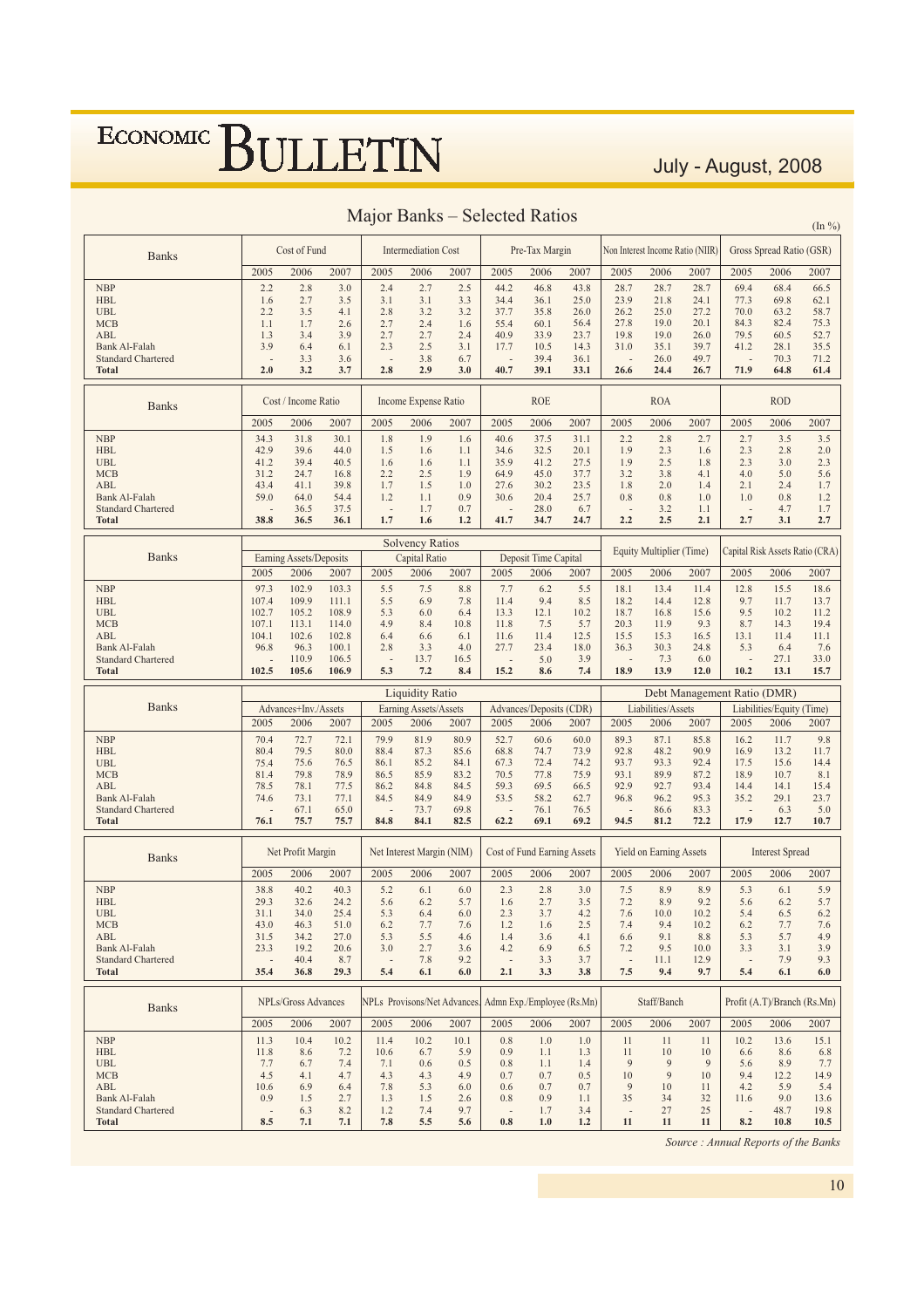## Major Banks – Selected Ratios

(In %)

| Banks | Cost of Fund | | | Intermediation Cost | | | Pre-Tax Margin | | | Non Interest Income Ratio (NIIR) | | | Gross Spread Ratio (GSR) | | |
|---|---|---|---|---|---|---|---|---|---|---|---|---|---|---|---|
| | 2005 | 2006 | 2007 | 2005 | 2006 | 2007 | 2005 | 2006 | 2007 | 2005 | 2006 | 2007 | 2005 | 2006 | 2007 |
| NBP | 2.2 | 2.8 | 3.0 | 2.4 | 2.7 | 2.5 | 44.2 | 46.8 | 43.8 | 28.7 | 28.7 | 28.7 | 69.4 | 68.4 | 66.5 |
| HBL | 1.6 | 2.7 | 3.5 | 3.1 | 3.1 | 3.3 | 34.4 | 36.1 | 25.0 | 23.9 | 21.8 | 24.1 | 77.3 | 69.8 | 62.1 |
| UBL | 2.2 | 3.5 | 4.1 | 2.8 | 3.2 | 3.2 | 37.7 | 35.8 | 26.0 | 26.2 | 25.0 | 27.2 | 70.0 | 63.2 | 58.7 |
| MCB | 1.1 | 1.7 | 2.6 | 2.7 | 2.4 | 1.6 | 55.4 | 60.1 | 56.4 | 27.8 | 19.0 | 20.1 | 84.3 | 82.4 | 75.3 |
| ABL | 1.3 | 3.4 | 3.9 | 2.7 | 2.7 | 2.4 | 40.9 | 33.9 | 23.7 | 19.8 | 19.0 | 26.0 | 79.5 | 60.5 | 52.7 |
| Bank Al-Falah | 3.9 | 6.4 | 6.1 | 2.3 | 2.5 | 3.1 | 17.7 | 10.5 | 14.3 | 31.0 | 35.1 | 39.7 | 41.2 | 28.1 | 35.5 |
| Standard Chartered | - | 3.3 | 3.6 | - | 3.8 | 6.7 | - | 39.4 | 36.1 | - | 26.0 | 49.7 | - | 70.3 | 71.2 |
| **Total** | **2.0** | **3.2** | **3.7** | **2.8** | **2.9** | **3.0** | **40.7** | **39.1** | **33.1** | **26.6** | **24.4** | **26.7** | **71.9** | **64.8** | **61.4** |

| Banks | Cost / Income Ratio | | | Income Expense Ratio | | | ROE | | | ROA | | | ROD | | |
|---|---|---|---|---|---|---|---|---|---|---|---|---|---|---|---|
| | 2005 | 2006 | 2007 | 2005 | 2006 | 2007 | 2005 | 2006 | 2007 | 2005 | 2006 | 2007 | 2005 | 2006 | 2007 |
| NBP | 34.3 | 31.8 | 30.1 | 1.8 | 1.9 | 1.6 | 40.6 | 37.5 | 31.1 | 2.2 | 2.8 | 2.7 | 2.7 | 3.5 | 3.5 |
| HBL | 42.9 | 39.6 | 44.0 | 1.5 | 1.6 | 1.1 | 34.6 | 32.5 | 20.1 | 1.9 | 2.3 | 1.6 | 2.3 | 2.8 | 2.0 |
| UBL | 41.2 | 39.4 | 40.5 | 1.6 | 1.6 | 1.1 | 35.9 | 41.2 | 27.5 | 1.9 | 2.5 | 1.8 | 2.3 | 3.0 | 2.3 |
| MCB | 31.2 | 24.7 | 16.8 | 2.2 | 2.5 | 1.9 | 64.9 | 45.0 | 37.7 | 3.2 | 3.8 | 4.1 | 4.0 | 5.0 | 5.6 |
| ABL | 43.4 | 41.1 | 39.8 | 1.7 | 1.5 | 1.0 | 27.6 | 30.2 | 23.5 | 1.8 | 2.0 | 1.4 | 2.1 | 2.4 | 1.7 |
| Bank Al-Falah | 59.0 | 64.0 | 54.4 | 1.2 | 1.1 | 0.9 | 30.6 | 20.4 | 25.7 | 0.8 | 0.8 | 1.0 | 1.0 | 0.8 | 1.2 |
| Standard Chartered | - | 36.5 | 37.5 | - | 1.7 | 0.7 | - | 28.0 | 6.7 | - | 3.2 | 1.1 | - | 4.7 | 1.7 |
| **Total** | **38.8** | **36.5** | **36.1** | **1.7** | **1.6** | **1.2** | **41.7** | **34.7** | **24.7** | **2.2** | **2.5** | **2.1** | **2.7** | **3.1** | **2.7** |

| Banks | Solvency Ratios | | | | | | | | | Equity Multiplier (Time) | | | Capital Risk Assets Ratio (CRA) | | |
|---|---|---|---|---|---|---|---|---|---|---|---|---|---|---|---|
| | Earning Assets/Deposits | | | Capital Ratio | | | Deposit Time Capital | | | | | | | | |
| | 2005 | 2006 | 2007 | 2005 | 2006 | 2007 | 2005 | 2006 | 2007 | 2005 | 2006 | 2007 | 2005 | 2006 | 2007 |
| NBP | 97.3 | 102.9 | 103.3 | 5.5 | 7.5 | 8.8 | 7.7 | 6.2 | 5.5 | 18.1 | 13.4 | 11.4 | 12.8 | 15.5 | 18.6 |
| HBL | 107.4 | 109.9 | 111.1 | 5.5 | 6.9 | 7.8 | 11.4 | 9.4 | 8.5 | 18.2 | 14.4 | 12.8 | 9.7 | 11.7 | 13.7 |
| UBL | 102.7 | 105.2 | 108.9 | 5.3 | 6.0 | 6.4 | 13.3 | 12.1 | 10.2 | 18.7 | 16.8 | 15.6 | 9.5 | 10.2 | 11.2 |
| MCB | 107.1 | 113.1 | 114.0 | 4.9 | 8.4 | 10.8 | 11.8 | 7.5 | 5.7 | 20.3 | 11.9 | 9.3 | 8.7 | 14.3 | 19.4 |
| ABL | 104.1 | 102.6 | 102.8 | 6.4 | 6.6 | 6.1 | 11.6 | 11.4 | 12.5 | 15.5 | 15.3 | 16.5 | 13.1 | 11.4 | 11.1 |
| Bank Al-Falah | 96.8 | 96.3 | 100.1 | 2.8 | 3.3 | 4.0 | 27.7 | 23.4 | 18.0 | 36.3 | 30.3 | 24.8 | 5.3 | 6.4 | 7.6 |
| Standard Chartered | - | 110.9 | 106.5 | - | 13.7 | 16.5 | - | 5.0 | 3.9 | - | 7.3 | 6.0 | - | 27.1 | 33.0 |
| **Total** | **102.5** | **105.6** | **106.9** | **5.3** | **7.2** | **8.4** | **15.2** | **8.6** | **7.4** | **18.9** | **13.9** | **12.0** | **10.2** | **13.1** | **15.7** |

| Banks | Liquidity Ratio | | | | | | | | | Debt Management Ratio (DMR) | | | | | |
|---|---|---|---|---|---|---|---|---|---|---|---|---|---|---|---|
| | Advances+Inv./Assets | | | Earning Assets/Assets | | | Advances/Deposits (CDR) | | | Liabilities/Assets | | | Liabilities/Equity (Time) | | |
| | 2005 | 2006 | 2007 | 2005 | 2006 | 2007 | 2005 | 2006 | 2007 | 2005 | 2006 | 2007 | 2005 | 2006 | 2007 |
| NBP | 70.4 | 72.7 | 72.1 | 79.9 | 81.9 | 80.9 | 52.7 | 60.6 | 60.0 | 89.3 | 87.1 | 85.8 | 16.2 | 11.7 | 9.8 |
| HBL | 80.4 | 79.5 | 80.0 | 88.4 | 87.3 | 85.6 | 68.8 | 74.7 | 73.9 | 92.8 | 48.2 | 90.9 | 16.9 | 13.2 | 11.7 |
| UBL | 75.4 | 75.6 | 76.5 | 86.1 | 85.2 | 84.1 | 67.3 | 72.4 | 74.2 | 93.7 | 93.3 | 92.4 | 17.5 | 15.6 | 14.4 |
| MCB | 81.4 | 79.8 | 78.9 | 86.5 | 85.9 | 83.2 | 70.5 | 77.8 | 75.9 | 93.1 | 89.9 | 87.2 | 18.9 | 10.7 | 8.1 |
| ABL | 78.5 | 78.1 | 77.5 | 86.2 | 84.8 | 84.5 | 59.3 | 69.5 | 66.5 | 92.9 | 92.7 | 93.4 | 14.4 | 14.1 | 15.4 |
| Bank Al-Falah | 74.6 | 73.1 | 77.1 | 84.5 | 84.9 | 84.9 | 53.5 | 58.2 | 62.7 | 96.8 | 96.2 | 95.3 | 35.2 | 29.1 | 23.7 |
| Standard Chartered | - | 67.1 | 65.0 | - | 73.7 | 69.8 | - | 76.1 | 76.5 | - | 86.6 | 83.3 | - | 6.3 | 5.0 |
| **Total** | **76.1** | **75.7** | **75.7** | **84.8** | **84.1** | **82.5** | **62.2** | **69.1** | **69.2** | **94.5** | **81.2** | **72.2** | **17.9** | **12.7** | **10.7** |

| Banks | Net Profit Margin | | | Net Interest Margin (NIM) | | | Cost of Fund Earning Assets | | | Yield on Earning Assets | | | Interest Spread | | |
|---|---|---|---|---|---|---|---|---|---|---|---|---|---|---|---|
| | 2005 | 2006 | 2007 | 2005 | 2006 | 2007 | 2005 | 2006 | 2007 | 2005 | 2006 | 2007 | 2005 | 2006 | 2007 |
| NBP | 38.8 | 40.2 | 40.3 | 5.2 | 6.1 | 6.0 | 2.3 | 2.8 | 3.0 | 7.5 | 8.9 | 8.9 | 5.3 | 6.1 | 5.9 |
| HBL | 29.3 | 32.6 | 24.2 | 5.6 | 6.2 | 5.7 | 1.6 | 2.7 | 3.5 | 7.2 | 8.9 | 9.2 | 5.6 | 6.2 | 5.7 |
| UBL | 31.1 | 34.0 | 25.4 | 5.3 | 6.4 | 6.0 | 2.3 | 3.7 | 4.2 | 7.6 | 10.0 | 10.2 | 5.4 | 6.5 | 6.2 |
| MCB | 43.0 | 46.3 | 51.0 | 6.2 | 7.7 | 7.6 | 1.2 | 1.6 | 2.5 | 7.4 | 9.4 | 10.2 | 6.2 | 7.7 | 7.6 |
| ABL | 31.5 | 34.2 | 27.0 | 5.3 | 5.5 | 4.6 | 1.4 | 3.6 | 4.1 | 6.6 | 9.1 | 8.8 | 5.3 | 5.7 | 4.9 |
| Bank Al-Falah | 23.3 | 19.2 | 20.6 | 3.0 | 2.7 | 3.6 | 4.2 | 6.9 | 6.5 | 7.2 | 9.5 | 10.0 | 3.3 | 3.1 | 3.9 |
| Standard Chartered | - | 40.4 | 8.7 | - | 7.8 | 9.2 | - | 3.3 | 3.7 | - | 11.1 | 12.9 | - | 7.9 | 9.3 |
| **Total** | **35.4** | **36.8** | **29.3** | **5.4** | **6.1** | **6.0** | **2.1** | **3.3** | **3.8** | **7.5** | **9.4** | **9.7** | **5.4** | **6.1** | **6.0** |

| Banks | NPLs/Gross Advances | | | NPLs Provisons/Net Advances | | | Admn Exp./Employee (Rs.Mn) | | | Staff/Banch | | | Profit (A.T)/Branch (Rs.Mn) | | |
|---|---|---|---|---|---|---|---|---|---|---|---|---|---|---|---|
| | 2005 | 2006 | 2007 | 2005 | 2006 | 2007 | 2005 | 2006 | 2007 | 2005 | 2006 | 2007 | 2005 | 2006 | 2007 |
| NBP | 11.3 | 10.4 | 10.2 | 11.4 | 10.2 | 10.1 | 0.8 | 1.0 | 1.0 | 11 | 11 | 11 | 10.2 | 13.6 | 15.1 |
| HBL | 11.8 | 8.6 | 7.2 | 10.6 | 6.7 | 5.9 | 0.9 | 1.1 | 1.3 | 11 | 10 | 10 | 6.6 | 8.6 | 6.8 |
| UBL | 7.7 | 6.7 | 7.4 | 7.1 | 0.6 | 0.5 | 0.8 | 1.1 | 1.4 | 9 | 9 | 9 | 5.6 | 8.9 | 7.7 |
| MCB | 4.5 | 4.1 | 4.7 | 4.3 | 4.3 | 4.9 | 0.7 | 0.7 | 0.5 | 10 | 9 | 10 | 9.4 | 12.2 | 14.9 |
| ABL | 10.6 | 6.9 | 6.4 | 7.8 | 5.3 | 6.0 | 0.6 | 0.7 | 0.7 | 9 | 10 | 11 | 4.2 | 5.9 | 5.4 |
| Bank Al-Falah | 0.9 | 1.5 | 2.7 | 1.3 | 1.5 | 2.6 | 0.8 | 0.9 | 1.1 | 35 | 34 | 32 | 11.6 | 9.0 | 13.6 |
| Standard Chartered | - | 6.3 | 8.2 | 1.2 | 7.4 | 9.7 | - | 1.7 | 3.4 | - | 27 | 25 | - | 48.7 | 19.8 |
| **Total** | **8.5** | **7.1** | **7.1** | **7.8** | **5.5** | **5.6** | **0.8** | **1.0** | **1.2** | **11** | **11** | **11** | **8.2** | **10.8** | **10.5** |

*Source : Annual Reports of the Banks*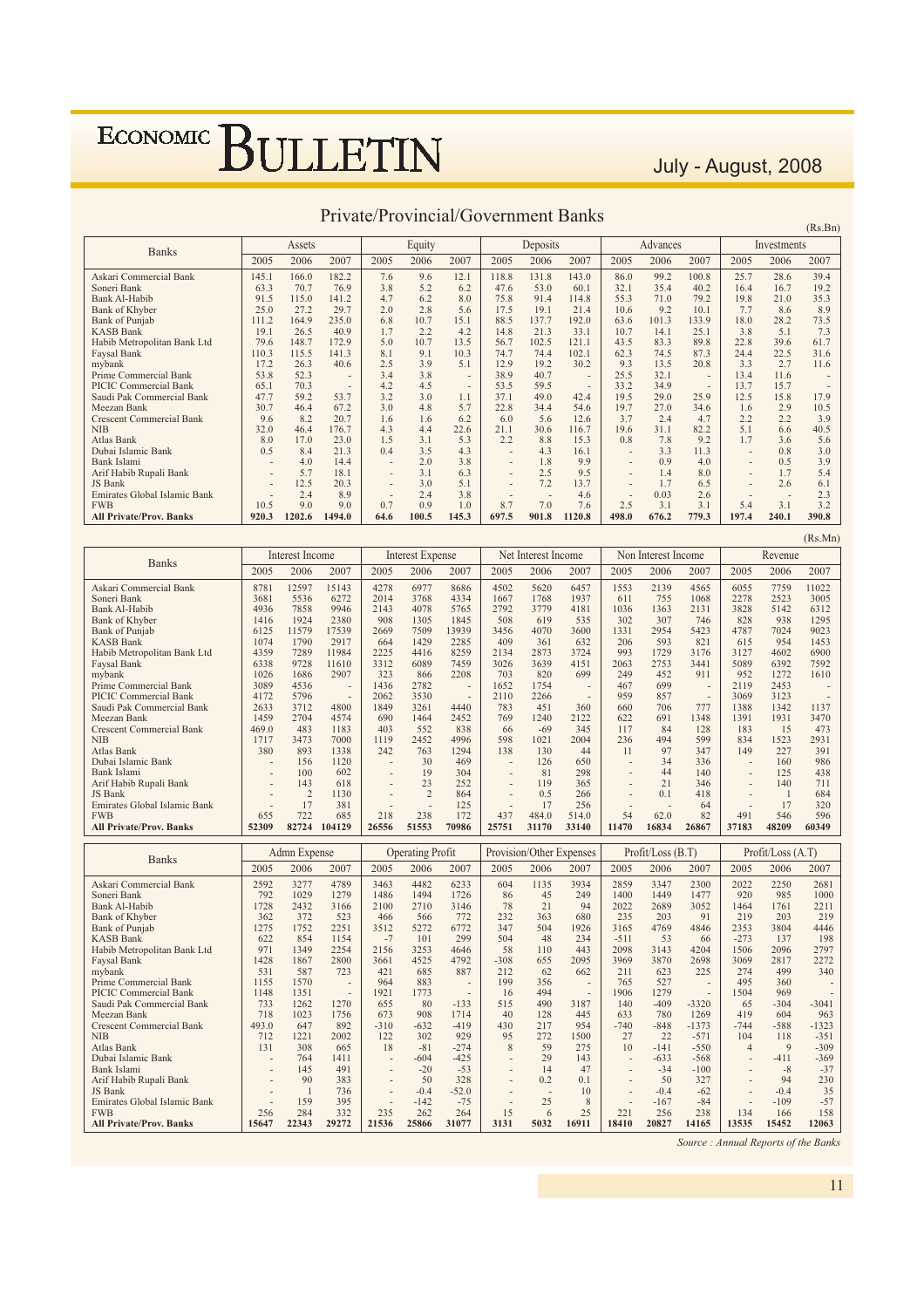## Private/Provincial/Government Banks

(Rs.Bn)

| Banks | Assets | | | Equity | | | Deposits | | | Advances | | | Investments | | |
|---|---|---|---|---|---|---|---|---|---|---|---|---|---|---|---|
| | 2005 | 2006 | 2007 | 2005 | 2006 | 2007 | 2005 | 2006 | 2007 | 2005 | 2006 | 2007 | 2005 | 2006 | 2007 |
| Askari Commercial Bank | 145.1 | 166.0 | 182.2 | 7.6 | 9.6 | 12.1 | 118.8 | 131.8 | 143.0 | 86.0 | 99.2 | 100.8 | 25.7 | 28.6 | 39.4 |
| Soneri Bank | 63.3 | 70.7 | 76.9 | 3.8 | 5.2 | 6.2 | 47.6 | 53.0 | 60.1 | 32.1 | 35.4 | 40.2 | 16.4 | 16.7 | 19.2 |
| Bank Al-Habib | 91.5 | 115.0 | 141.2 | 4.7 | 6.2 | 8.0 | 75.8 | 91.4 | 114.8 | 55.3 | 71.0 | 79.2 | 19.8 | 21.0 | 35.3 |
| Bank of Khyber | 25.0 | 27.2 | 29.7 | 2.0 | 2.8 | 5.6 | 17.5 | 19.1 | 21.4 | 10.6 | 9.2 | 10.1 | 7.7 | 8.6 | 8.9 |
| Bank of Punjab | 111.2 | 164.9 | 235.0 | 6.8 | 10.7 | 15.1 | 88.5 | 137.7 | 192.0 | 63.6 | 101.3 | 133.9 | 18.0 | 28.2 | 73.5 |
| KASB Bank | 19.1 | 26.5 | 40.9 | 1.7 | 2.2 | 4.2 | 14.8 | 21.3 | 33.1 | 10.7 | 14.1 | 25.1 | 3.8 | 5.1 | 7.3 |
| Habib Metropolitan Bank Ltd | 79.6 | 148.7 | 172.9 | 5.0 | 10.7 | 13.5 | 56.7 | 102.5 | 121.1 | 43.5 | 83.3 | 89.8 | 22.8 | 39.6 | 61.7 |
| Faysal Bank | 110.3 | 115.5 | 141.3 | 8.1 | 9.1 | 10.3 | 74.7 | 74.4 | 102.1 | 62.3 | 74.5 | 87.3 | 24.4 | 22.5 | 31.6 |
| mybank | 17.2 | 26.3 | 40.6 | 2.5 | 3.9 | 5.1 | 12.9 | 19.2 | 30.2 | 9.3 | 13.5 | 20.8 | 3.3 | 2.7 | 11.6 |
| Prime Commercial Bank | 53.8 | 52.3 | - | 3.4 | 3.8 | - | 38.9 | 40.7 | - | 25.5 | 32.1 | - | 13.4 | 11.6 | - |
| PICIC Commercial Bank | 65.1 | 70.3 | - | 4.2 | 4.5 | - | 53.5 | 59.5 | - | 33.2 | 34.9 | - | 13.7 | 15.7 | - |
| Saudi Pak Commercial Bank | 47.7 | 59.2 | 53.7 | 3.2 | 3.0 | 1.1 | 37.1 | 49.0 | 42.4 | 19.5 | 29.0 | 25.9 | 12.5 | 15.8 | 17.9 |
| Meezan Bank | 30.7 | 46.4 | 67.2 | 3.0 | 4.8 | 5.7 | 22.8 | 34.4 | 54.6 | 19.7 | 27.0 | 34.6 | 1.6 | 2.9 | 10.5 |
| Crescent Commercial Bank | 9.6 | 8.2 | 20.7 | 1.6 | 1.6 | 6.2 | 6.0 | 5.6 | 12.6 | 3.7 | 2.4 | 4.7 | 2.2 | 2.2 | 3.9 |
| NIB | 32.0 | 46.4 | 176.7 | 4.3 | 4.4 | 22.6 | 21.1 | 30.6 | 116.7 | 19.6 | 31.1 | 82.2 | 5.1 | 6.6 | 40.5 |
| Atlas Bank | 8.0 | 17.0 | 23.0 | 1.5 | 3.1 | 5.3 | 2.2 | 8.8 | 15.3 | 0.8 | 7.8 | 9.2 | 1.7 | 3.6 | 5.6 |
| Dubai Islamic Bank | 0.5 | 8.4 | 21.3 | 0.4 | 3.5 | 4.3 | - | 4.3 | 16.1 | - | 3.3 | 11.3 | - | 0.8 | 3.0 |
| Bank Islami | - | 4.0 | 14.4 | - | 2.0 | 3.8 | - | 1.8 | 9.9 | - | 0.9 | 4.0 | - | 0.5 | 3.9 |
| Arif Habib Rupali Bank | - | 5.7 | 18.1 | - | 3.1 | 6.3 | - | 2.5 | 9.5 | - | 1.4 | 8.0 | - | 1.7 | 5.4 |
| JS Bank | - | 12.5 | 20.3 | - | 3.0 | 5.1 | - | 7.2 | 13.7 | - | 1.7 | 6.5 | - | 2.6 | 6.1 |
| Emirates Global Islamic Bank | - | 2.4 | 8.9 | - | 2.4 | 3.8 | - | - | 4.6 | - | 0.03 | 2.6 | - | - | 2.3 |
| FWB | 10.5 | 9.0 | 9.0 | 0.7 | 0.9 | 1.0 | 8.7 | 7.0 | 7.6 | 2.5 | 3.1 | 3.1 | 5.4 | 3.1 | 3.2 |
| **All Private/Prov. Banks** | **920.3** | **1202.6** | **1494.0** | **64.6** | **100.5** | **145.3** | **697.5** | **901.8** | **1120.8** | **498.0** | **676.2** | **779.3** | **197.4** | **240.1** | **390.8** |

(Rs.Mn)

| Banks | Interest Income | | | Interest Expense | | | Net Interest Income | | | Non Interest Income | | | Revenue | | |
|---|---|---|---|---|---|---|---|---|---|---|---|---|---|---|---|
| | 2005 | 2006 | 2007 | 2005 | 2006 | 2007 | 2005 | 2006 | 2007 | 2005 | 2006 | 2007 | 2005 | 2006 | 2007 |
| Askari Commercial Bank | 8781 | 12597 | 15143 | 4278 | 6977 | 8686 | 4502 | 5620 | 6457 | 1553 | 2139 | 4565 | 6055 | 7759 | 11022 |
| Soneri Bank | 3681 | 5536 | 6272 | 2014 | 3768 | 4334 | 1667 | 1768 | 1937 | 611 | 755 | 1068 | 2278 | 2523 | 3005 |
| Bank Al-Habib | 4936 | 7858 | 9946 | 2143 | 4078 | 5765 | 2792 | 3779 | 4181 | 1036 | 1363 | 2131 | 3828 | 5142 | 6312 |
| Bank of Khyber | 1416 | 1924 | 2380 | 908 | 1305 | 1845 | 508 | 619 | 535 | 302 | 307 | 746 | 828 | 938 | 1295 |
| Bank of Punjab | 6125 | 11579 | 17539 | 2669 | 7509 | 13939 | 3456 | 4070 | 3600 | 1331 | 2954 | 5423 | 4787 | 7024 | 9023 |
| KASB Bank | 1074 | 1790 | 2917 | 664 | 1429 | 2285 | 409 | 361 | 632 | 206 | 593 | 821 | 615 | 954 | 1453 |
| Habib Metropolitan Bank Ltd | 4359 | 7289 | 11984 | 2225 | 4416 | 8259 | 2134 | 2873 | 3724 | 993 | 1729 | 3176 | 3127 | 4602 | 6900 |
| Faysal Bank | 6338 | 9728 | 11610 | 3312 | 6089 | 7459 | 3026 | 3639 | 4151 | 2063 | 2753 | 3441 | 5089 | 6392 | 7592 |
| mybank | 1026 | 1686 | 2907 | 323 | 866 | 2208 | 703 | 820 | 699 | 249 | 452 | 911 | 952 | 1272 | 1610 |
| Prime Commercial Bank | 3089 | 4536 | - | 1436 | 2782 | - | 1652 | 1754 | - | 467 | 699 | - | 2119 | 2453 | - |
| PICIC Commercial Bank | 4172 | 5796 | - | 2062 | 3530 | - | 2110 | 2266 | - | 959 | 857 | - | 3069 | 3123 | - |
| Saudi Pak Commercial Bank | 2633 | 3712 | 4800 | 1849 | 3261 | 4440 | 783 | 451 | 360 | 660 | 706 | 777 | 1388 | 1342 | 1137 |
| Meezan Bank | 1459 | 2704 | 4574 | 690 | 1464 | 2452 | 769 | 1240 | 2122 | 622 | 691 | 1348 | 1391 | 1931 | 3470 |
| Crescent Commercial Bank | 469.0 | 483 | 1183 | 403 | 552 | 838 | 66 | -69 | 345 | 117 | 84 | 128 | 183 | 15 | 473 |
| NIB | 1717 | 3473 | 7000 | 1119 | 2452 | 4996 | 598 | 1021 | 2004 | 236 | 494 | 599 | 834 | 1523 | 2931 |
| Atlas Bank | 380 | 893 | 1338 | 242 | 763 | 1294 | 138 | 130 | 44 | 11 | 97 | 347 | 149 | 227 | 391 |
| Dubai Islamic Bank | - | 156 | 1120 | - | 30 | 469 | - | 126 | 650 | - | 34 | 336 | - | 160 | 986 |
| Bank Islami | - | 100 | 602 | - | 19 | 304 | - | 81 | 298 | - | 44 | 140 | - | 125 | 438 |
| Arif Habib Rupali Bank | - | 143 | 618 | - | 23 | 252 | - | 119 | 365 | - | 21 | 346 | - | 140 | 711 |
| JS Bank | - | 2 | 1130 | - | 2 | 864 | - | 0.5 | 266 | - | 0.1 | 418 | - | 1 | 684 |
| Emirates Global Islamic Bank | - | 17 | 381 | - | - | 125 | - | 17 | 256 | - | - | 64 | - | 17 | 320 |
| FWB | 655 | 722 | 685 | 218 | 238 | 172 | 437 | 484.0 | 514.0 | 54 | 62.0 | 82 | 491 | 546 | 596 |
| **All Private/Prov. Banks** | **52309** | **82724** | **104129** | **26556** | **51553** | **70986** | **25751** | **31170** | **33140** | **11470** | **16834** | **26867** | **37183** | **48209** | **60349** |

| Banks | Admn Expense | | | Operating Profit | | | Provision/Other Expenses | | | Profit/Loss (B.T) | | | Profit/Loss (A.T) | | |
|---|---|---|---|---|---|---|---|---|---|---|---|---|---|---|---|
| | 2005 | 2006 | 2007 | 2005 | 2006 | 2007 | 2005 | 2006 | 2007 | 2005 | 2006 | 2007 | 2005 | 2006 | 2007 |
| Askari Commercial Bank | 2592 | 3277 | 4789 | 3463 | 4482 | 6233 | 604 | 1135 | 3934 | 2859 | 3347 | 2300 | 2022 | 2250 | 2681 |
| Soneri Bank | 792 | 1029 | 1279 | 1486 | 1494 | 1726 | 86 | 45 | 249 | 1400 | 1449 | 1477 | 920 | 985 | 1000 |
| Bank Al-Habib | 1728 | 2432 | 3166 | 2100 | 2710 | 3146 | 78 | 21 | 94 | 2022 | 2689 | 3052 | 1464 | 1761 | 2211 |
| Bank of Khyber | 362 | 372 | 523 | 466 | 566 | 772 | 232 | 363 | 680 | 235 | 203 | 91 | 219 | 203 | 219 |
| Bank of Punjab | 1275 | 1752 | 2251 | 3512 | 5272 | 6772 | 347 | 504 | 1926 | 3165 | 4769 | 4846 | 2353 | 3804 | 4446 |
| KASB Bank | 622 | 854 | 1154 | -7 | 101 | 299 | 504 | 48 | 234 | -511 | 53 | 66 | -273 | 137 | 198 |
| Habib Metropolitan Bank Ltd | 971 | 1349 | 2254 | 2156 | 3253 | 4646 | 58 | 110 | 443 | 2098 | 3143 | 4204 | 1506 | 2096 | 2797 |
| Faysal Bank | 1428 | 1867 | 2800 | 3661 | 4525 | 4792 | -308 | 655 | 2095 | 3969 | 3870 | 2698 | 3069 | 2817 | 2272 |
| mybank | 531 | 587 | 723 | 421 | 685 | 887 | 212 | 62 | 662 | 211 | 623 | 225 | 274 | 499 | 340 |
| Prime Commercial Bank | 1155 | 1570 | - | 964 | 883 | - | 199 | 356 | - | 765 | 527 | - | 495 | 360 | - |
| PICIC Commercial Bank | 1148 | 1351 | - | 1921 | 1773 | - | 16 | 494 | - | 1906 | 1279 | - | 1504 | 969 | - |
| Saudi Pak Commercial Bank | 733 | 1262 | 1270 | 655 | 80 | -133 | 515 | 490 | 3187 | 140 | -409 | -3320 | 65 | -304 | -3041 |
| Meezan Bank | 718 | 1023 | 1756 | 673 | 908 | 1714 | 40 | 128 | 445 | 633 | 780 | 1269 | 419 | 604 | 963 |
| Crescent Commercial Bank | 493.0 | 647 | 892 | -310 | -632 | -419 | 430 | 217 | 954 | -740 | -848 | -1373 | -744 | -588 | -1323 |
| NIB | 712 | 1221 | 2002 | 122 | 302 | 929 | 95 | 272 | 1500 | 27 | 22 | -571 | 104 | 118 | -351 |
| Atlas Bank | 131 | 308 | 665 | 18 | -81 | -274 | 8 | 59 | 275 | 10 | -141 | -550 | 4 | 9 | -309 |
| Dubai Islamic Bank | - | 764 | 1411 | - | -604 | -425 | - | 29 | 143 | - | -633 | -568 | - | -411 | -369 |
| Bank Islami | - | 145 | 491 | - | -20 | -53 | - | 14 | 47 | - | -34 | -100 | - | -8 | -37 |
| Arif Habib Rupali Bank | - | 90 | 383 | - | 50 | 328 | - | 0.2 | 0.1 | - | 50 | 327 | - | 94 | 230 |
| JS Bank | - | 1 | 736 | - | -0.4 | -52.0 | - | - | 10 | - | -0.4 | -62 | - | -0.4 | 35 |
| Emirates Global Islamic Bank | - | 159 | 395 | - | -142 | -75 | - | 25 | 8 | - | -167 | -84 | - | -109 | -57 |
| FWB | 256 | 284 | 332 | 235 | 262 | 264 | 15 | 6 | 25 | 221 | 256 | 238 | 134 | 166 | 158 |
| **All Private/Prov. Banks** | **15647** | **22343** | **29272** | **21536** | **25866** | **31077** | **3131** | **5032** | **16911** | **18410** | **20827** | **14165** | **13535** | **15452** | **12063** |

*Source : Annual Reports of the Banks*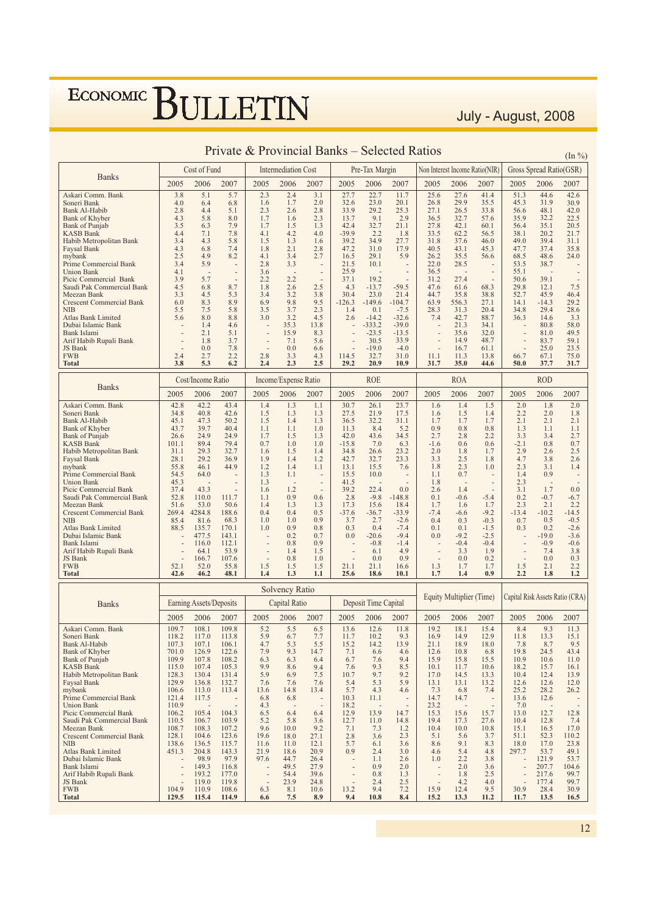## Private & Provincial Banks – Selected Ratios

(In %)

| Banks | Cost of Fund | | | Intermediation Cost | | | Pre-Tax Margin | | | Non Interest Income Ratio(NIR) | | | Gross Spread Ratio(GSR) | | |
|---|---|---|---|---|---|---|---|---|---|---|---|---|---|---|---|
| | 2005 | 2006 | 2007 | 2005 | 2006 | 2007 | 2005 | 2006 | 2007 | 2005 | 2006 | 2007 | 2005 | 2006 | 2007 |
| Askari Comm. Bank | 3.8 | 5.1 | 5.7 | 2.3 | 2.4 | 3.1 | 27.7 | 22.7 | 11.7 | 25.6 | 27.6 | 41.4 | 51.3 | 44.6 | 42.6 |
| Soneri Bank | 4.0 | 6.4 | 6.8 | 1.6 | 1.7 | 2.0 | 32.6 | 23.0 | 20.1 | 26.8 | 29.9 | 35.5 | 45.3 | 31.9 | 30.9 |
| Bank Al-Habib | 2.8 | 4.4 | 5.1 | 2.3 | 2.6 | 2.8 | 33.9 | 29.2 | 25.3 | 27.1 | 26.5 | 33.8 | 56.6 | 48.1 | 42.0 |
| Bank of Khyber | 4.3 | 5.8 | 8.0 | 1.7 | 1.6 | 2.3 | 13.7 | 9.1 | 2.9 | 36.5 | 32.7 | 57.6 | 35.9 | 32.2 | 22.5 |
| Bank of Punjab | 3.5 | 6.3 | 7.9 | 1.7 | 1.5 | 1.3 | 42.4 | 32.7 | 21.1 | 27.8 | 42.1 | 60.1 | 56.4 | 35.1 | 20.5 |
| KASB Bank | 4.4 | 7.1 | 7.8 | 4.1 | 4.2 | 4.0 | -39.9 | 2.2 | 1.8 | 33.5 | 62.2 | 56.5 | 38.1 | 20.2 | 21.7 |
| Habib Metropolitan Bank | 3.4 | 4.3 | 5.8 | 1.5 | 1.3 | 1.6 | 39.2 | 34.9 | 27.7 | 31.8 | 37.6 | 46.0 | 49.0 | 39.4 | 31.1 |
| Faysal Bank | 4.3 | 6.8 | 7.4 | 1.8 | 2.1 | 2.8 | 47.2 | 31.0 | 17.9 | 40.5 | 43.1 | 45.3 | 47.7 | 37.4 | 35.8 |
| mybank | 2.5 | 4.9 | 8.2 | 4.1 | 3.4 | 2.7 | 16.5 | 29.1 | 5.9 | 26.2 | 35.5 | 56.6 | 68.5 | 48.6 | 24.0 |
| Prime Commercial Bank | 3.4 | 5.9 | - | 2.8 | 3.3 | - | 21.5 | 10.1 | - | 22.0 | 28.5 | - | 53.5 | 38.7 | - |
| Union Bank | 4.1 | - | - | 3.6 | - | - | 25.9 | - | - | 36.5 | - | - | 55.1 | - | - |
| Picic Commercial Bank | 3.9 | 5.7 | - | 2.2 | 2.2 | - | 37.1 | 19.2 | - | 31.2 | 27.4 | - | 50.6 | 39.1 | - |
| Saudi Pak Commercial Bank | 4.5 | 6.8 | 8.7 | 1.8 | 2.6 | 2.5 | 4.3 | -13.7 | -59.5 | 47.6 | 61.6 | 68.3 | 29.8 | 12.1 | 7.5 |
| Meezan Bank | 3.3 | 4.5 | 5.3 | 3.4 | 3.2 | 3.8 | 30.4 | 23.0 | 21.4 | 44.7 | 35.8 | 38.8 | 52.7 | 45.9 | 46.4 |
| Crescent Commercial Bank | 6.0 | 8.3 | 8.9 | 6.9 | 9.8 | 9.5 | -126.3 | -149.6 | -104.7 | 63.9 | 556.3 | 27.1 | 14.1 | -14.3 | 29.2 |
| NIB | 5.5 | 7.5 | 5.8 | 3.5 | 3.7 | 2.3 | 1.4 | 0.1 | -7.5 | 28.3 | 31.3 | 20.4 | 34.8 | 29.4 | 28.6 |
| Atlas Bank Limited | 5.6 | 8.0 | 8.8 | 3.0 | 3.2 | 4.5 | 2.6 | -14.2 | -32.6 | 7.4 | 42.7 | 88.7 | 36.3 | 14.6 | 3.3 |
| Dubai Islamic Bank | - | 1.4 | 4.6 | - | 35.3 | 13.8 | - | -333.2 | -39.0 | - | 21.3 | 34.1 | - | 80.8 | 58.0 |
| Bank Islami | - | 2.1 | 5.1 | - | 15.9 | 8.3 | - | -23.5 | -13.5 | - | 35.6 | 32.0 | - | 81.0 | 49.5 |
| Arif Habib Rupali Bank | - | 1.8 | 3.7 | - | 7.1 | 5.6 | - | 30.5 | 33.9 | - | 14.9 | 48.7 | - | 83.7 | 59.1 |
| JS Bank | - | 0.0 | 7.8 | - | 0.0 | 6.6 | - | -19.0 | -4.0 | - | 16.7 | 61.1 | - | 25.0 | 23.5 |
| FWB | 2.4 | 2.7 | 2.2 | 2.8 | 3.3 | 4.3 | 114.5 | 32.7 | 31.0 | 11.1 | 11.3 | 13.8 | 66.7 | 67.1 | 75.0 |
| **Total** | **3.8** | **5.3** | **6.2** | **2.4** | **2.3** | **2.5** | **29.2** | **20.9** | **10.9** | **31.7** | **35.0** | **44.6** | **50.0** | **37.7** | **31.7** |

| Banks | Cost/Income Ratio | | | Income/Expense Ratio | | | ROE | | | ROA | | | ROD | | |
|---|---|---|---|---|---|---|---|---|---|---|---|---|---|---|---|
| | 2005 | 2006 | 2007 | 2005 | 2006 | 2007 | 2005 | 2006 | 2007 | 2005 | 2006 | 2007 | 2005 | 2006 | 2007 |
| Askari Comm. Bank | 42.8 | 42.2 | 43.4 | 1.4 | 1.3 | 1.1 | 30.7 | 26.1 | 23.7 | 1.6 | 1.4 | 1.5 | 2.0 | 1.8 | 2.0 |
| Soneri Bank | 34.8 | 40.8 | 42.6 | 1.5 | 1.3 | 1.3 | 27.5 | 21.9 | 17.5 | 1.6 | 1.5 | 1.4 | 2.2 | 2.0 | 1.8 |
| Bank Al-Habib | 45.1 | 47.3 | 50.2 | 1.5 | 1.4 | 1.3 | 36.5 | 32.2 | 31.1 | 1.7 | 1.7 | 1.7 | 2.1 | 2.1 | 2.1 |
| Bank of Khyber | 43.7 | 39.7 | 40.4 | 1.1 | 1.1 | 1.0 | 11.3 | 8.4 | 5.2 | 0.9 | 0.8 | 0.8 | 1.3 | 1.1 | 1.1 |
| Bank of Punjab | 26.6 | 24.9 | 24.9 | 1.7 | 1.5 | 1.3 | 42.0 | 43.6 | 34.5 | 2.7 | 2.8 | 2.2 | 3.3 | 3.4 | 2.7 |
| KASB Bank | 101.1 | 89.4 | 79.4 | 0.7 | 1.0 | 1.0 | -15.8 | 7.0 | 6.3 | -1.6 | 0.6 | 0.6 | -2.1 | 0.8 | 0.7 |
| Habib Metropolitan Bank | 31.1 | 29.3 | 32.7 | 1.6 | 1.5 | 1.4 | 34.8 | 26.6 | 23.2 | 2.0 | 1.8 | 1.7 | 2.9 | 2.6 | 2.5 |
| Faysal Bank | 28.1 | 29.2 | 36.9 | 1.9 | 1.4 | 1.2 | 42.7 | 32.7 | 23.3 | 3.3 | 2.5 | 1.8 | 4.7 | 3.8 | 2.6 |
| mybank | 55.8 | 46.1 | 44.9 | 1.2 | 1.4 | 1.1 | 13.1 | 15.5 | 7.6 | 1.8 | 2.3 | 1.0 | 2.3 | 3.1 | 1.4 |
| Prime Commercial Bank | 54.5 | 64.0 | - | 1.3 | 1.1 | - | 15.5 | 10.0 | - | 1.1 | 0.7 | - | 1.4 | 0.9 | - |
| Union Bank | 45.3 | - | - | 1.3 | - | - | 41.5 | - | - | 1.8 | - | - | 2.3 | - | - |
| Picic Commercial Bank | 37.4 | 43.3 | - | 1.6 | 1.2 | - | 39.2 | 22.4 | 0.0 | 2.6 | 1.4 | - | 3.1 | 1.7 | 0.0 |
| Saudi Pak Commercial Bank | 52.8 | 110.0 | 111.7 | 1.1 | 0.9 | 0.6 | 2.8 | -9.8 | -148.8 | 0.1 | -0.6 | -5.4 | 0.2 | -0.7 | -6.7 |
| Meezan Bank | 51.6 | 53.0 | 50.6 | 1.4 | 1.3 | 1.3 | 17.3 | 15.6 | 18.4 | 1.7 | 1.6 | 1.7 | 2.3 | 2.1 | 2.2 |
| Crescent Commercial Bank | 269.4 | 4284.8 | 188.6 | 0.4 | 0.4 | 0.5 | -37.6 | -36.7 | -33.9 | -7.4 | -6.6 | -9.2 | -13.4 | -10.2 | -14.5 |
| NIB | 85.4 | 81.6 | 68.3 | 1.0 | 1.0 | 0.9 | 3.7 | 2.7 | -2.6 | 0.4 | 0.3 | -0.3 | 0.7 | 0.5 | -0.5 |
| Atlas Bank Limited | 88.5 | 135.7 | 170.1 | 1.0 | 0.9 | 0.8 | 0.3 | 0.4 | -7.4 | 0.1 | 0.1 | -1.5 | 0.3 | 0.2 | -2.6 |
| Dubai Islamic Bank | - | 477.5 | 143.1 | - | 0.2 | 0.7 | 0.0 | -20.6 | -9.4 | 0.0 | -9.2 | -2.5 | - | -19.0 | -3.6 |
| Bank Islami | - | 116.0 | 112.1 | - | 0.8 | 0.9 | - | -0.8 | -1.4 | - | -0.4 | -0.4 | - | -0.9 | -0.6 |
| Arif Habib Rupali Bank | - | 64.1 | 53.9 | - | 1.4 | 1.5 | - | 6.1 | 4.9 | - | 3.3 | 1.9 | - | 7.4 | 3.8 |
| JS Bank | - | 166.7 | 107.6 | - | 0.8 | 1.0 | - | 0.0 | 0.9 | - | 0.0 | 0.2 | - | 0.0 | 0.3 |
| FWB | 52.1 | 52.0 | 55.8 | 1.5 | 1.5 | 1.5 | 21.1 | 21.1 | 16.6 | 1.3 | 1.7 | 1.7 | 1.5 | 2.1 | 2.2 |
| **Total** | **42.6** | **46.2** | **48.1** | **1.4** | **1.3** | **1.1** | **25.6** | **18.6** | **10.1** | **1.7** | **1.4** | **0.9** | **2.2** | **1.8** | **1.2** |

| Banks | Solvency Ratio | | | | | | | | | Equity Multiplier (Time) | | | Capital Risk Assets Ratio (CRA) | | |
|---|---|---|---|---|---|---|---|---|---|---|---|---|---|---|---|
| | Earning Assets/Deposits | | | Capital Ratio | | | Deposit Time Capital | | | | | | | | |
| | 2005 | 2006 | 2007 | 2005 | 2006 | 2007 | 2005 | 2006 | 2007 | 2005 | 2006 | 2007 | 2005 | 2006 | 2007 |
| Askari Comm. Bank | 109.7 | 108.1 | 109.8 | 5.2 | 5.5 | 6.5 | 13.6 | 12.6 | 11.8 | 19.2 | 18.1 | 15.4 | 8.4 | 9.3 | 11.3 |
| Soneri Bank | 118.2 | 117.0 | 113.8 | 5.9 | 6.7 | 7.7 | 11.7 | 10.2 | 9.3 | 16.9 | 14.9 | 12.9 | 11.8 | 13.3 | 15.1 |
| Bank Al-Habib | 107.3 | 107.1 | 106.1 | 4.7 | 5.3 | 5.5 | 15.2 | 14.2 | 13.9 | 21.1 | 18.9 | 18.0 | 7.8 | 8.7 | 9.5 |
| Bank of Khyber | 701.0 | 126.9 | 122.6 | 7.9 | 9.3 | 14.7 | 7.1 | 6.6 | 4.6 | 12.6 | 10.8 | 6.8 | 19.8 | 24.5 | 43.4 |
| Bank of Punjab | 109.9 | 107.8 | 108.2 | 6.3 | 6.3 | 6.4 | 6.7 | 7.6 | 9.4 | 15.9 | 15.8 | 15.5 | 10.9 | 10.6 | 11.0 |
| KASB Bank | 115.0 | 107.4 | 105.3 | 9.9 | 8.6 | 9.4 | 7.6 | 9.3 | 8.5 | 10.1 | 11.7 | 10.6 | 18.2 | 15.7 | 16.1 |
| Habib Metropolitan Bank | 128.3 | 130.4 | 131.4 | 5.9 | 6.9 | 7.5 | 10.7 | 9.7 | 9.2 | 17.0 | 14.5 | 13.3 | 10.4 | 12.4 | 13.9 |
| Faysal Bank | 129.9 | 136.8 | 132.7 | 7.6 | 7.6 | 7.6 | 5.4 | 5.3 | 5.9 | 13.1 | 13.1 | 13.2 | 12.6 | 12.6 | 12.0 |
| mybank | 106.6 | 113.0 | 113.4 | 13.6 | 14.8 | 13.4 | 5.7 | 4.3 | 4.6 | 7.3 | 6.8 | 7.4 | 25.2 | 28.2 | 26.2 |
| Prime Commercial Bank | 121.4 | 117.5 | - | 6.8 | 6.8 | - | 10.3 | 11.1 | - | 14.7 | 14.7 | - | 13.6 | 12.6 | - |
| Union Bank | 110.9 | - | - | 4.3 | - | - | 18.2 | - | - | 23.2 | - | - | 7.0 | - | - |
| Picic Commercial Bank | 106.2 | 105.4 | 104.3 | 6.5 | 6.4 | 6.4 | 12.9 | 13.9 | 14.7 | 15.3 | 15.6 | 15.7 | 13.0 | 12.7 | 12.8 |
| Saudi Pak Commercial Bank | 110.5 | 106.7 | 103.9 | 5.2 | 5.8 | 3.6 | 12.7 | 11.0 | 14.8 | 19.4 | 17.3 | 27.6 | 10.4 | 12.8 | 7.4 |
| Meezan Bank | 108.7 | 108.3 | 107.2 | 9.6 | 10.0 | 9.2 | 7.1 | 7.3 | 1.2 | 10.4 | 10.0 | 10.8 | 15.1 | 16.5 | 17.0 |
| Crescent Commercial Bank | 128.1 | 104.6 | 123.6 | 19.6 | 18.0 | 27.1 | 2.8 | 3.6 | 2.3 | 5.1 | 5.6 | 3.7 | 51.1 | 52.3 | 110.2 |
| NIB | 138.6 | 136.5 | 115.7 | 11.6 | 11.0 | 12.1 | 5.7 | 6.1 | 3.6 | 8.6 | 9.1 | 8.3 | 18.0 | 17.0 | 23.8 |
| Atlas Bank Limited | 451.3 | 204.8 | 143.3 | 21.9 | 18.6 | 20.9 | 0.9 | 2.4 | 3.0 | 4.6 | 5.4 | 4.8 | 297.7 | 53.7 | 49.1 |
| Dubai Islamic Bank | - | 98.9 | 97.9 | 97.6 | 44.7 | 26.4 | - | 1.1 | 2.6 | 1.0 | 2.2 | 3.8 | - | 121.9 | 53.7 |
| Bank Islami | - | 149.3 | 116.8 | - | 49.5 | 27.9 | - | 0.9 | 2.0 | - | 2.0 | 3.6 | - | 207.7 | 104.6 |
| Arif Habib Rupali Bank | - | 193.2 | 177.0 | - | 54.4 | 39.6 | - | 0.8 | 1.3 | - | 1.8 | 2.5 | - | 217.6 | 99.7 |
| JS Bank | - | 119.0 | 119.8 | - | 23.9 | 24.8 | - | 2.4 | 2.5 | - | 4.2 | 4.0 | - | 177.4 | 99.7 |
| FWB | 104.9 | 110.9 | 108.6 | 6.3 | 8.1 | 10.6 | 13.2 | 9.4 | 7.2 | 15.9 | 12.4 | 9.5 | 30.9 | 28.4 | 30.9 |
| **Total** | **129.5** | **115.4** | **114.9** | **6.6** | **7.5** | **8.9** | **9.4** | **10.8** | **8.4** | **15.2** | **13.3** | **11.2** | **11.7** | **13.5** | **16.5** |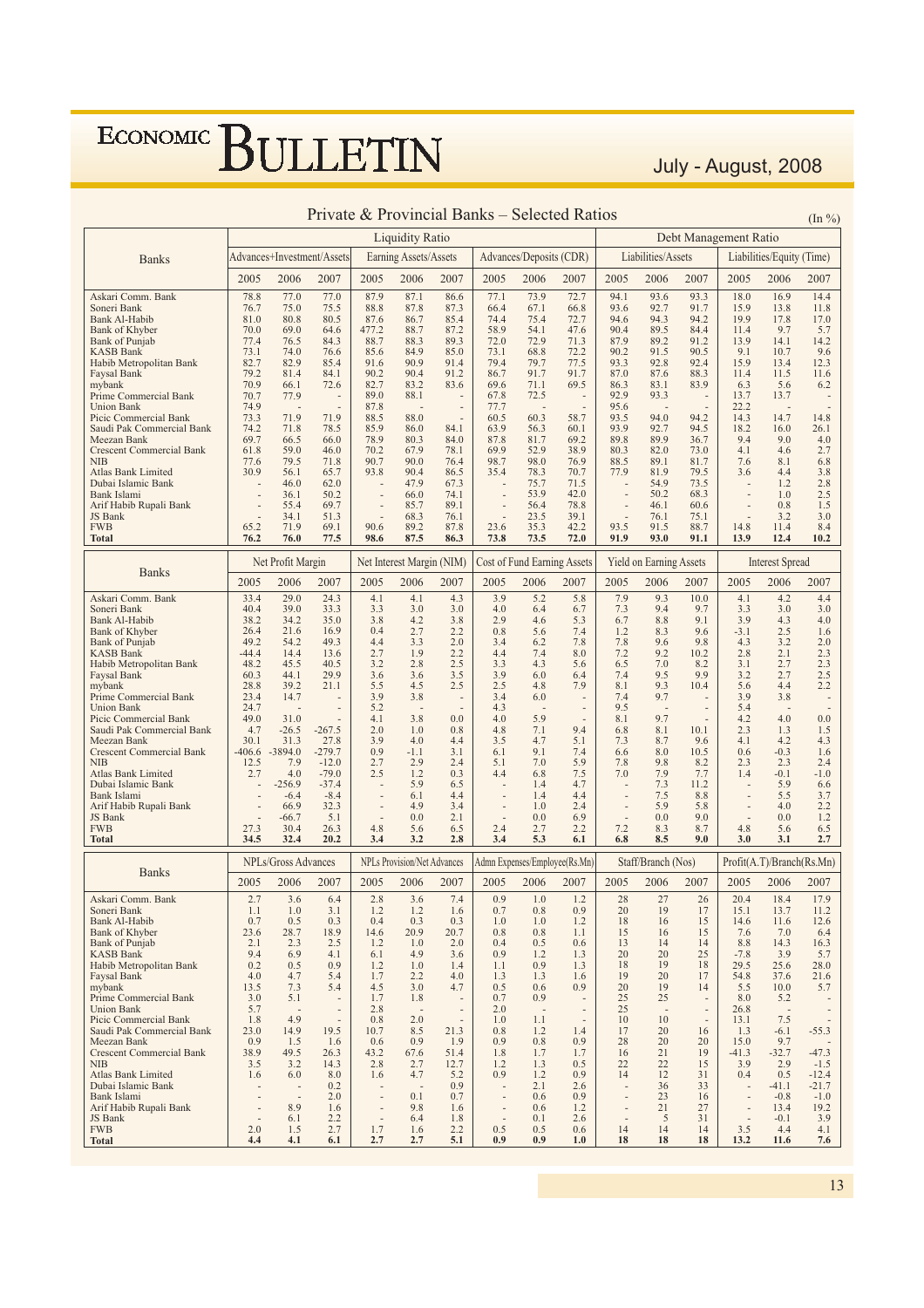## Private & Provincial Banks – Selected Ratios

(In %)

| Banks | Liquidity Ratio | | | | | | | | | Debt Management Ratio | | | | | |
|---|---|---|---|---|---|---|---|---|---|---|---|---|---|---|---|
| | Advances+Investment/Assets | | | Earning Assets/Assets | | | Advances/Deposits (CDR) | | | Liabilities/Assets | | | Liabilities/Equity (Time) | | |
| | 2005 | 2006 | 2007 | 2005 | 2006 | 2007 | 2005 | 2006 | 2007 | 2005 | 2006 | 2007 | 2005 | 2006 | 2007 |
| Askari Comm. Bank | 78.8 | 77.0 | 77.0 | 87.9 | 87.1 | 86.6 | 77.1 | 73.9 | 72.7 | 94.1 | 93.6 | 93.3 | 18.0 | 16.9 | 14.4 |
| Soneri Bank | 76.7 | 75.0 | 75.5 | 88.8 | 87.8 | 87.3 | 66.4 | 67.1 | 66.8 | 93.6 | 92.7 | 91.7 | 15.9 | 13.8 | 11.8 |
| Bank Al-Habib | 81.0 | 80.8 | 80.5 | 87.6 | 86.7 | 85.4 | 74.4 | 75.4 | 72.7 | 94.6 | 94.3 | 94.2 | 19.9 | 17.8 | 17.0 |
| Bank of Khyber | 70.0 | 69.0 | 64.6 | 477.2 | 88.7 | 87.2 | 58.9 | 54.1 | 47.6 | 90.4 | 89.5 | 84.4 | 11.4 | 9.7 | 5.7 |
| Bank of Punjab | 77.4 | 76.5 | 84.3 | 88.7 | 88.3 | 89.3 | 72.0 | 72.9 | 71.3 | 87.9 | 89.2 | 91.2 | 13.9 | 14.1 | 14.2 |
| KASB Bank | 73.1 | 74.0 | 76.6 | 85.6 | 84.9 | 85.0 | 73.1 | 68.8 | 72.2 | 90.2 | 91.5 | 90.5 | 9.1 | 10.7 | 9.6 |
| Habib Metropolitan Bank | 82.7 | 82.9 | 85.4 | 91.6 | 90.9 | 91.4 | 79.4 | 79.7 | 77.5 | 93.3 | 92.8 | 92.4 | 15.9 | 13.4 | 12.3 |
| Faysal Bank | 79.2 | 81.4 | 84.1 | 90.2 | 90.4 | 91.2 | 86.7 | 91.7 | 91.7 | 87.0 | 87.6 | 88.3 | 11.4 | 11.5 | 11.6 |
| mybank | 70.9 | 66.1 | 72.6 | 82.7 | 83.2 | 83.6 | 69.6 | 71.1 | 69.5 | 86.3 | 83.1 | 83.9 | 6.3 | 5.6 | 6.2 |
| Prime Commercial Bank | 70.7 | 77.9 | - | 89.0 | 88.1 | - | 67.8 | 72.5 | - | 92.9 | 93.3 | - | 13.7 | 13.7 | - |
| Union Bank | 74.9 | - | - | 87.8 | - | - | 77.7 | - | - | 95.6 | - | - | 22.2 | - | - |
| Picic Commercial Bank | 73.3 | 71.9 | 71.9 | 88.5 | 88.0 | - | 60.5 | 60.3 | 58.7 | 93.5 | 94.0 | 94.2 | 14.3 | 14.7 | 14.8 |
| Saudi Pak Commercial Bank | 74.2 | 71.8 | 78.5 | 85.9 | 86.0 | 84.1 | 63.9 | 56.3 | 60.1 | 93.9 | 92.7 | 94.5 | 18.2 | 16.0 | 26.1 |
| Meezan Bank | 69.7 | 66.5 | 66.0 | 78.9 | 80.3 | 84.0 | 87.8 | 81.7 | 69.2 | 89.8 | 89.9 | 36.7 | 9.4 | 9.0 | 4.0 |
| Crescent Commercial Bank | 61.8 | 59.0 | 46.0 | 70.2 | 67.9 | 78.1 | 69.9 | 52.9 | 38.9 | 80.3 | 82.0 | 73.0 | 4.1 | 4.6 | 2.7 |
| NIB | 77.6 | 79.5 | 71.8 | 90.7 | 90.0 | 76.4 | 98.7 | 98.0 | 76.9 | 88.5 | 89.1 | 81.7 | 7.6 | 8.1 | 6.8 |
| Atlas Bank Limited | 30.9 | 56.1 | 65.7 | 93.8 | 90.4 | 86.5 | 35.4 | 78.3 | 70.7 | 77.9 | 81.9 | 79.5 | 3.6 | 4.4 | 3.8 |
| Dubai Islamic Bank | - | 46.0 | 62.0 | - | 47.9 | 67.3 | - | 75.7 | 71.5 | - | 54.9 | 73.5 | - | 1.2 | 2.8 |
| Bank Islami | - | 36.1 | 50.2 | - | 66.0 | 74.1 | - | 53.9 | 42.0 | - | 50.2 | 68.3 | - | 1.0 | 2.5 |
| Arif Habib Rupali Bank | - | 55.4 | 69.7 | - | 85.7 | 89.1 | - | 56.4 | 78.8 | - | 46.1 | 60.6 | - | 0.8 | 1.5 |
| JS Bank | - | 34.1 | 51.3 | - | 68.3 | 76.1 | - | 23.5 | 39.1 | - | 76.1 | 75.1 | - | 3.2 | 3.0 |
| FWB | 65.2 | 71.9 | 69.1 | 90.6 | 89.2 | 87.8 | 23.6 | 35.3 | 42.2 | 93.5 | 91.5 | 88.7 | 14.8 | 11.4 | 8.4 |
| **Total** | **76.2** | **76.0** | **77.5** | **98.6** | **87.5** | **86.3** | **73.8** | **73.5** | **72.0** | **91.9** | **93.0** | **91.1** | **13.9** | **12.4** | **10.2** |

| Banks | Net Profit Margin | | | Net Interest Margin (NIM) | | | Cost of Fund Earning Assets | | | Yield on Earning Assets | | | Interest Spread | | |
|---|---|---|---|---|---|---|---|---|---|---|---|---|---|---|---|
| | 2005 | 2006 | 2007 | 2005 | 2006 | 2007 | 2005 | 2006 | 2007 | 2005 | 2006 | 2007 | 2005 | 2006 | 2007 |
| Askari Comm. Bank | 33.4 | 29.0 | 24.3 | 4.1 | 4.1 | 4.3 | 3.9 | 5.2 | 5.8 | 7.9 | 9.3 | 10.0 | 4.1 | 4.2 | 4.4 |
| Soneri Bank | 40.4 | 39.0 | 33.3 | 3.3 | 3.0 | 3.0 | 4.0 | 6.4 | 6.7 | 7.3 | 9.4 | 9.7 | 3.3 | 3.0 | 3.0 |
| Bank Al-Habib | 38.2 | 34.2 | 35.0 | 3.8 | 4.2 | 3.8 | 2.9 | 4.6 | 5.3 | 6.7 | 8.8 | 9.1 | 3.9 | 4.3 | 4.0 |
| Bank of Khyber | 26.4 | 21.6 | 16.9 | 0.4 | 2.7 | 2.2 | 0.8 | 5.6 | 7.4 | 1.2 | 8.3 | 9.6 | -3.1 | 2.5 | 1.6 |
| Bank of Punjab | 49.2 | 54.2 | 49.3 | 4.4 | 3.3 | 2.0 | 3.4 | 6.2 | 7.8 | 7.8 | 9.6 | 9.8 | 4.3 | 3.2 | 2.0 |
| KASB Bank | -44.4 | 14.4 | 13.6 | 2.7 | 1.9 | 2.2 | 4.4 | 7.4 | 8.0 | 7.2 | 9.2 | 10.2 | 2.8 | 2.1 | 2.3 |
| Habib Metropolitan Bank | 48.2 | 45.5 | 40.5 | 3.2 | 2.8 | 2.5 | 3.3 | 4.3 | 5.6 | 6.5 | 7.0 | 8.2 | 3.1 | 2.7 | 2.3 |
| Faysal Bank | 60.3 | 44.1 | 29.9 | 3.6 | 3.6 | 3.5 | 3.9 | 6.0 | 6.4 | 7.4 | 9.5 | 9.9 | 3.2 | 2.7 | 2.5 |
| mybank | 28.8 | 39.2 | 21.1 | 5.5 | 4.5 | 2.5 | 2.5 | 4.8 | 7.9 | 8.1 | 9.3 | 10.4 | 5.6 | 4.4 | 2.2 |
| Prime Commercial Bank | 23.4 | 14.7 | - | 3.9 | 3.8 | - | 3.4 | 6.0 | - | 7.4 | 9.7 | - | 3.9 | 3.8 | - |
| Union Bank | 24.7 | - | - | 5.2 | - | - | 4.3 | - | - | 9.5 | - | - | 5.4 | - | - |
| Picic Commercial Bank | 49.0 | 31.0 | - | 4.1 | 3.8 | 0.0 | 4.0 | 5.9 | - | 8.1 | 9.7 | - | 4.2 | 4.0 | 0.0 |
| Saudi Pak Commercial Bank | 4.7 | -26.5 | -267.5 | 2.0 | 1.0 | 0.8 | 4.8 | 7.1 | 9.4 | 6.8 | 8.1 | 10.1 | 2.3 | 1.3 | 1.5 |
| Meezan Bank | 30.1 | 31.3 | 27.8 | 3.9 | 4.0 | 4.4 | 3.5 | 4.7 | 5.1 | 7.3 | 8.7 | 9.6 | 4.1 | 4.2 | 4.3 |
| Crescent Commercial Bank | -406.6 | -3894.0 | -279.7 | 0.9 | -1.1 | 3.1 | 6.1 | 9.1 | 7.4 | 6.6 | 8.0 | 10.5 | 0.6 | -0.3 | 1.6 |
| NIB | 12.5 | 7.9 | -12.0 | 2.7 | 2.9 | 2.4 | 5.1 | 7.0 | 5.9 | 7.8 | 9.8 | 8.2 | 2.3 | 2.3 | 2.4 |
| Atlas Bank Limited | 2.7 | 4.0 | -79.0 | 2.5 | 1.2 | 0.3 | 4.4 | 6.8 | 7.5 | 7.0 | 7.9 | 7.7 | 1.4 | -0.1 | -1.0 |
| Dubai Islamic Bank | - | -256.9 | -37.4 | - | 5.9 | 6.5 | - | 1.4 | 4.7 | - | 7.3 | 11.2 | - | 5.9 | 6.6 |
| Bank Islami | - | -6.4 | -8.4 | - | 6.1 | 4.4 | - | 1.4 | 4.4 | - | 7.5 | 8.8 | - | 5.5 | 3.7 |
| Arif Habib Rupali Bank | - | 66.9 | 32.3 | - | 4.9 | 3.4 | - | 1.0 | 2.4 | - | 5.9 | 5.8 | - | 4.0 | 2.2 |
| JS Bank | - | -66.7 | 5.1 | - | 0.0 | 2.1 | - | 0.0 | 6.9 | - | 0.0 | 9.0 | - | 0.0 | 1.2 |
| FWB | 27.3 | 30.4 | 26.3 | 4.8 | 5.6 | 6.5 | 2.4 | 2.7 | 2.2 | 7.2 | 8.3 | 8.7 | 4.8 | 5.6 | 6.5 |
| **Total** | **34.5** | **32.4** | **20.2** | **3.4** | **3.2** | **2.8** | **3.4** | **5.3** | **6.1** | **6.8** | **8.5** | **9.0** | **3.0** | **3.1** | **2.7** |

| Banks | NPLs/Gross Advances | | | NPLs Provision/Net Advances | | | Admn Expenses/Employee(Rs.Mn) | | | Staff/Branch (Nos) | | | Profit(A.T)/Branch(Rs.Mn) | | |
|---|---|---|---|---|---|---|---|---|---|---|---|---|---|---|---|
| | 2005 | 2006 | 2007 | 2005 | 2006 | 2007 | 2005 | 2006 | 2007 | 2005 | 2006 | 2007 | 2005 | 2006 | 2007 |
| Askari Comm. Bank | 2.7 | 3.6 | 6.4 | 2.8 | 3.6 | 7.4 | 0.9 | 1.0 | 1.2 | 28 | 27 | 26 | 20.4 | 18.4 | 17.9 |
| Soneri Bank | 1.1 | 1.0 | 3.1 | 1.2 | 1.2 | 1.6 | 0.7 | 0.8 | 0.9 | 20 | 19 | 17 | 15.1 | 13.7 | 11.2 |
| Bank Al-Habib | 0.7 | 0.5 | 0.3 | 0.4 | 0.3 | 0.3 | 1.0 | 1.0 | 1.2 | 18 | 16 | 15 | 14.6 | 11.6 | 12.6 |
| Bank of Khyber | 23.6 | 28.7 | 18.9 | 14.6 | 20.9 | 20.7 | 0.8 | 0.8 | 1.1 | 15 | 16 | 15 | 7.6 | 7.0 | 6.4 |
| Bank of Punjab | 2.1 | 2.3 | 2.5 | 1.2 | 1.0 | 2.0 | 0.4 | 0.5 | 0.6 | 13 | 14 | 14 | 8.8 | 14.3 | 16.3 |
| KASB Bank | 9.4 | 6.9 | 4.1 | 6.1 | 4.9 | 3.6 | 0.9 | 1.2 | 1.3 | 20 | 20 | 25 | -7.8 | 3.9 | 5.7 |
| Habib Metropolitan Bank | 0.2 | 0.5 | 0.9 | 1.2 | 1.0 | 1.4 | 1.1 | 0.9 | 1.3 | 18 | 19 | 18 | 29.5 | 25.6 | 28.0 |
| Faysal Bank | 4.0 | 4.7 | 5.4 | 1.7 | 2.2 | 4.0 | 1.3 | 1.3 | 1.6 | 19 | 20 | 17 | 54.8 | 37.6 | 21.6 |
| mybank | 13.5 | 7.3 | 5.4 | 4.5 | 3.0 | 4.7 | 0.5 | 0.6 | 0.9 | 20 | 19 | 14 | 5.5 | 10.0 | 5.7 |
| Prime Commercial Bank | 3.0 | 5.1 | - | 1.7 | 1.8 | - | 0.7 | 0.9 | - | 25 | 25 | - | 8.0 | 5.2 | - |
| Union Bank | 5.7 | - | - | 2.8 | - | - | 2.0 | - | - | 25 | - | - | 26.8 | - | - |
| Picic Commercial Bank | 1.8 | 4.9 | - | 0.8 | 2.0 | - | 1.0 | 1.1 | - | 10 | 10 | - | 13.1 | 7.5 | - |
| Saudi Pak Commercial Bank | 23.0 | 14.9 | 19.5 | 10.7 | 8.5 | 21.3 | 0.8 | 1.2 | 1.4 | 17 | 20 | 16 | 1.3 | -6.1 | -55.3 |
| Meezan Bank | 0.9 | 1.5 | 1.6 | 0.6 | 0.9 | 1.9 | 0.9 | 0.8 | 0.9 | 28 | 20 | 20 | 15.0 | 9.7 | - |
| Crescent Commercial Bank | 38.9 | 49.5 | 26.3 | 43.2 | 67.6 | 51.4 | 1.8 | 1.7 | 1.7 | 16 | 21 | 19 | -41.3 | -32.7 | -47.3 |
| NIB | 3.5 | 3.2 | 14.3 | 2.8 | 2.7 | 12.7 | 1.2 | 1.3 | 0.5 | 22 | 22 | 15 | 3.9 | 2.9 | -1.5 |
| Atlas Bank Limited | 1.6 | 6.0 | 8.0 | 1.6 | 4.7 | 5.2 | 0.9 | 1.2 | 0.9 | 14 | 12 | 31 | 0.4 | 0.5 | -12.4 |
| Dubai Islamic Bank | - | - | 0.2 | - | - | 0.9 | - | 2.1 | 2.6 | - | 36 | 33 | - | -41.1 | -21.7 |
| Bank Islami | - | - | 2.0 | - | 0.1 | 0.7 | - | 0.6 | 0.9 | - | 23 | 16 | - | -0.8 | -1.0 |
| Arif Habib Rupali Bank | - | 8.9 | 1.6 | - | 9.8 | 1.6 | - | 0.6 | 1.2 | - | 21 | 27 | - | 13.4 | 19.2 |
| JS Bank | - | 6.1 | 2.2 | - | 6.4 | 1.8 | - | 0.1 | 2.6 | - | 5 | 31 | - | -0.1 | 3.9 |
| FWB | 2.0 | 1.5 | 2.7 | 1.7 | 1.6 | 2.2 | 0.5 | 0.5 | 0.6 | 14 | 14 | 14 | 3.5 | 4.4 | 4.1 |
| **Total** | **4.4** | **4.1** | **6.1** | **2.7** | **2.7** | **5.1** | **0.9** | **0.9** | **1.0** | **18** | **18** | **18** | **13.2** | **11.6** | **7.6** |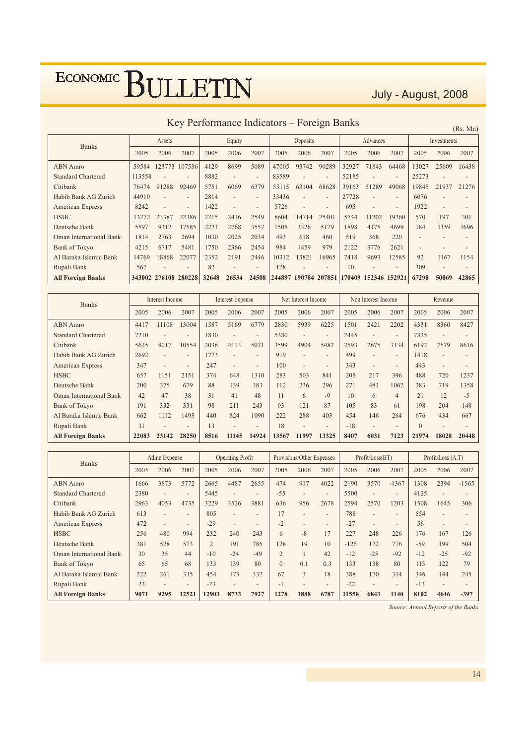## Key Performance Indicators – Foreign Banks

(Rs. Mn)

| Banks | Assets | | | Equity | | | Deposits | | | Advances | | | Investments | | |
|---|---|---|---|---|---|---|---|---|---|---|---|---|---|---|---|
| | 2005 | 2006 | 2007 | 2005 | 2006 | 2007 | 2005 | 2006 | 2007 | 2005 | 2006 | 2007 | 2005 | 2006 | 2007 |
| ABN Amro | 59584 | 123773 | 107536 | 4129 | 8699 | 5089 | 47005 | 93742 | 90289 | 32927 | 71843 | 64468 | 13027 | 25609 | 16438 |
| Standard Chartered | 113558 | - | - | 8882 | - | - | 83589 | - | - | 52185 | - | - | 25273 | - | - |
| Citibank | 76474 | 91288 | 92469 | 5751 | 6069 | 6379 | 53115 | 63104 | 68628 | 39163 | 51289 | 49068 | 19845 | 21937 | 21276 |
| Habib Bank AG Zurich | 44910 | - | - | 2814 | - | - | 33436 | - | - | 27728 | - | - | 6076 | - | - |
| American Express | 8242 | - | - | 1422 | - | - | 5726 | - | - | 695 | - | - | 1922 | - | - |
| HSBC | 13272 | 23387 | 32386 | 2215 | 2416 | 2549 | 8604 | 14714 | 25401 | 5744 | 11202 | 19260 | 570 | 197 | 301 |
| Deutsche Bank | 5597 | 9312 | 17585 | 2221 | 2768 | 3557 | 1505 | 3326 | 5129 | 1898 | 4175 | 4699 | 184 | 1159 | 3696 |
| Oman International Bank | 1814 | 2763 | 2694 | 1030 | 2025 | 2034 | 493 | 618 | 460 | 519 | 368 | 220 | - | - | - |
| Bank of Tokyo | 4215 | 6717 | 5481 | 1750 | 2366 | 2454 | 984 | 1459 | 979 | 2122 | 3776 | 2621 | - | - | - |
| Al Baraka Islamic Bank | 14769 | 18868 | 22077 | 2352 | 2191 | 2446 | 10312 | 13821 | 16965 | 7418 | 9693 | 12585 | 92 | 1167 | 1154 |
| Rupali Bank | 567 | - | - | 82 | - | - | 128 | - | - | 10 | - | - | 309 | - | - |
| **All Foreign Banks** | **343002** | **276108** | **280228** | **32648** | **26534** | **24508** | **244897** | **190784** | **207851** | **170409** | **152346** | **152921** | **67298** | **50069** | **42865** |

| Banks | Interest Income | | | Interest Expense | | | Net Interest Income | | | Non Interest Income | | | Revenue | | |
|---|---|---|---|---|---|---|---|---|---|---|---|---|---|---|---|
| | 2005 | 2006 | 2007 | 2005 | 2006 | 2007 | 2005 | 2006 | 2007 | 2005 | 2006 | 2007 | 2005 | 2006 | 2007 |
| ABN Amro | 4417 | 11108 | 13004 | 1587 | 5169 | 6779 | 2830 | 5939 | 6225 | 1501 | 2421 | 2202 | 4331 | 8360 | 8427 |
| Standard Chartered | 7210 | - | - | 1830 | - | - | 5380 | - | - | 2445 | - | - | 7825 | - | - |
| Citibank | 5635 | 9017 | 10554 | 2036 | 4113 | 5071 | 3599 | 4904 | 5482 | 2593 | 2675 | 3134 | 6192 | 7579 | 8616 |
| Habib Bank AG Zurich | 2692 | - | - | 1773 | - | - | 919 | - | - | 499 | - | - | 1418 | - | - |
| American Express | 347 | - | - | 247 | - | - | 100 | - | - | 343 | - | - | 443 | - | - |
| HSBC | 657 | 1151 | 2151 | 374 | 648 | 1310 | 283 | 503 | 841 | 205 | 217 | 396 | 488 | 720 | 1237 |
| Deutsche Bank | 200 | 375 | 679 | 88 | 139 | 383 | 112 | 236 | 296 | 271 | 483 | 1062 | 383 | 719 | 1358 |
| Oman International Bank | 42 | 47 | 38 | 31 | 41 | 48 | 11 | 6 | -9 | 10 | 6 | 4 | 21 | 12 | -5 |
| Bank of Tokyo | 191 | 332 | 331 | 98 | 211 | 243 | 93 | 121 | 87 | 105 | 83 | 61 | 198 | 204 | 148 |
| Al Baraka Islamic Bank | 662 | 1112 | 1493 | 440 | 824 | 1090 | 222 | 288 | 403 | 454 | 146 | 264 | 676 | 434 | 667 |
| Rupali Bank | 31 | - | - | 13 | - | - | 18 | - | - | -18 | - | - | 0 | - | - |
| **All Foreign Banks** | **22083** | **23142** | **28250** | **8516** | **11145** | **14924** | **13567** | **11997** | **13325** | **8407** | **6031** | **7123** | **21974** | **18028** | **20448** |

| Banks | Admn Expense | | | Operating Profit | | | Provisions/Other Expenses | | | Profit/Loss(BT) | | | Profit/Loss (A.T) | | |
|---|---|---|---|---|---|---|---|---|---|---|---|---|---|---|---|
| | 2005 | 2006 | 2007 | 2005 | 2006 | 2007 | 2005 | 2006 | 2007 | 2005 | 2006 | 2007 | 2005 | 2006 | 2007 |
| ABN Amro | 1666 | 3873 | 5772 | 2665 | 4487 | 2655 | 474 | 917 | 4022 | 2190 | 3570 | -1367 | 1308 | 2394 | -1565 |
| Standard Chartered | 2380 | - | - | 5445 | - | - | -55 | - | - | 5500 | - | - | 4125 | - | - |
| Citibank | 2963 | 4053 | 4735 | 3229 | 3526 | 3881 | 636 | 956 | 2678 | 2594 | 2570 | 1203 | 1508 | 1645 | 306 |
| Habib Bank AG Zurich | 613 | - | - | 805 | - | - | 17 | - | - | 788 | - | - | 554 | - | - |
| American Express | 472 | - | - | -29 | - | - | -2 | - | - | -27 | - | - | 56 | - | - |
| HSBC | 256 | 480 | 994 | 232 | 240 | 243 | 6 | -8 | 17 | 227 | 248 | 226 | 176 | 167 | 126 |
| Deutsche Bank | 381 | 528 | 573 | 2 | 191 | 785 | 128 | 19 | 10 | -126 | 172 | 776 | -59 | 199 | 504 |
| Oman International Bank | 30 | 35 | 44 | -10 | -24 | -49 | 2 | 1 | 42 | -12 | -25 | -92 | -12 | -25 | -92 |
| Bank of Tokyo | 65 | 65 | 68 | 133 | 139 | 80 | 0 | 0.1 | 0.3 | 133 | 138 | 80 | 113 | 122 | 79 |
| Al Baraka Islamic Bank | 222 | 261 | 335 | 454 | 173 | 332 | 67 | 3 | 18 | 388 | 170 | 314 | 346 | 144 | 245 |
| Rupali Bank | 23 | - | - | -23 | - | - | -1 | - | - | -22 | - | - | -13 | - | - |
| **All Foreign Banks** | **9071** | **9295** | **12521** | **12903** | **8733** | **7927** | **1278** | **1888** | **6787** | **11558** | **6843** | **1140** | **8102** | **4646** | **-397** |

*Source: Annual Reports of the Banks*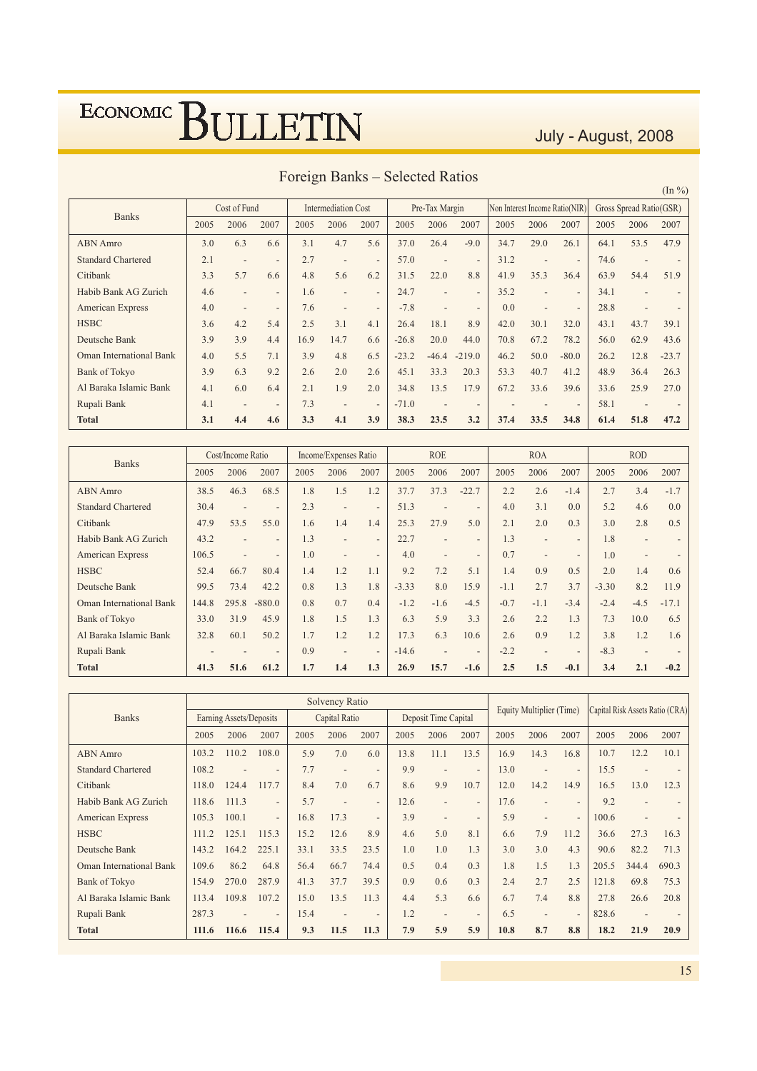## Foreign Banks – Selected Ratios

(In %)

| Banks | Cost of Fund | | | Intermediation Cost | | | Pre-Tax Margin | | | Non Interest Income Ratio(NIR) | | | Gross Spread Ratio(GSR) | | |
|---|---|---|---|---|---|---|---|---|---|---|---|---|---|---|---|
| | 2005 | 2006 | 2007 | 2005 | 2006 | 2007 | 2005 | 2006 | 2007 | 2005 | 2006 | 2007 | 2005 | 2006 | 2007 |
| ABN Amro | 3.0 | 6.3 | 6.6 | 3.1 | 4.7 | 5.6 | 37.0 | 26.4 | -9.0 | 34.7 | 29.0 | 26.1 | 64.1 | 53.5 | 47.9 |
| Standard Chartered | 2.1 | - | - | 2.7 | - | - | 57.0 | - | - | 31.2 | - | - | 74.6 | - | - |
| Citibank | 3.3 | 5.7 | 6.6 | 4.8 | 5.6 | 6.2 | 31.5 | 22.0 | 8.8 | 41.9 | 35.3 | 36.4 | 63.9 | 54.4 | 51.9 |
| Habib Bank AG Zurich | 4.6 | - | - | 1.6 | - | - | 24.7 | - | - | 35.2 | - | - | 34.1 | - | - |
| American Express | 4.0 | - | - | 7.6 | - | - | -7.8 | - | - | 0.0 | - | - | 28.8 | - | - |
| HSBC | 3.6 | 4.2 | 5.4 | 2.5 | 3.1 | 4.1 | 26.4 | 18.1 | 8.9 | 42.0 | 30.1 | 32.0 | 43.1 | 43.7 | 39.1 |
| Deutsche Bank | 3.9 | 3.9 | 4.4 | 16.9 | 14.7 | 6.6 | -26.8 | 20.0 | 44.0 | 70.8 | 67.2 | 78.2 | 56.0 | 62.9 | 43.6 |
| Oman International Bank | 4.0 | 5.5 | 7.1 | 3.9 | 4.8 | 6.5 | -23.2 | -46.4 | -219.0 | 46.2 | 50.0 | -80.0 | 26.2 | 12.8 | -23.7 |
| Bank of Tokyo | 3.9 | 6.3 | 9.2 | 2.6 | 2.0 | 2.6 | 45.1 | 33.3 | 20.3 | 53.3 | 40.7 | 41.2 | 48.9 | 36.4 | 26.3 |
| Al Baraka Islamic Bank | 4.1 | 6.0 | 6.4 | 2.1 | 1.9 | 2.0 | 34.8 | 13.5 | 17.9 | 67.2 | 33.6 | 39.6 | 33.6 | 25.9 | 27.0 |
| Rupali Bank | 4.1 | - | - | 7.3 | - | - | -71.0 | - | - | - | - | - | 58.1 | - | - |
| **Total** | **3.1** | **4.4** | **4.6** | **3.3** | **4.1** | **3.9** | **38.3** | **23.5** | **3.2** | **37.4** | **33.5** | **34.8** | **61.4** | **51.8** | **47.2** |

| Banks | Cost/Income Ratio | | | Income/Expenses Ratio | | | ROE | | | ROA | | | ROD | | |
|---|---|---|---|---|---|---|---|---|---|---|---|---|---|---|---|
| | 2005 | 2006 | 2007 | 2005 | 2006 | 2007 | 2005 | 2006 | 2007 | 2005 | 2006 | 2007 | 2005 | 2006 | 2007 |
| ABN Amro | 38.5 | 46.3 | 68.5 | 1.8 | 1.5 | 1.2 | 37.7 | 37.3 | -22.7 | 2.2 | 2.6 | -1.4 | 2.7 | 3.4 | -1.7 |
| Standard Chartered | 30.4 | - | - | 2.3 | - | - | 51.3 | - | - | 4.0 | 3.1 | 0.0 | 5.2 | 4.6 | 0.0 |
| Citibank | 47.9 | 53.5 | 55.0 | 1.6 | 1.4 | 1.4 | 25.3 | 27.9 | 5.0 | 2.1 | 2.0 | 0.3 | 3.0 | 2.8 | 0.5 |
| Habib Bank AG Zurich | 43.2 | - | - | 1.3 | - | - | 22.7 | - | - | 1.3 | - | - | 1.8 | - | - |
| American Express | 106.5 | - | - | 1.0 | - | - | 4.0 | - | - | 0.7 | - | - | 1.0 | - | - |
| HSBC | 52.4 | 66.7 | 80.4 | 1.4 | 1.2 | 1.1 | 9.2 | 7.2 | 5.1 | 1.4 | 0.9 | 0.5 | 2.0 | 1.4 | 0.6 |
| Deutsche Bank | 99.5 | 73.4 | 42.2 | 0.8 | 1.3 | 1.8 | -3.33 | 8.0 | 15.9 | -1.1 | 2.7 | 3.7 | -3.30 | 8.2 | 11.9 |
| Oman International Bank | 144.8 | 295.8 | -880.0 | 0.8 | 0.7 | 0.4 | -1.2 | -1.6 | -4.5 | -0.7 | -1.1 | -3.4 | -2.4 | -4.5 | -17.1 |
| Bank of Tokyo | 33.0 | 31.9 | 45.9 | 1.8 | 1.5 | 1.3 | 6.3 | 5.9 | 3.3 | 2.6 | 2.2 | 1.3 | 7.3 | 10.0 | 6.5 |
| Al Baraka Islamic Bank | 32.8 | 60.1 | 50.2 | 1.7 | 1.2 | 1.2 | 17.3 | 6.3 | 10.6 | 2.6 | 0.9 | 1.2 | 3.8 | 1.2 | 1.6 |
| Rupali Bank | - | - | - | 0.9 | - | - | -14.6 | - | - | -2.2 | - | - | -8.3 | - | - |
| **Total** | **41.3** | **51.6** | **61.2** | **1.7** | **1.4** | **1.3** | **26.9** | **15.7** | **-1.6** | **2.5** | **1.5** | **-0.1** | **3.4** | **2.1** | **-0.2** |

| Banks | Solvency Ratio | | | | | | | | | Equity Multiplier (Time) | | | Capital Risk Assets Ratio (CRA) | | |
|---|---|---|---|---|---|---|---|---|---|---|---|---|---|---|---|
| | Earning Assets/Deposits | | | Capital Ratio | | | Deposit Time Capital | | | | | | | | |
| | 2005 | 2006 | 2007 | 2005 | 2006 | 2007 | 2005 | 2006 | 2007 | 2005 | 2006 | 2007 | 2005 | 2006 | 2007 |
| ABN Amro | 103.2 | 110.2 | 108.0 | 5.9 | 7.0 | 6.0 | 13.8 | 11.1 | 13.5 | 16.9 | 14.3 | 16.8 | 10.7 | 12.2 | 10.1 |
| Standard Chartered | 108.2 | - | - | 7.7 | - | - | 9.9 | - | - | 13.0 | - | - | 15.5 | - | - |
| Citibank | 118.0 | 124.4 | 117.7 | 8.4 | 7.0 | 6.7 | 8.6 | 9.9 | 10.7 | 12.0 | 14.2 | 14.9 | 16.5 | 13.0 | 12.3 |
| Habib Bank AG Zurich | 118.6 | 111.3 | - | 5.7 | - | - | 12.6 | - | - | 17.6 | - | - | 9.2 | - | - |
| American Express | 105.3 | 100.1 | - | 16.8 | 17.3 | - | 3.9 | - | - | 5.9 | - | - | 100.6 | - | - |
| HSBC | 111.2 | 125.1 | 115.3 | 15.2 | 12.6 | 8.9 | 4.6 | 5.0 | 8.1 | 6.6 | 7.9 | 11.2 | 36.6 | 27.3 | 16.3 |
| Deutsche Bank | 143.2 | 164.2 | 225.1 | 33.1 | 33.5 | 23.5 | 1.0 | 1.0 | 1.3 | 3.0 | 3.0 | 4.3 | 90.6 | 82.2 | 71.3 |
| Oman International Bank | 109.6 | 86.2 | 64.8 | 56.4 | 66.7 | 74.4 | 0.5 | 0.4 | 0.3 | 1.8 | 1.5 | 1.3 | 205.5 | 344.4 | 690.3 |
| Bank of Tokyo | 154.9 | 270.0 | 287.9 | 41.3 | 37.7 | 39.5 | 0.9 | 0.6 | 0.3 | 2.4 | 2.7 | 2.5 | 121.8 | 69.8 | 75.3 |
| Al Baraka Islamic Bank | 113.4 | 109.8 | 107.2 | 15.0 | 13.5 | 11.3 | 4.4 | 5.3 | 6.6 | 6.7 | 7.4 | 8.8 | 27.8 | 26.6 | 20.8 |
| Rupali Bank | 287.3 | - | - | 15.4 | - | - | 1.2 | - | - | 6.5 | - | - | 828.6 | - | - |
| **Total** | **111.6** | **116.6** | **115.4** | **9.3** | **11.5** | **11.3** | **7.9** | **5.9** | **5.9** | **10.8** | **8.7** | **8.8** | **18.2** | **21.9** | **20.9** |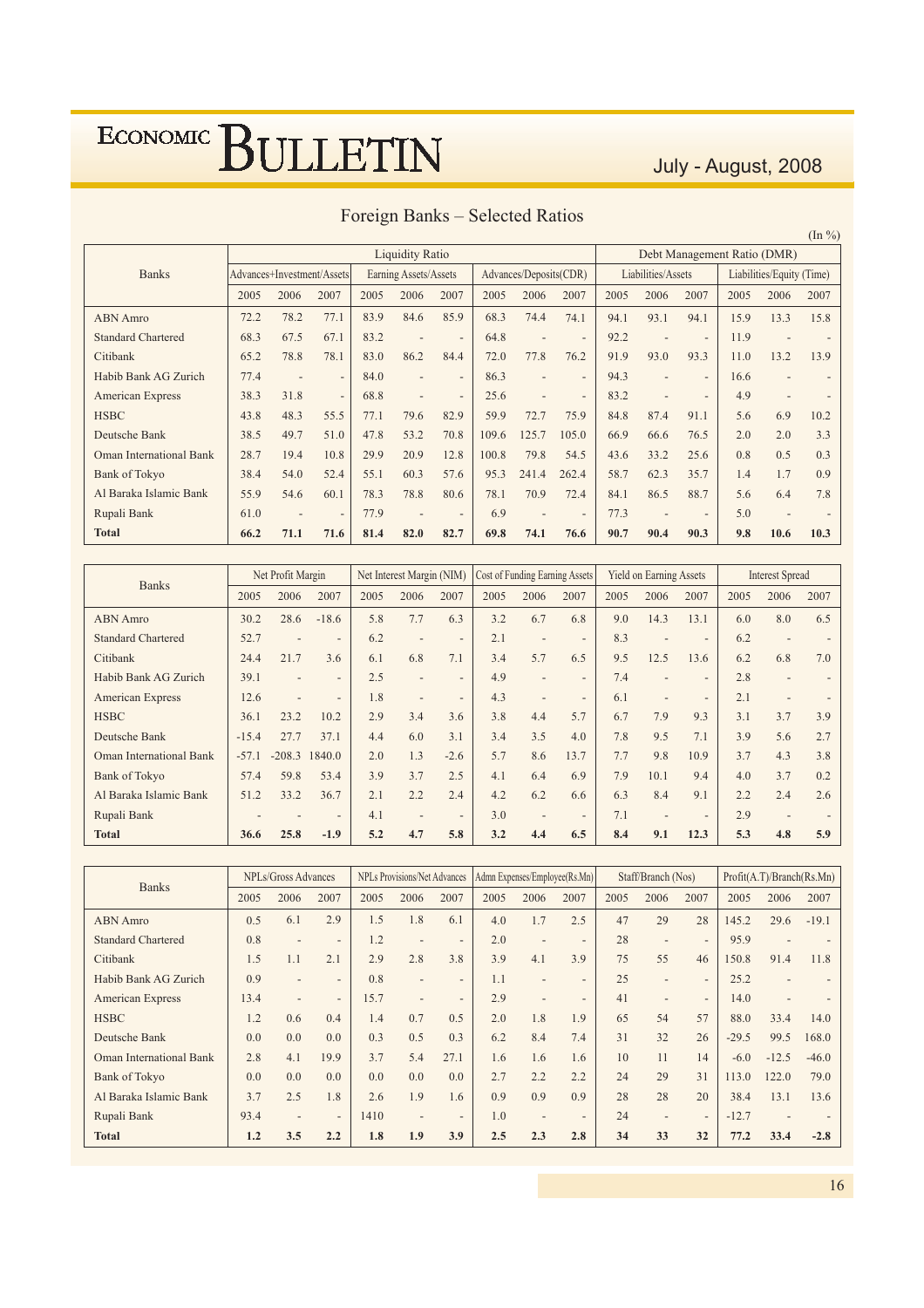## Foreign Banks – Selected Ratios

(In %)

| Banks | Liquidity Ratio | | | | | | | | | Debt Management Ratio (DMR) | | | | | |
|---|---|---|---|---|---|---|---|---|---|---|---|---|---|---|---|
| | Advances+Investment/Assets | | | Earning Assets/Assets | | | Advances/Deposits(CDR) | | | Liabilities/Assets | | | Liabilities/Equity (Time) | | |
| | 2005 | 2006 | 2007 | 2005 | 2006 | 2007 | 2005 | 2006 | 2007 | 2005 | 2006 | 2007 | 2005 | 2006 | 2007 |
| ABN Amro | 72.2 | 78.2 | 77.1 | 83.9 | 84.6 | 85.9 | 68.3 | 74.4 | 74.1 | 94.1 | 93.1 | 94.1 | 15.9 | 13.3 | 15.8 |
| Standard Chartered | 68.3 | 67.5 | 67.1 | 83.2 | - | - | 64.8 | - | - | 92.2 | - | - | 11.9 | - | - |
| Citibank | 65.2 | 78.8 | 78.1 | 83.0 | 86.2 | 84.4 | 72.0 | 77.8 | 76.2 | 91.9 | 93.0 | 93.3 | 11.0 | 13.2 | 13.9 |
| Habib Bank AG Zurich | 77.4 | - | - | 84.0 | - | - | 86.3 | - | - | 94.3 | - | - | 16.6 | - | - |
| American Express | 38.3 | 31.8 | - | 68.8 | - | - | 25.6 | - | - | 83.2 | - | - | 4.9 | - | - |
| HSBC | 43.8 | 48.3 | 55.5 | 77.1 | 79.6 | 82.9 | 59.9 | 72.7 | 75.9 | 84.8 | 87.4 | 91.1 | 5.6 | 6.9 | 10.2 |
| Deutsche Bank | 38.5 | 49.7 | 51.0 | 47.8 | 53.2 | 70.8 | 109.6 | 125.7 | 105.0 | 66.9 | 66.6 | 76.5 | 2.0 | 2.0 | 3.3 |
| Oman International Bank | 28.7 | 19.4 | 10.8 | 29.9 | 20.9 | 12.8 | 100.8 | 79.8 | 54.5 | 43.6 | 33.2 | 25.6 | 0.8 | 0.5 | 0.3 |
| Bank of Tokyo | 38.4 | 54.0 | 52.4 | 55.1 | 60.3 | 57.6 | 95.3 | 241.4 | 262.4 | 58.7 | 62.3 | 35.7 | 1.4 | 1.7 | 0.9 |
| Al Baraka Islamic Bank | 55.9 | 54.6 | 60.1 | 78.3 | 78.8 | 80.6 | 78.1 | 70.9 | 72.4 | 84.1 | 86.5 | 88.7 | 5.6 | 6.4 | 7.8 |
| Rupali Bank | 61.0 | - | - | 77.9 | - | - | 6.9 | - | - | 77.3 | - | - | 5.0 | - | - |
| **Total** | **66.2** | **71.1** | **71.6** | **81.4** | **82.0** | **82.7** | **69.8** | **74.1** | **76.6** | **90.7** | **90.4** | **90.3** | **9.8** | **10.6** | **10.3** |

| Banks | Net Profit Margin | | | Net Interest Margin (NIM) | | | Cost of Funding Earning Assets | | | Yield on Earning Assets | | | Interest Spread | | |
|---|---|---|---|---|---|---|---|---|---|---|---|---|---|---|---|
| | 2005 | 2006 | 2007 | 2005 | 2006 | 2007 | 2005 | 2006 | 2007 | 2005 | 2006 | 2007 | 2005 | 2006 | 2007 |
| ABN Amro | 30.2 | 28.6 | -18.6 | 5.8 | 7.7 | 6.3 | 3.2 | 6.7 | 6.8 | 9.0 | 14.3 | 13.1 | 6.0 | 8.0 | 6.5 |
| Standard Chartered | 52.7 | - | - | 6.2 | - | - | 2.1 | - | - | 8.3 | - | - | 6.2 | - | - |
| Citibank | 24.4 | 21.7 | 3.6 | 6.1 | 6.8 | 7.1 | 3.4 | 5.7 | 6.5 | 9.5 | 12.5 | 13.6 | 6.2 | 6.8 | 7.0 |
| Habib Bank AG Zurich | 39.1 | - | - | 2.5 | - | - | 4.9 | - | - | 7.4 | - | - | 2.8 | - | - |
| American Express | 12.6 | - | - | 1.8 | - | - | 4.3 | - | - | 6.1 | - | - | 2.1 | - | - |
| HSBC | 36.1 | 23.2 | 10.2 | 2.9 | 3.4 | 3.6 | 3.8 | 4.4 | 5.7 | 6.7 | 7.9 | 9.3 | 3.1 | 3.7 | 3.9 |
| Deutsche Bank | -15.4 | 27.7 | 37.1 | 4.4 | 6.0 | 3.1 | 3.4 | 3.5 | 4.0 | 7.8 | 9.5 | 7.1 | 3.9 | 5.6 | 2.7 |
| Oman International Bank | -57.1 | -208.3 | 1840.0 | 2.0 | 1.3 | -2.6 | 5.7 | 8.6 | 13.7 | 7.7 | 9.8 | 10.9 | 3.7 | 4.3 | 3.8 |
| Bank of Tokyo | 57.4 | 59.8 | 53.4 | 3.9 | 3.7 | 2.5 | 4.1 | 6.4 | 6.9 | 7.9 | 10.1 | 9.4 | 4.0 | 3.7 | 0.2 |
| Al Baraka Islamic Bank | 51.2 | 33.2 | 36.7 | 2.1 | 2.2 | 2.4 | 4.2 | 6.2 | 6.6 | 6.3 | 8.4 | 9.1 | 2.2 | 2.4 | 2.6 |
| Rupali Bank | - | - | - | 4.1 | - | - | 3.0 | - | - | 7.1 | - | - | 2.9 | - | - |
| **Total** | **36.6** | **25.8** | **-1.9** | **5.2** | **4.7** | **5.8** | **3.2** | **4.4** | **6.5** | **8.4** | **9.1** | **12.3** | **5.3** | **4.8** | **5.9** |

| Banks | NPLs/Gross Advances | | | NPLs Provisions/Net Advances | | | Admn Expenses/Employee(Rs.Mn) | | | Staff/Branch (Nos) | | | Profit(A.T)/Branch(Rs.Mn) | | |
|---|---|---|---|---|---|---|---|---|---|---|---|---|---|---|---|
| | 2005 | 2006 | 2007 | 2005 | 2006 | 2007 | 2005 | 2006 | 2007 | 2005 | 2006 | 2007 | 2005 | 2006 | 2007 |
| ABN Amro | 0.5 | 6.1 | 2.9 | 1.5 | 1.8 | 6.1 | 4.0 | 1.7 | 2.5 | 47 | 29 | 28 | 145.2 | 29.6 | -19.1 |
| Standard Chartered | 0.8 | - | - | 1.2 | - | - | 2.0 | - | - | 28 | - | - | 95.9 | - | - |
| Citibank | 1.5 | 1.1 | 2.1 | 2.9 | 2.8 | 3.8 | 3.9 | 4.1 | 3.9 | 75 | 55 | 46 | 150.8 | 91.4 | 11.8 |
| Habib Bank AG Zurich | 0.9 | - | - | 0.8 | - | - | 1.1 | - | - | 25 | - | - | 25.2 | - | - |
| American Express | 13.4 | - | - | 15.7 | - | - | 2.9 | - | - | 41 | - | - | 14.0 | - | - |
| HSBC | 1.2 | 0.6 | 0.4 | 1.4 | 0.7 | 0.5 | 2.0 | 1.8 | 1.9 | 65 | 54 | 57 | 88.0 | 33.4 | 14.0 |
| Deutsche Bank | 0.0 | 0.0 | 0.0 | 0.3 | 0.5 | 0.3 | 6.2 | 8.4 | 7.4 | 31 | 32 | 26 | -29.5 | 99.5 | 168.0 |
| Oman International Bank | 2.8 | 4.1 | 19.9 | 3.7 | 5.4 | 27.1 | 1.6 | 1.6 | 1.6 | 10 | 11 | 14 | -6.0 | -12.5 | -46.0 |
| Bank of Tokyo | 0.0 | 0.0 | 0.0 | 0.0 | 0.0 | 0.0 | 2.7 | 2.2 | 2.2 | 24 | 29 | 31 | 113.0 | 122.0 | 79.0 |
| Al Baraka Islamic Bank | 3.7 | 2.5 | 1.8 | 2.6 | 1.9 | 1.6 | 0.9 | 0.9 | 0.9 | 28 | 28 | 20 | 38.4 | 13.1 | 13.6 |
| Rupali Bank | 93.4 | - | - | 1410 | - | - | 1.0 | - | - | 24 | - | - | -12.7 | - | - |
| **Total** | **1.2** | **3.5** | **2.2** | **1.8** | **1.9** | **3.9** | **2.5** | **2.3** | **2.8** | **34** | **33** | **32** | **77.2** | **33.4** | **-2.8** |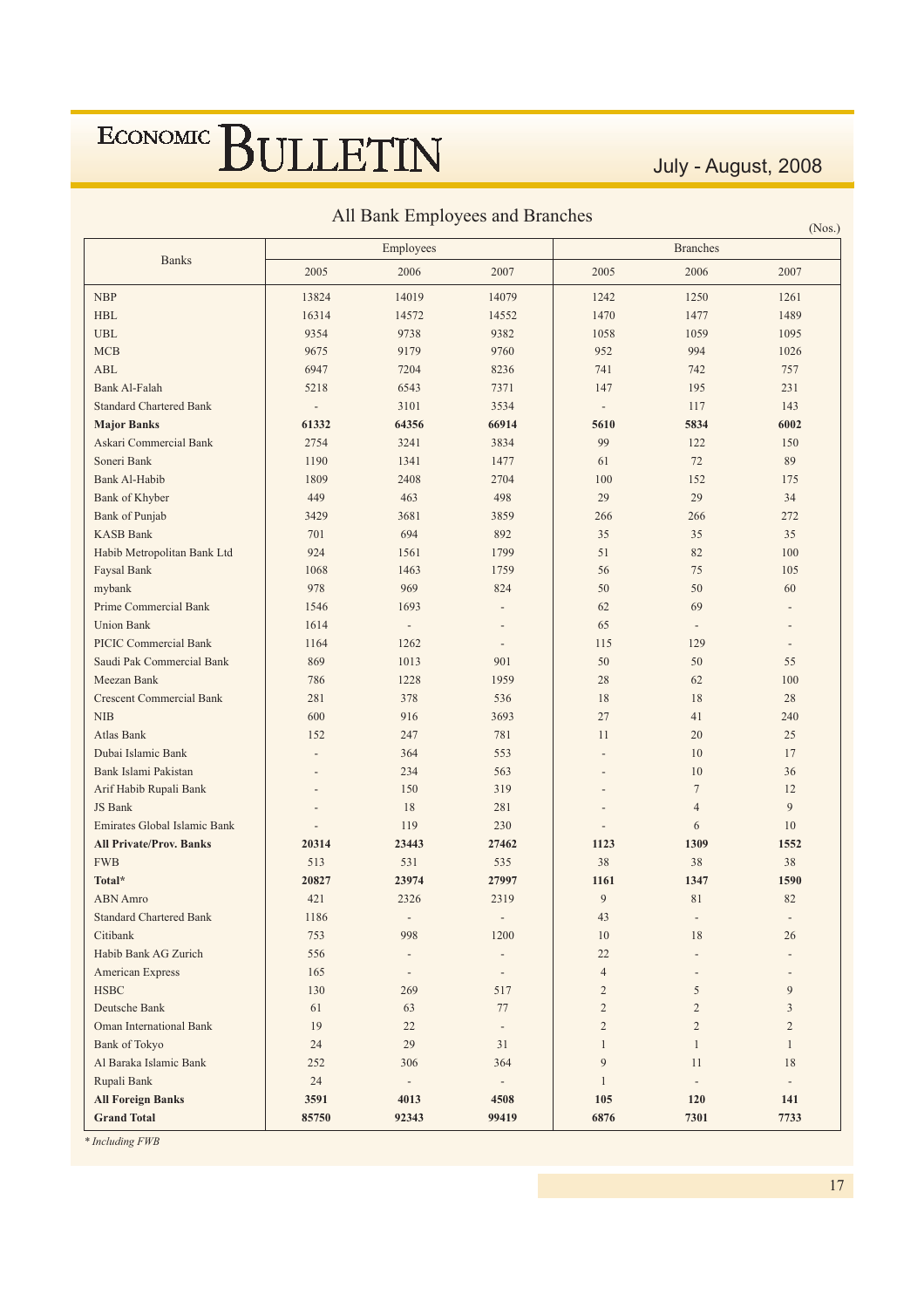## All Bank Employees and Branches

(Nos.)

| Banks | Employees | | | Branches | | |
|---|---|---|---|---|---|---|
| | 2005 | 2006 | 2007 | 2005 | 2006 | 2007 |
| NBP | 13824 | 14019 | 14079 | 1242 | 1250 | 1261 |
| HBL | 16314 | 14572 | 14552 | 1470 | 1477 | 1489 |
| UBL | 9354 | 9738 | 9382 | 1058 | 1059 | 1095 |
| MCB | 9675 | 9179 | 9760 | 952 | 994 | 1026 |
| ABL | 6947 | 7204 | 8236 | 741 | 742 | 757 |
| Bank Al-Falah | 5218 | 6543 | 7371 | 147 | 195 | 231 |
| Standard Chartered Bank | - | 3101 | 3534 | - | 117 | 143 |
| **Major Banks** | **61332** | **64356** | **66914** | **5610** | **5834** | **6002** |
| Askari Commercial Bank | 2754 | 3241 | 3834 | 99 | 122 | 150 |
| Soneri Bank | 1190 | 1341 | 1477 | 61 | 72 | 89 |
| Bank Al-Habib | 1809 | 2408 | 2704 | 100 | 152 | 175 |
| Bank of Khyber | 449 | 463 | 498 | 29 | 29 | 34 |
| Bank of Punjab | 3429 | 3681 | 3859 | 266 | 266 | 272 |
| KASB Bank | 701 | 694 | 892 | 35 | 35 | 35 |
| Habib Metropolitan Bank Ltd | 924 | 1561 | 1799 | 51 | 82 | 100 |
| Faysal Bank | 1068 | 1463 | 1759 | 56 | 75 | 105 |
| mybank | 978 | 969 | 824 | 50 | 50 | 60 |
| Prime Commercial Bank | 1546 | 1693 | - | 62 | 69 | - |
| Union Bank | 1614 | - | - | 65 | - | - |
| PICIC Commercial Bank | 1164 | 1262 | - | 115 | 129 | - |
| Saudi Pak Commercial Bank | 869 | 1013 | 901 | 50 | 50 | 55 |
| Meezan Bank | 786 | 1228 | 1959 | 28 | 62 | 100 |
| Crescent Commercial Bank | 281 | 378 | 536 | 18 | 18 | 28 |
| NIB | 600 | 916 | 3693 | 27 | 41 | 240 |
| Atlas Bank | 152 | 247 | 781 | 11 | 20 | 25 |
| Dubai Islamic Bank | - | 364 | 553 | - | 10 | 17 |
| Bank Islami Pakistan | - | 234 | 563 | - | 10 | 36 |
| Arif Habib Rupali Bank | - | 150 | 319 | - | 7 | 12 |
| JS Bank | - | 18 | 281 | - | 4 | 9 |
| Emirates Global Islamic Bank | - | 119 | 230 | - | 6 | 10 |
| **All Private/Prov. Banks** | **20314** | **23443** | **27462** | **1123** | **1309** | **1552** |
| FWB | 513 | 531 | 535 | 38 | 38 | 38 |
| **Total*** | **20827** | **23974** | **27997** | **1161** | **1347** | **1590** |
| ABN Amro | 421 | 2326 | 2319 | 9 | 81 | 82 |
| Standard Chartered Bank | 1186 | - | - | 43 | - | - |
| Citibank | 753 | 998 | 1200 | 10 | 18 | 26 |
| Habib Bank AG Zurich | 556 | - | - | 22 | - | - |
| American Express | 165 | - | - | 4 | - | - |
| HSBC | 130 | 269 | 517 | 2 | 5 | 9 |
| Deutsche Bank | 61 | 63 | 77 | 2 | 2 | 3 |
| Oman International Bank | 19 | 22 | - | 2 | 2 | 2 |
| Bank of Tokyo | 24 | 29 | 31 | 1 | 1 | 1 |
| Al Baraka Islamic Bank | 252 | 306 | 364 | 9 | 11 | 18 |
| Rupali Bank | 24 | - | - | 1 | - | - |
| **All Foreign Banks** | **3591** | **4013** | **4508** | **105** | **120** | **141** |
| **Grand Total** | **85750** | **92343** | **99419** | **6876** | **7301** | **7733** |

*\* Including FWB*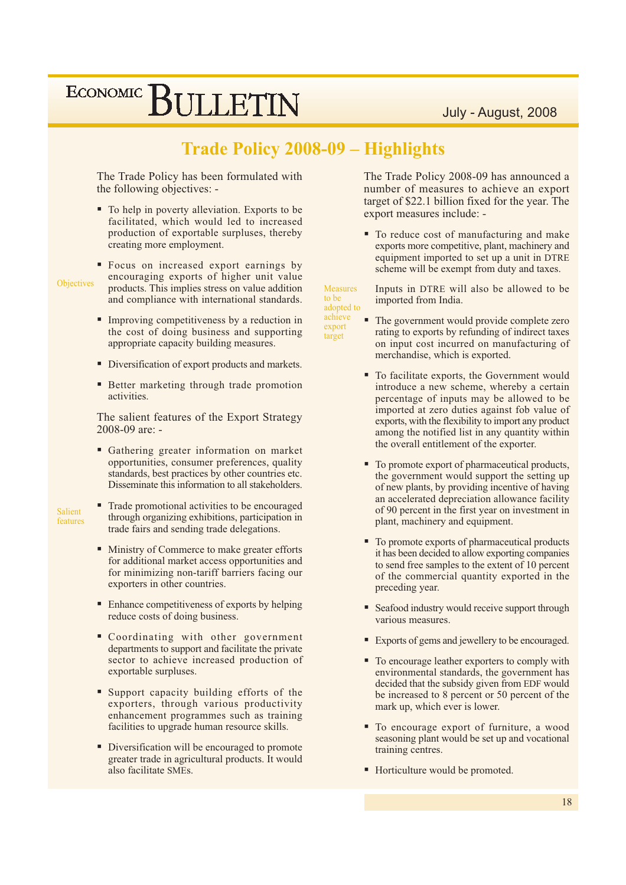# Trade Policy 2008-09 – Highlights

Objectives

The Trade Policy has been formulated with the following objectives: -

- To help in poverty alleviation. Exports to be facilitated, which would led to increased production of exportable surpluses, thereby creating more employment.
- Focus on increased export earnings by encouraging exports of higher unit value products. This implies stress on value addition and compliance with international standards.
- Improving competitiveness by a reduction in the cost of doing business and supporting appropriate capacity building measures.
- Diversification of export products and markets.
- Better marketing through trade promotion activities.

Salient features

The salient features of the Export Strategy 2008-09 are: -

- Gathering greater information on market opportunities, consumer preferences, quality standards, best practices by other countries etc. Disseminate this information to all stakeholders.
- Trade promotional activities to be encouraged through organizing exhibitions, participation in trade fairs and sending trade delegations.
- Ministry of Commerce to make greater efforts for additional market access opportunities and for minimizing non-tariff barriers facing our exporters in other countries.
- Enhance competitiveness of exports by helping reduce costs of doing business.
- Coordinating with other government departments to support and facilitate the private sector to achieve increased production of exportable surpluses.
- Support capacity building efforts of the exporters, through various productivity enhancement programmes such as training facilities to upgrade human resource skills.
- Diversification will be encouraged to promote greater trade in agricultural products. It would also facilitate SMEs.

Measures to be adopted to achieve export target

The Trade Policy 2008-09 has announced a number of measures to achieve an export target of $22.1 billion fixed for the year. The export measures include: -

- To reduce cost of manufacturing and make exports more competitive, plant, machinery and equipment imported to set up a unit in DTRE scheme will be exempt from duty and taxes.

  Inputs in DTRE will also be allowed to be imported from India.
- The government would provide complete zero rating to exports by refunding of indirect taxes on input cost incurred on manufacturing of merchandise, which is exported.
- To facilitate exports, the Government would introduce a new scheme, whereby a certain percentage of inputs may be allowed to be imported at zero duties against fob value of exports, with the flexibility to import any product among the notified list in any quantity within the overall entitlement of the exporter.
- To promote export of pharmaceutical products, the government would support the setting up of new plants, by providing incentive of having an accelerated depreciation allowance facility of 90 percent in the first year on investment in plant, machinery and equipment.
- To promote exports of pharmaceutical products it has been decided to allow exporting companies to send free samples to the extent of 10 percent of the commercial quantity exported in the preceding year.
- Seafood industry would receive support through various measures.
- Exports of gems and jewellery to be encouraged.
- To encourage leather exporters to comply with environmental standards, the government has decided that the subsidy given from EDF would be increased to 8 percent or 50 percent of the mark up, which ever is lower.
- To encourage export of furniture, a wood seasoning plant would be set up and vocational training centres.
- Horticulture would be promoted.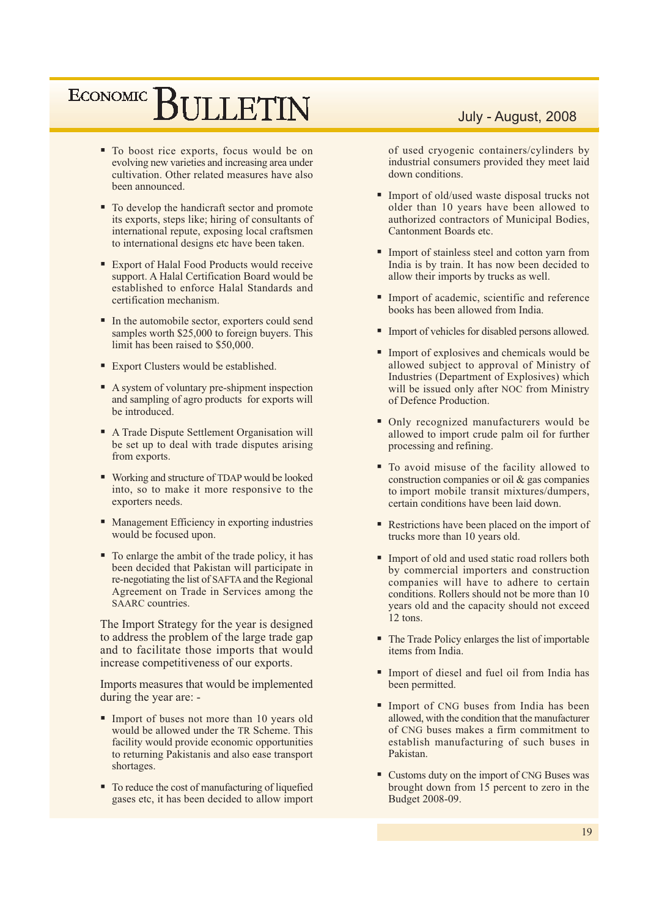- To boost rice exports, focus would be on evolving new varieties and increasing area under cultivation. Other related measures have also been announced.
- To develop the handicraft sector and promote its exports, steps like; hiring of consultants of international repute, exposing local craftsmen to international designs etc have been taken.
- Export of Halal Food Products would receive support. A Halal Certification Board would be established to enforce Halal Standards and certification mechanism.
- In the automobile sector, exporters could send samples worth $25,000 to foreign buyers. This limit has been raised to $50,000.
- Export Clusters would be established.
- A system of voluntary pre-shipment inspection and sampling of agro products for exports will be introduced.
- A Trade Dispute Settlement Organisation will be set up to deal with trade disputes arising from exports.
- Working and structure of TDAP would be looked into, so to make it more responsive to the exporters needs.
- Management Efficiency in exporting industries would be focused upon.
- To enlarge the ambit of the trade policy, it has been decided that Pakistan will participate in re-negotiating the list of SAFTA and the Regional Agreement on Trade in Services among the SAARC countries.

The Import Strategy for the year is designed to address the problem of the large trade gap and to facilitate those imports that would increase competitiveness of our exports.

Imports measures that would be implemented during the year are: -

- Import of buses not more than 10 years old would be allowed under the TR Scheme. This facility would provide economic opportunities to returning Pakistanis and also ease transport shortages.
- To reduce the cost of manufacturing of liquefied gases etc, it has been decided to allow import of used cryogenic containers/cylinders by industrial consumers provided they meet laid down conditions.
- Import of old/used waste disposal trucks not older than 10 years have been allowed to authorized contractors of Municipal Bodies, Cantonment Boards etc.
- Import of stainless steel and cotton yarn from India is by train. It has now been decided to allow their imports by trucks as well.
- Import of academic, scientific and reference books has been allowed from India.
- Import of vehicles for disabled persons allowed.
- Import of explosives and chemicals would be allowed subject to approval of Ministry of Industries (Department of Explosives) which will be issued only after NOC from Ministry of Defence Production.
- Only recognized manufacturers would be allowed to import crude palm oil for further processing and refining.
- To avoid misuse of the facility allowed to construction companies or oil & gas companies to import mobile transit mixtures/dumpers, certain conditions have been laid down.
- Restrictions have been placed on the import of trucks more than 10 years old.
- Import of old and used static road rollers both by commercial importers and construction companies will have to adhere to certain conditions. Rollers should not be more than 10 years old and the capacity should not exceed 12 tons.
- The Trade Policy enlarges the list of importable items from India.
- Import of diesel and fuel oil from India has been permitted.
- Import of CNG buses from India has been allowed, with the condition that the manufacturer of CNG buses makes a firm commitment to establish manufacturing of such buses in Pakistan.
- Customs duty on the import of CNG Buses was brought down from 15 percent to zero in the Budget 2008-09.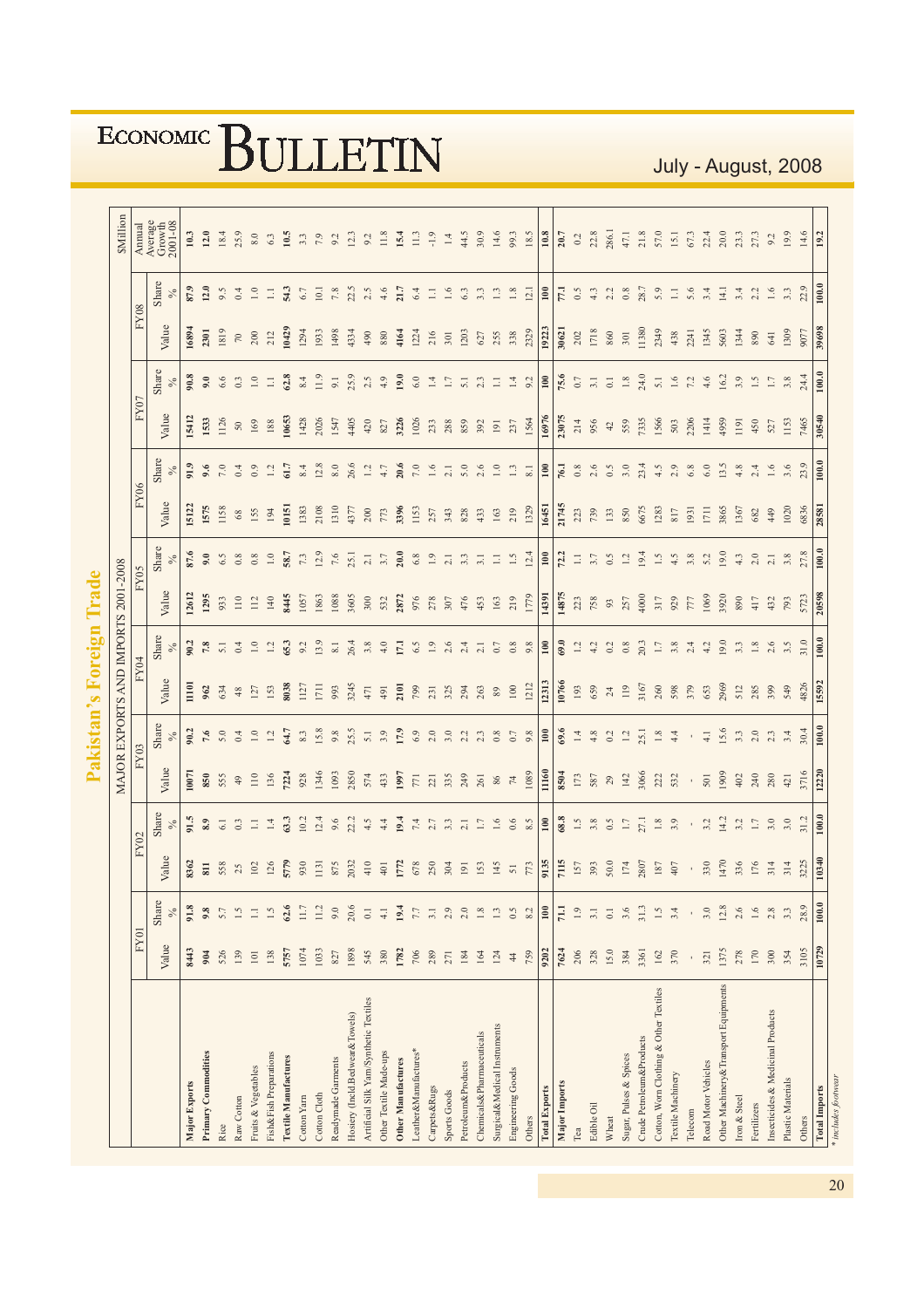# Pakistan's Foreign Trade

## MAJOR EXPORTS AND IMPORTS 2001-2008

$Million

| | FY01 | | FY02 | | FY03 | | FY04 | | FY05 | | FY06 | | FY07 | | FY08 | | Annual Average Growth 2001-08 |
|---|---|---|---|---|---|---|---|---|---|---|---|---|---|---|---|---|---|
| | Value | Share % | Value | Share % | Value | Share % | Value | Share % | Value | Share % | Value | Share % | Value | Share % | Value | Share % | |
| **Major Exports** | **8443** | **91.8** | **8362** | **91.5** | **10071** | **90.2** | **11101** | **90.2** | **12612** | **87.6** | **15122** | **91.9** | **15412** | **90.8** | **16894** | **87.9** | **10.3** |
| **Primary Commodities** | **904** | **9.8** | **811** | **8.9** | **850** | **7.6** | **962** | **7.8** | **1295** | **9.0** | **1575** | **9.6** | **1533** | **9.0** | **2301** | **12.0** | **12.0** |
| Rice | 526 | 5.7 | 558 | 6.1 | 555 | 5.0 | 634 | 5.1 | 933 | 6.5 | 1158 | 7.0 | 1126 | 6.6 | 1819 | 9.5 | 18.4 |
| Raw Cotton | 139 | 1.5 | 25 | 0.3 | 49 | 0.4 | 48 | 0.4 | 110 | 0.8 | 68 | 0.4 | 50 | 0.3 | 70 | 0.4 | 25.9 |
| Fruits & Vegetables | 101 | 1.1 | 102 | 1.1 | 110 | 1.0 | 127 | 1.0 | 112 | 0.8 | 155 | 0.9 | 169 | 1.0 | 200 | 1.0 | 8.0 |
| Fish&Fish Preparations | 138 | 1.5 | 126 | 1.4 | 136 | 1.2 | 153 | 1.2 | 140 | 1.0 | 194 | 1.2 | 188 | 1.1 | 212 | 1.1 | 6.3 |
| **Textile Manufactures** | **5757** | **62.6** | **5779** | **63.3** | **7224** | **64.7** | **8038** | **65.3** | **8445** | **58.7** | **10151** | **61.7** | **10653** | **62.8** | **10429** | **54.3** | **10.5** |
| Cotton Yarn | 1074 | 11.7 | 930 | 10.2 | 928 | 8.3 | 1127 | 9.2 | 1057 | 7.3 | 1383 | 8.4 | 1428 | 8.4 | 1294 | 6.7 | 3.3 |
| Cotton Cloth | 1033 | 11.2 | 1131 | 12.4 | 1346 | 15.8 | 1711 | 13.9 | 1863 | 12.9 | 2108 | 12.8 | 2026 | 11.9 | 1933 | 10.1 | 7.9 |
| Readymade Garments | 827 | 9.0 | 875 | 9.6 | 1093 | 9.8 | 993 | 8.1 | 1088 | 7.6 | 1310 | 8.0 | 1547 | 9.1 | 1498 | 7.8 | 9.2 |
| Hosiery (Incld Bedwear&Towels) | 1898 | 20.6 | 2032 | 22.2 | 2850 | 25.5 | 3245 | 26.4 | 3605 | 25.1 | 4377 | 26.6 | 4405 | 25.9 | 4334 | 22.5 | 12.3 |
| Artificial Silk Yarn/Synthetic Textiles | 545 | 0.1 | 410 | 4.5 | 574 | 5.1 | 471 | 3.8 | 300 | 2.1 | 200 | 1.2 | 420 | 2.5 | 490 | 2.5 | 9.2 |
| Other Textile Made-ups | 380 | 4.1 | 401 | 4.4 | 433 | 3.9 | 491 | 4.0 | 532 | 3.7 | 773 | 4.7 | 827 | 4.9 | 880 | 4.6 | 11.8 |
| **Other Manufactures** | **1782** | **19.4** | **1772** | **19.4** | **1997** | **17.9** | **2101** | **17.1** | **2872** | **20.0** | **3396** | **20.6** | **3226** | **19.0** | **4164** | **21.7** | **15.4** |
| Leather&Manufactures* | 706 | 7.7 | 678 | 7.4 | 771 | 6.9 | 799 | 6.5 | 976 | 6.8 | 1153 | 7.0 | 1026 | 6.0 | 1224 | 6.4 | 11.3 |
| Carpets&Rugs | 289 | 3.1 | 250 | 2.7 | 221 | 2.0 | 231 | 1.9 | 278 | 1.9 | 257 | 1.6 | 233 | 1.4 | 216 | 1.1 | -1.9 |
| Sports Goods | 271 | 2.9 | 304 | 3.3 | 335 | 3.0 | 325 | 2.6 | 307 | 2.1 | 343 | 2.1 | 288 | 1.7 | 301 | 1.6 | 1.4 |
| Petroleum&Products | 184 | 2.0 | 191 | 2.1 | 249 | 2.2 | 294 | 2.4 | 476 | 3.3 | 828 | 5.0 | 859 | 5.1 | 1203 | 6.3 | 44.5 |
| Chemicals&Pharmaceuticals | 164 | 1.8 | 153 | 1.7 | 261 | 2.3 | 263 | 2.1 | 453 | 3.1 | 433 | 2.6 | 392 | 2.3 | 627 | 3.3 | 30.9 |
| Surgical&Medical Instruments | 124 | 1.3 | 145 | 1.6 | 86 | 0.8 | 89 | 0.7 | 163 | 1.1 | 163 | 1.0 | 191 | 1.1 | 255 | 1.3 | 14.6 |
| Engineering Goods | 44 | 0.5 | 51 | 0.6 | 74 | 0.7 | 100 | 0.8 | 219 | 1.5 | 219 | 1.3 | 237 | 1.4 | 338 | 1.8 | 99.3 |
| Others | 759 | 8.2 | 773 | 8.5 | 1089 | 9.8 | 1212 | 9.8 | 1779 | 12.4 | 1329 | 8.1 | 1564 | 9.2 | 2329 | 12.1 | 18.5 |
| **Total Exports** | **9202** | **100** | **9135** | **100** | **11160** | **100** | **12313** | **100** | **14391** | **100** | **16451** | **100** | **16976** | **100** | **19223** | **100** | **10.8** |
| **Major Imports** | **7624** | **71.1** | **7115** | **68.8** | **8504** | **69.6** | **10766** | **69.0** | **14875** | **72.2** | **21745** | **76.1** | **23075** | **75.6** | **30621** | **77.1** | **20.7** |
| Tea | 206 | 1.9 | 157 | 1.5 | 173 | 1.4 | 193 | 1.2 | 223 | 1.1 | 223 | 0.8 | 214 | 0.7 | 202 | 0.5 | 0.2 |
| Edible Oil | 328 | 3.1 | 393 | 3.8 | 587 | 4.8 | 659 | 4.2 | 758 | 3.7 | 739 | 2.6 | 956 | 3.1 | 1718 | 4.3 | 22.8 |
| Wheat | 15.0 | 0.1 | 50.0 | 0.5 | 29 | 0.2 | 24 | 0.2 | 93 | 0.5 | 133 | 0.5 | 42 | 0.1 | 860 | 2.2 | 286.1 |
| Sugar, Pulses & Spices | 384 | 3.6 | 174 | 1.7 | 142 | 1.2 | 119 | 0.8 | 257 | 1.2 | 850 | 3.0 | 559 | 1.8 | 301 | 0.8 | 47.1 |
| Crude Petroleum&Products | 3361 | 31.3 | 2807 | 27.1 | 3066 | 25.1 | 3167 | 20.3 | 4000 | 19.4 | 6675 | 23.4 | 7335 | 24.0 | 11380 | 28.7 | 21.8 |
| Cotton, Worn Clothing & Other Textiles | 162 | 1.5 | 187 | 1.8 | 222 | 1.8 | 260 | 1.7 | 317 | 1.5 | 1283 | 4.5 | 1566 | 5.1 | 2349 | 5.9 | 57.0 |
| Textile Machinery | 370 | 3.4 | 407 | 3.9 | 532 | 4.4 | 598 | 3.8 | 929 | 4.5 | 817 | 2.9 | 503 | 1.6 | 438 | 1.1 | 15.1 |
| Telecom | - | - | - | - | - | - | 379 | 2.4 | 777 | 3.8 | 1931 | 6.8 | 2206 | 7.2 | 2241 | 5.6 | 67.3 |
| Road Motor Vehicles | 321 | 3.0 | 330 | 3.2 | 501 | 4.1 | 653 | 4.2 | 1069 | 5.2 | 1711 | 6.0 | 1414 | 4.6 | 1345 | 3.4 | 22.4 |
| Other Machinery&Transport Equipments | 1375 | 12.8 | 1470 | 14.2 | 1909 | 15.6 | 2969 | 19.0 | 3920 | 19.0 | 3865 | 13.5 | 4959 | 16.2 | 5603 | 14.1 | 20.0 |
| Iron & Steel | 278 | 2.6 | 336 | 3.2 | 402 | 3.3 | 512 | 3.3 | 890 | 4.3 | 1367 | 4.8 | 1191 | 3.9 | 1344 | 3.4 | 23.3 |
| Fertilizers | 170 | 1.6 | 176 | 1.7 | 240 | 2.0 | 285 | 1.8 | 417 | 2.0 | 682 | 2.4 | 450 | 1.5 | 890 | 2.2 | 27.3 |
| Insecticides & Medicinal Products | 300 | 2.8 | 314 | 3.0 | 280 | 2.3 | 399 | 2.6 | 432 | 2.1 | 449 | 1.6 | 527 | 1.7 | 641 | 1.6 | 9.2 |
| Plastic Materials | 354 | 3.3 | 314 | 3.0 | 421 | 3.4 | 549 | 3.5 | 793 | 3.8 | 1020 | 3.6 | 1153 | 3.8 | 1309 | 3.3 | 19.9 |
| Others | 3105 | 28.9 | 3225 | 31.2 | 3716 | 30.4 | 4826 | 31.0 | 5723 | 27.8 | 6836 | 23.9 | 7465 | 24.4 | 9077 | 22.9 | 14.6 |
| **Total Imports** | **10729** | **100.0** | **10340** | **100.0** | **12220** | **100.0** | **15592** | **100.0** | **20598** | **100.0** | **28581** | **100.0** | **30540** | **100.0** | **39698** | **100.0** | **19.2** |

*\* includes footwear*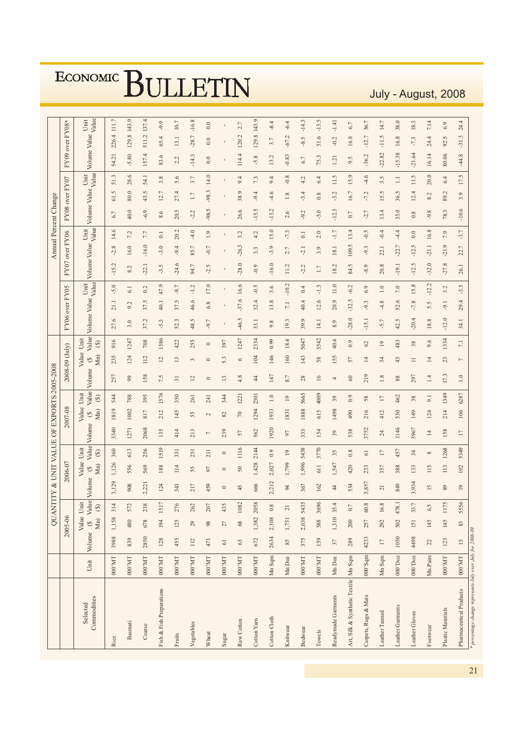## QUANTITY & UNIT VALUE OF EXPORTS 2005-2008

| Selected Commodities | Unit | 2005-06 | | | 2006-07 | | | 2007-08 | | | 2008-09 (July) | | | Annual Percent Change | | | | | | | | | | | |
|---|---|---|---|---|---|---|---|---|---|---|---|---|---|---|---|---|---|---|---|---|---|---|---|---|---|
| | | | | | | | | | | | | | | FY06 over FY05 | | | FY07 over FY06 | | | FY08 over FY07 | | | FY09 over FY08* | | |
| | | Volume | Value ($ Mn) | Unit Value ($) | Volume | Value ($ Mn) | Unit Value ($) | Volume | Value ($ Mn) | Unit Value ($) | Volume | Value ($ Mn) | Unit Value ($) | Volume | Value | Unit Value | Volume | Value | Unit Value | Volume | Value | Unit Value | Volume | Value | Unit Value |
| Rice | 000'MT | 3988 | 1,158 | 314 | 3,129 | 1,126 | 360 | 3340 | 1819 | 544 | 257 | 235 | 916 | 27.6 | 21.1 | -5.0 | -15.2 | -2.8 | 14.6 | 6.7 | 61.5 | 51.3 | 54.21 | 226.4 | 111.7 |
| Basmati | 000'MT | 839 | 480 | 572 | 908 | 556 | 613 | 1271 | 1002 | 788 | 99 | 124 | 1247 | 3.0 | 9.2 | 6.1 | 8.2 | 16.0 | 7.2 | 40.0 | 80.0 | 28.6 | -5.80 | 129.8 | 143.9 |
| Course | 000'MT | 2850 | 678 | 238 | 2,221 | 569 | 256 | 2068 | 817 | 395 | 158 | 112 | 708 | 37.2 | 37.5 | 0.2 | -22.1 | -16.0 | 7.7 | -6.9 | 43.5 | 54.1 | 157.4 | 511.2 | 137.4 |
| Fish & Fish Preparations | 000'MT | 128 | 194 | 1517 | 124 | 188 | 1519 | 135 | 212 | 1576 | 7.5 | 12 | 1586 | -5.3 | 40.1 | 47.9 | -3.5 | -3.0 | 0.1 | 8.6 | 12.7 | 3.8 | 83.6 | 65.4 | -9.9 |
| Fruits | 000'MT | 455 | 125 | 276 | 343 | 114 | 331 | 414 | 145 | 350 | 31 | 13 | 422 | 52.3 | 37.5 | -9.7 | -24.6 | -9.4 | 20.2 | 20.5 | 27.4 | 5.6 | 2.2 | 13.1 | 10.7 |
| Vegetables | 000'MT | 112 | 29 | 262 | 217 | 55 | 251 | 213 | 55 | 261 | 12 | 3 | 255 | 48.5 | 46.6 | -1.2 | 94.7 | 85.7 | -4.0 | -2.2 | 1.7 | 3.7 | -14.3 | -28.7 | -16.8 |
| Wheat | 000'MT | 471 | 98 | 207 | 459 | 97 | 211 | 7 | 2 | 241 | 0 | 0 | 0 | -9.7 | 6.8 | 17.0 | -2.5 | -0.7 | 1.9 | -98.5 | -98.3 | 14.0 | 0.0 | 0.0 | 0.0 |
| Sugar | 000'MT | 61 | 27 | 435 | 0 | 0 | 0 | 239 | 82 | 344 | 13 | 5.3 | 397 | - | - | - | - | - | - | - | - | - | - | - | - |
| Raw Cotton | 000'MT | 63 | 68 | 1082 | 45 | 50 | 1116 | 57 | 70 | 1221 | 4.8 | 6 | 1247 | -46.5 | -37.6 | 16.6 | -28.0 | -26.3 | 3.2 | 26.6 | 38.9 | 9.4 | 114.4 | 120.2 | 2.7 |
| Cotton Yarn | 000'MT | 672 | 1,382 | 2058 | 666 | 1,428 | 2144 | 562 | 1294 | 2301 | 44 | 104 | 2334 | 33.1 | 32.4 | -0.5 | -0.9 | 3.3 | 4.2 | -15.5 | -9.4 | 7.3 | -5.8 | 129.8 | 143.9 |
| Cotton Cloth | Mn Sqm | 2634 | 2,108 | 0.8 | 2,212 | 2,027 | 0.9 | 1920 | 1933 | 1.0 | 147 | 146 | 0.99 | 9.8 | 13.8 | 3.6 | -16.0 | -3.9 | 15.0 | -13.2 | -4.6 | 9.4 | 13.2 | 3.7 | -8.4 |
| Knitwear | Mn Doz | 85 | 1,751 | 21 | 94 | 1,799 | 19 | 97 | 1831 | 19 | 8.7 | 160 | 18.4 | 19.3 | 7.1 | -10.2 | 11.2 | 2.7 | -7.3 | 2.6 | 1.8 | -0.8 | -0.83 | -67.2 | -6.4 |
| Bedwear | 000'MT | 375 | 2,038 | 5435 | 367 | 1,996 | 5438 | 333 | 1888 | 5665 | 28 | 143 | 5047 | 39.9 | 40.4 | 0.4 | -2.2 | -2.1 | 0.1 | -9.2 | -5.4 | 4.2 | 6.7 | -8.5 | -14.3 |
| Towels | 000'MT | 159 | 588 | 3696 | 162 | 611 | 3770 | 154 | 615 | 4009 | 16 | 58 | 3542 | 14.1 | 12.6 | -1.3 | 1.7 | 3.9 | 2.0 | -5.0 | 0.8 | 6.4 | 75.3 | 51.6 | -13.5 |
| Readymade Garments | Mn Doz | 37 | 1,310 | 35.4 | 44 | 1,547 | 35 | 39 | 1498 | 39 | 4 | 155 | 40.4 | 8.9 | 20.9 | 11.0 | 18.2 | 18.1 | -1.7 | -12.3 | -3.2 | 11.5 | 1.21 | -0.2 | -1.41 |
| Art, Silk & Synthetic Textile | Mn Sqm | 289 | 200 | 0.7 | 534 | 420 | 0.8 | 538 | 490 | 0.9 | 60 | 57 | 0.9 | -28.0 | -32.5 | -6.2 | 84.5 | 109.5 | 13.4 | 0.7 | 16.7 | 15.9 | 9.5 | 16.8 | 6.7 |
| Carpets, Rugs & Mats | 000'Sqm | 4233 | 257 | 60.8 | 3,857 | 233 | 61 | 3752 | 216 | 58 | 219 | 14 | 62 | -15.1 | -9.3 | 6.9 | -8.9 | -9.3 | -0.5 | -2.7 | -7.2 | -4.6 | -36.2 | -12.7 | 36.7 |
| Leather Tanned | Mn Sqm | 17 | 292 | 16.8 | 21 | 357 | 17 | 24 | 412 | 17 | 1.8 | 34 | 19 | -5.7 | -4.8 | 1.0 | 20.8 | 22.1 | -0.4 | 13.4 | 15.5 | 3.5 | -22.82 | -11.5 | 14.7 |
| Leather Garments | 000'Doz | 1050 | 502 | 478.1 | 849 | 388 | 457 | 1146 | 530 | 462 | 88 | 43 | 483 | 42.5 | 52.6 | 7.0 | -19.1 | -22.7 | -4.4 | 35.0 | 36.5 | 1.1 | -15.38 | 16.8 | 38.0 |
| Leather Gloves | 000'Doz | 4498 | 151 | 33.7 | 3,934 | 133 | 34 | 3967 | 149 | 38 | 297 | 11 | 38 | -20.4 | -7.8 | 15.8 | -12.5 | -12.5 | 0.0 | 0.8 | 12.4 | 11.5 | -21.64 | -7.3 | 18.3 |
| Footwear | Mn.Pairs | 22 | 145 | 6.5 | 15 | 115 | 8 | 14 | 124 | 9.1 | 1.4 | 14 | 9.6 | 18.8 | 5.5 | -12.2 | -32.0 | -21.1 | 16.8 | -9.8 | 8.2 | 20.0 | 16.14 | 24.4 | 7.14 |
| Plastic Materials | 000'MT | 123 | 145 | 1175 | 89 | 113 | 1268 | 158 | 214 | 1349 | 17.3 | 23 | 1334 | -12.0 | -9.1 | 3.2 | -27.8 | -21.9 | 7.9 | 78.3 | 89.2 | 6.4 | 80.06 | 92.5 | 6.9 |
| Pharmaceutical Products | 000'MT | 15 | 83 | 5556 | 19 | 102 | 5349 | 17 | 106 | 6287 | 1.0 | 7 | 7.1 | 34.1 | 29.4 | -3.5 | 26.1 | 22.7 | -3.7 | -10.6 | 3.9 | 17.5 | -44.8 | -31.3 | 24.4 |

*\* percentage change represents July over July for 2008-09*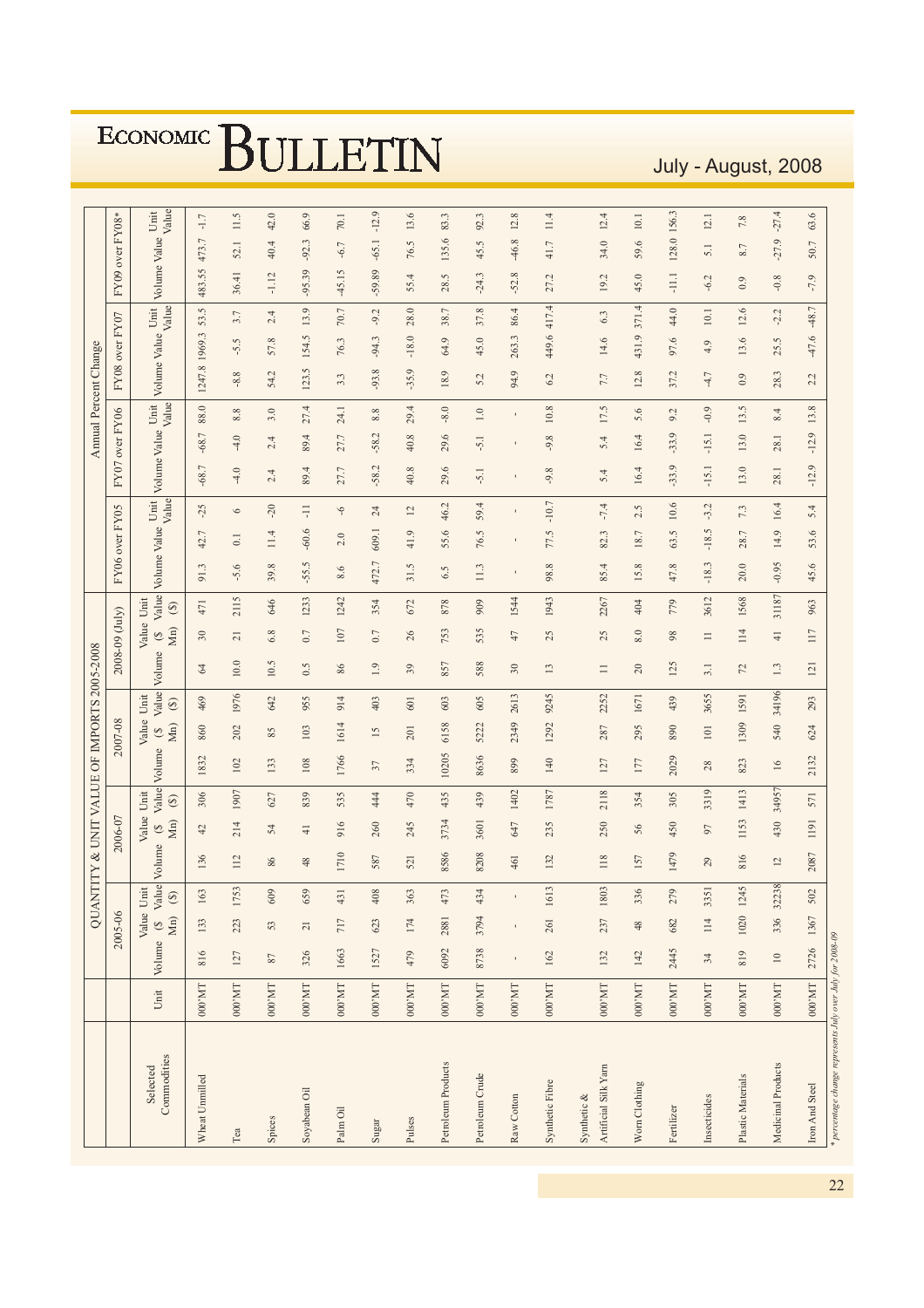# QUANTITY & UNIT VALUE OF IMPORTS 2005-2008

| Selected Commodities | Unit | 2005-06 | | | 2006-07 | | | 2007-08 | | | 2008-09 (July) | | | Annual Percent Change | | | | | | | | | | | |
|---|---|---|---|---|---|---|---|---|---|---|---|---|---|---|---|---|---|---|---|---|---|---|---|---|---|
| | | | | | | | | | | | | | | FY06 over FY05 | | | FY07 over FY06 | | | FY08 over FY07 | | | FY09 over FY08* | | |
| | | Volume | Value ($ Mn) | Unit Value ($) | Volume | Value ($ Mn) | Unit Value ($) | Volume | Value ($ Mn) | Unit Value ($) | Volume | Value ($ Mn) | Unit Value ($) | Volume | Value | Unit Value | Volume | Value | Unit Value | Volume | Value | Unit Value | Volume | Value | Unit Value |
| Wheat Unmilled | 000'MT | 816 | 133 | 163 | 136 | 42 | 306 | 1832 | 860 | 469 | 64 | 30 | 471 | 91.3 | 42.7 | -25 | -68.7 | -68.7 | 88.0 | 1247.8 | 1969.3 | 53.5 | 483.55 | 473.7 | -1.7 |
| Tea | 000'MT | 127 | 223 | 1753 | 112 | 214 | 1907 | 102 | 202 | 1976 | 10.0 | 21 | 2115 | -5.6 | 0.1 | 6 | -4.0 | -4.0 | 8.8 | -8.8 | -5.5 | 3.7 | 36.41 | 52.1 | 11.5 |
| Spices | 000'MT | 87 | 53 | 609 | 86 | 54 | 627 | 133 | 85 | 642 | 10.5 | 6.8 | 646 | 39.8 | 11.4 | -20 | 2.4 | 2.4 | 3.0 | 54.2 | 57.8 | 2.4 | -1.12 | 40.4 | 42.0 |
| Soyabean Oil | 000'MT | 326 | 21 | 659 | 48 | 41 | 839 | 108 | 103 | 955 | 0.5 | 0.7 | 1233 | -55.5 | -60.6 | -11 | 89.4 | 89.4 | 27.4 | 123.5 | 154.5 | 13.9 | -95.39 | -92.3 | 66.9 |
| Palm Oil | 000'MT | 1663 | 717 | 431 | 1710 | 916 | 535 | 1766 | 1614 | 914 | 86 | 107 | 1242 | 8.6 | 2.0 | -6 | 27.7 | 27.7 | 24.1 | 3.3 | 76.3 | 70.7 | -45.15 | -6.7 | 70.1 |
| Sugar | 000'MT | 1527 | 623 | 408 | 587 | 260 | 444 | 37 | 15 | 403 | 1.9 | 0.7 | 354 | 472.7 | 609.1 | 24 | -58.2 | -58.2 | 8.8 | -93.8 | -94.3 | -9.2 | -59.89 | -65.1 | -12.9 |
| Pulses | 000'MT | 479 | 174 | 363 | 521 | 245 | 470 | 334 | 201 | 601 | 39 | 26 | 672 | 31.5 | 41.9 | 12 | 40.8 | 40.8 | 29.4 | -35.9 | -18.0 | 28.0 | 55.4 | 76.5 | 13.6 |
| Petroleum Products | 000'MT | 6092 | 2881 | 473 | 8586 | 3734 | 435 | 10205 | 6158 | 603 | 857 | 753 | 878 | 6.5 | 55.6 | 46.2 | 29.6 | 29.6 | -8.0 | 18.9 | 64.9 | 38.7 | 28.5 | 135.6 | 83.3 |
| Petroleum Crude | 000'MT | 8738 | 3794 | 434 | 8208 | 3601 | 439 | 8636 | 5222 | 605 | 588 | 535 | 909 | 11.3 | 76.5 | 59.4 | -5.1 | -5.1 | 1.0 | 5.2 | 45.0 | 37.8 | -24.3 | 45.5 | 92.3 |
| Raw Cotton | 000'MT | - | - | - | 461 | 647 | 1402 | 899 | 2349 | 2613 | 30 | 47 | 1544 | - | - | - | - | - | - | 94.9 | 263.3 | 86.4 | -52.8 | -46.8 | 12.8 |
| Synthetic Fibre | 000'MT | 162 | 261 | 1613 | 132 | 235 | 1787 | 140 | 1292 | 9245 | 13 | 25 | 1943 | 98.8 | 77.5 | -10.7 | -9.8 | -9.8 | 10.8 | 6.2 | 449.6 | 417.4 | 27.2 | 41.7 | 11.4 |
| Synthetic & Artificial Silk Yarn | 000'MT | 132 | 237 | 1803 | 118 | 250 | 2118 | 127 | 287 | 2252 | 11 | 25 | 2267 | 85.4 | 82.3 | -7.4 | 5.4 | 5.4 | 17.5 | 7.7 | 14.6 | 6.3 | 19.2 | 34.0 | 12.4 |
| Worn Clothing | 000'MT | 142 | 48 | 336 | 157 | 56 | 354 | 177 | 295 | 1671 | 20 | 8.0 | 404 | 15.8 | 18.7 | 2.5 | 16.4 | 16.4 | 5.6 | 12.8 | 431.9 | 371.4 | 45.0 | 59.6 | 10.1 |
| Fertilizer | 000'MT | 2445 | 682 | 279 | 1479 | 450 | 305 | 2029 | 890 | 439 | 125 | 98 | 779 | 47.8 | 63.5 | 10.6 | -33.9 | -33.9 | 9.2 | 37.2 | 97.6 | 44.0 | -11.1 | 128.0 | 156.3 |
| Insecticides | 000'MT | 34 | 114 | 3351 | 29 | 97 | 3319 | 28 | 101 | 3655 | 3.1 | 11 | 3612 | -18.3 | -18.5 | -3.2 | -15.1 | -15.1 | -0.9 | -4.7 | 4.9 | 10.1 | -6.2 | 5.1 | 12.1 |
| Plastic Materials | 000'MT | 819 | 1020 | 1245 | 816 | 1153 | 1413 | 823 | 1309 | 1591 | 72 | 114 | 1568 | 20.0 | 28.7 | 7.3 | 13.0 | 13.0 | 13.5 | 0.9 | 13.6 | 12.6 | 0.9 | 8.7 | 7.8 |
| Medicinal Products | 000'MT | 10 | 336 | 32238 | 12 | 430 | 34957 | 16 | 540 | 34196 | 1.3 | 41 | 31187 | -0.95 | 14.9 | 16.4 | 28.1 | 28.1 | 8.4 | 28.3 | 25.5 | -2.2 | -0.8 | -27.9 | -27.4 |
| Iron And Steel | 000'MT | 2726 | 1367 | 502 | 2087 | 1191 | 571 | 2132 | 624 | 293 | 121 | 117 | 963 | 45.6 | 53.6 | 5.4 | -12.9 | -12.9 | 13.8 | 2.2 | -47.6 | -48.7 | -7.9 | 50.7 | 63.6 |

*\* percentage change represents July over July for 2008-09*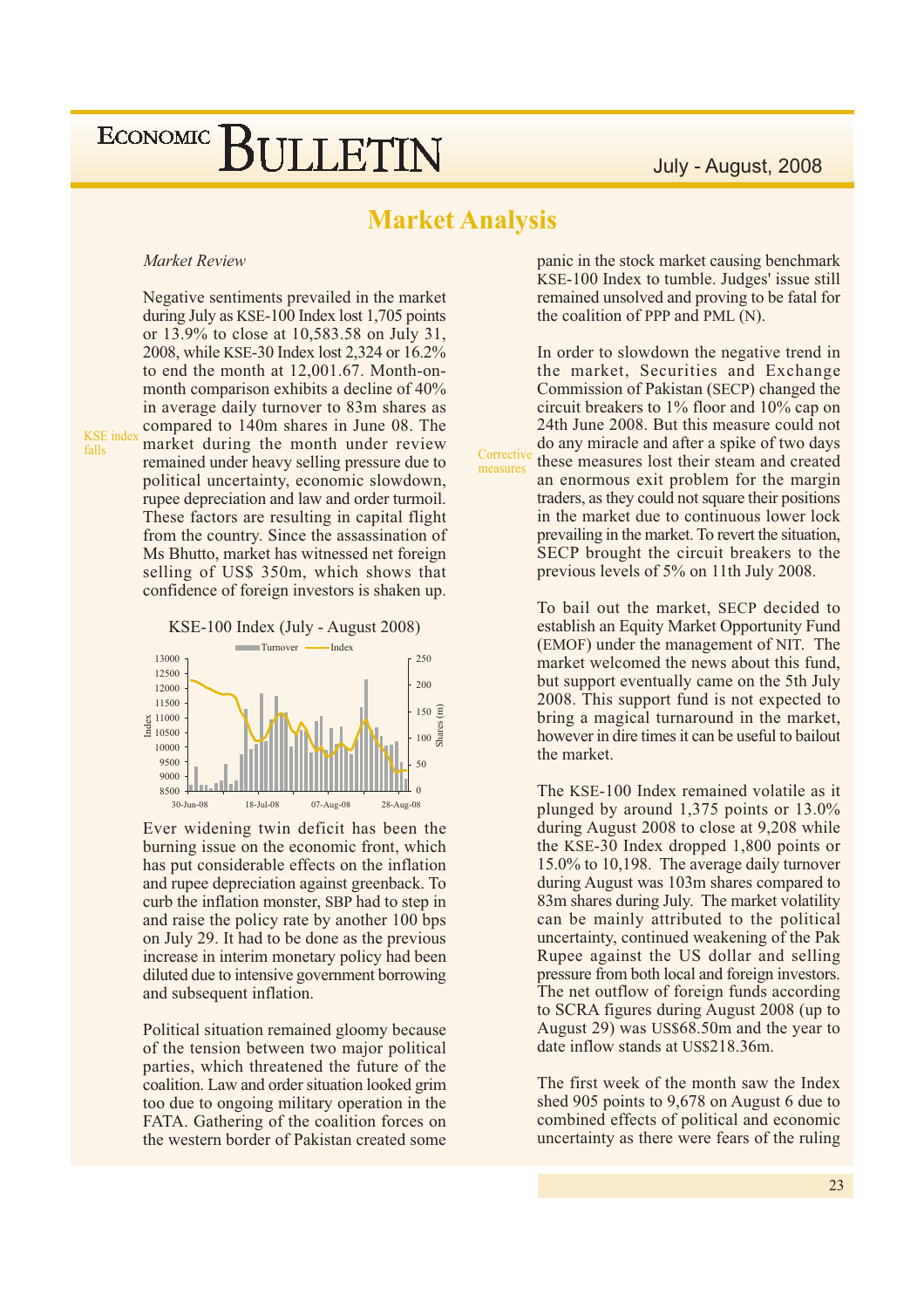## Market Analysis

*Market Review*

Negative sentiments prevailed in the market during July as KSE-100 Index lost 1,705 points or 13.9% to close at 10,583.58 on July 31, 2008, while KSE-30 Index lost 2,324 or 16.2% to end the month at 12,001.67. Month-on-month comparison exhibits a decline of 40% in average daily turnover to 83m shares as compared to 140m shares in June 08. The market during the month under review remained under heavy selling pressure due to political uncertainty, economic slowdown, rupee depreciation and law and order turmoil. These factors are resulting in capital flight from the country. Since the assassination of Ms Bhutto, market has witnessed net foreign selling of US$ 350m, which shows that confidence of foreign investors is shaken up.

KSE index falls

KSE-100 Index (July - August 2008)

Ever widening twin deficit has been the burning issue on the economic front, which has put considerable effects on the inflation and rupee depreciation against greenback. To curb the inflation monster, SBP had to step in and raise the policy rate by another 100 bps on July 29. It had to be done as the previous increase in interim monetary policy had been diluted due to intensive government borrowing and subsequent inflation.

Political situation remained gloomy because of the tension between two major political parties, which threatened the future of the coalition. Law and order situation looked grim too due to ongoing military operation in the FATA. Gathering of the coalition forces on the western border of Pakistan created some panic in the stock market causing benchmark KSE-100 Index to tumble. Judges' issue still remained unsolved and proving to be fatal for the coalition of PPP and PML (N).

In order to slowdown the negative trend in the market, Securities and Exchange Commission of Pakistan (SECP) changed the circuit breakers to 1% floor and 10% cap on 24th June 2008. But this measure could not do any miracle and after a spike of two days these measures lost their steam and created an enormous exit problem for the margin traders, as they could not square their positions in the market due to continuous lock prevailing in the market. To revert the situation, SECP brought the circuit breakers to the previous levels of 5% on 11th July 2008.

Corrective measures

To bail out the market, SECP decided to establish an Equity Market Opportunity Fund (EMOF) under the management of NIT. The market welcomed the news about this fund, but support eventually came on the 5th July 2008. This support fund is not expected to bring a magical turnaround in the market, however in dire times it can be useful to bailout the market.

The KSE-100 Index remained volatile as it plunged by around 1,375 points or 13.0% during August 2008 to close at 9,208 while the KSE-30 Index dropped 1,800 points or 15.0% to 10,198. The average daily turnover during August was 103m shares compared to 83m shares during July. The market volatility can be mainly attributed to the political uncertainty, continued weakening of the Pak Rupee against the US dollar and selling pressure from both local and foreign investors. The net outflow of foreign funds according to SCRA figures during August 2008 (up to August 29) was US$68.50m and the year to date inflow stands at US$218.36m.

The first week of the month saw the Index shed 905 points to 9,678 on August 6 due to combined effects of political and economic uncertainty as there were fears of the ruling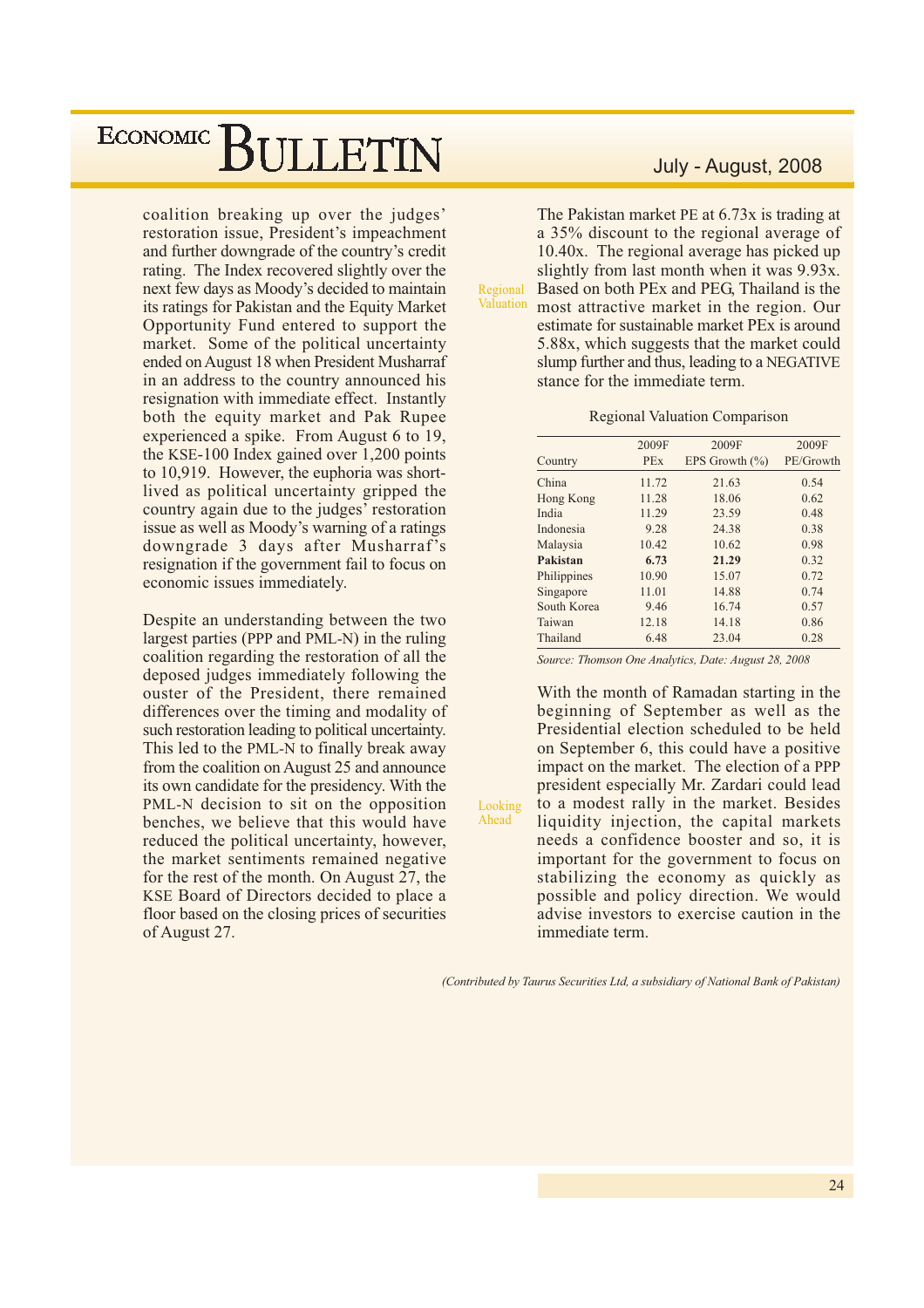coalition breaking up over the judges' restoration issue, President's impeachment and further downgrade of the country's credit rating. The Index recovered slightly over the next few days as Moody's decided to maintain its ratings for Pakistan and the Equity Market Opportunity Fund entered to support the market. Some of the political uncertainty ended on August 18 when President Musharraf in an address to the country announced his resignation with immediate effect. Instantly both the equity market and Pak Rupee experienced a spike. From August 6 to 19, the KSE-100 Index gained over 1,200 points to 10,919. However, the euphoria was short-lived as political uncertainty gripped the country again due to the judges' restoration issue as well as Moody's warning of a ratings downgrade 3 days after Musharraf's resignation if the government fail to focus on economic issues immediately.

Despite an understanding between the two largest parties (PPP and PML-N) in the ruling coalition regarding the restoration of all the deposed judges immediately following the ouster of the President, there remained differences over the timing and modality of such restoration leading to political uncertainty. This led to the PML-N to finally break away from the coalition on August 25 and announce its own candidate for the presidency. With the PML-N decision to sit on the opposition benches, we believe that this would have reduced the political uncertainty, however, the market sentiments remained negative for the rest of the month. On August 27, the KSE Board of Directors decided to place a floor based on the closing prices of securities of August 27.

**Regional Valuation**

The Pakistan market PE at 6.73x is trading at a 35% discount to the regional average of 10.40x. The regional average has picked up slightly from last month when it was 9.93x. Based on both PEx and PEG, Thailand is the most attractive market in the region. Our estimate for sustainable market PEx is around 5.88x, which suggests that the market could slump further and thus, leading to a NEGATIVE stance for the immediate term.

Regional Valuation Comparison

| Country | 2009F PEx | 2009F EPS Growth (%) | 2009F PE/Growth |
|---|---|---|---|
| China | 11.72 | 21.63 | 0.54 |
| Hong Kong | 11.28 | 18.06 | 0.62 |
| India | 11.29 | 23.59 | 0.48 |
| Indonesia | 9.28 | 24.38 | 0.38 |
| Malaysia | 10.42 | 10.62 | 0.98 |
| **Pakistan** | **6.73** | **21.29** | 0.32 |
| Philippines | 10.90 | 15.07 | 0.72 |
| Singapore | 11.01 | 14.88 | 0.74 |
| South Korea | 9.46 | 16.74 | 0.57 |
| Taiwan | 12.18 | 14.18 | 0.86 |
| Thailand | 6.48 | 23.04 | 0.28 |

*Source: Thomson One Analytics, Date: August 28, 2008*

**Looking Ahead**

With the month of Ramadan starting in the beginning of September as well as the Presidential election scheduled to be held on September 6, this could have a positive impact on the market. The election of a PPP president especially Mr. Zardari could lead to a modest rally in the market. Besides liquidity injection, the capital markets needs a confidence booster and so, it is important for the government to focus on stabilizing the economy as quickly as possible and policy direction. We would advise investors to exercise caution in the immediate term.

*(Contributed by Taurus Securities Ltd, a subsidiary of National Bank of Pakistan)*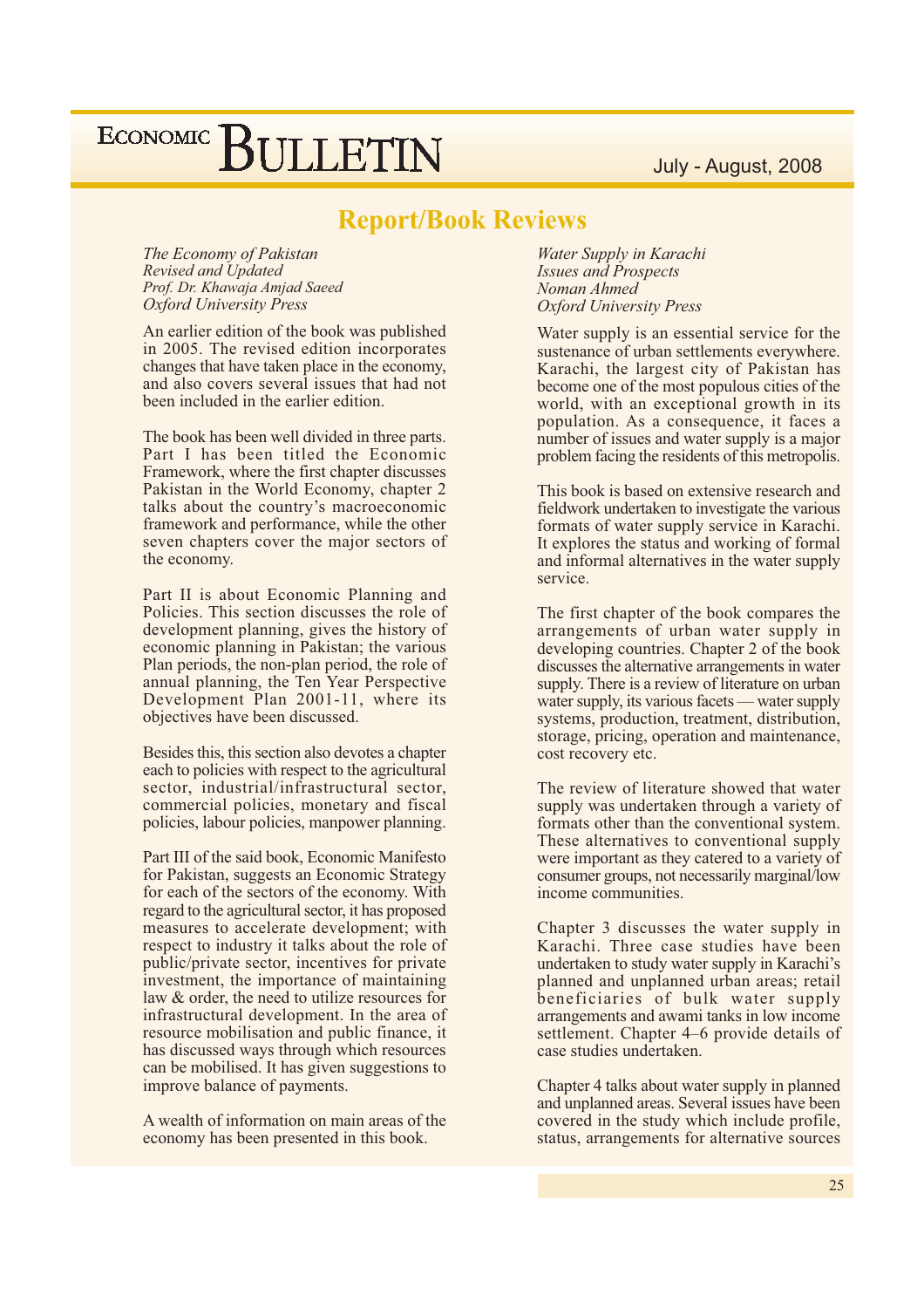## Report/Book Reviews

*The Economy of Pakistan*
*Revised and Updated*
*Prof. Dr. Khawaja Amjad Saeed*
*Oxford University Press*

An earlier edition of the book was published in 2005. The revised edition incorporates changes that have taken place in the economy, and also covers several issues that had not been included in the earlier edition.

The book has been well divided in three parts. Part I has been titled the Economic Framework, where the first chapter discusses Pakistan in the World Economy, chapter 2 talks about the country's macroeconomic framework and performance, while the other seven chapters cover the major sectors of the economy.

Part II is about Economic Planning and Policies. This section discusses the role of development planning, gives the history of economic planning in Pakistan; the various Plan periods, the non-plan period, the role of annual planning, the Ten Year Perspective Development Plan 2001-11, where its objectives have been discussed.

Besides this, this section also devotes a chapter each to policies with respect to the agricultural sector, industrial/infrastructural sector, commercial policies, monetary and fiscal policies, labour policies, manpower planning.

Part III of the said book, Economic Manifesto for Pakistan, suggests an Economic Strategy for each of the sectors of the economy. With regard to the agricultural sector, it has proposed measures to accelerate development; with respect to industry it talks about the role of public/private sector, incentives for private investment, the importance of maintaining law & order, the need to utilize resources for infrastructural development. In the area of resource mobilisation and public finance, it has discussed ways through which resources can be mobilised. It has given suggestions to improve balance of payments.

A wealth of information on main areas of the economy has been presented in this book.

*Water Supply in Karachi*
*Issues and Prospects*
*Noman Ahmed*
*Oxford University Press*

Water supply is an essential service for the sustenance of urban settlements everywhere. Karachi, the largest city of Pakistan has become one of the most populous cities of the world, with an exceptional growth in its population. As a consequence, it faces a number of issues and water supply is a major problem facing the residents of this metropolis.

This book is based on extensive research and fieldwork undertaken to investigate the various formats of water supply service in Karachi. It explores the status and working of formal and informal alternatives in the water supply service.

The first chapter of the book compares the arrangements of urban water supply in developing countries. Chapter 2 of the book discusses the alternative arrangements in water supply. There is a review of literature on urban water supply, its various facets — water supply systems, production, treatment, distribution, storage, pricing, operation and maintenance, cost recovery etc.

The review of literature showed that water supply was undertaken through a variety of formats other than the conventional system. These alternatives to conventional supply were important as they catered to a variety of consumer groups, not necessarily marginal/low income communities.

Chapter 3 discusses the water supply in Karachi. Three case studies have been undertaken to study water supply in Karachi's planned and unplanned urban areas; retail beneficiaries of bulk water supply arrangements and awami tanks in low income settlement. Chapter 4–6 provide details of case studies undertaken.

Chapter 4 talks about water supply in planned and unplanned areas. Several issues have been covered in the study which include profile, status, arrangements for alternative sources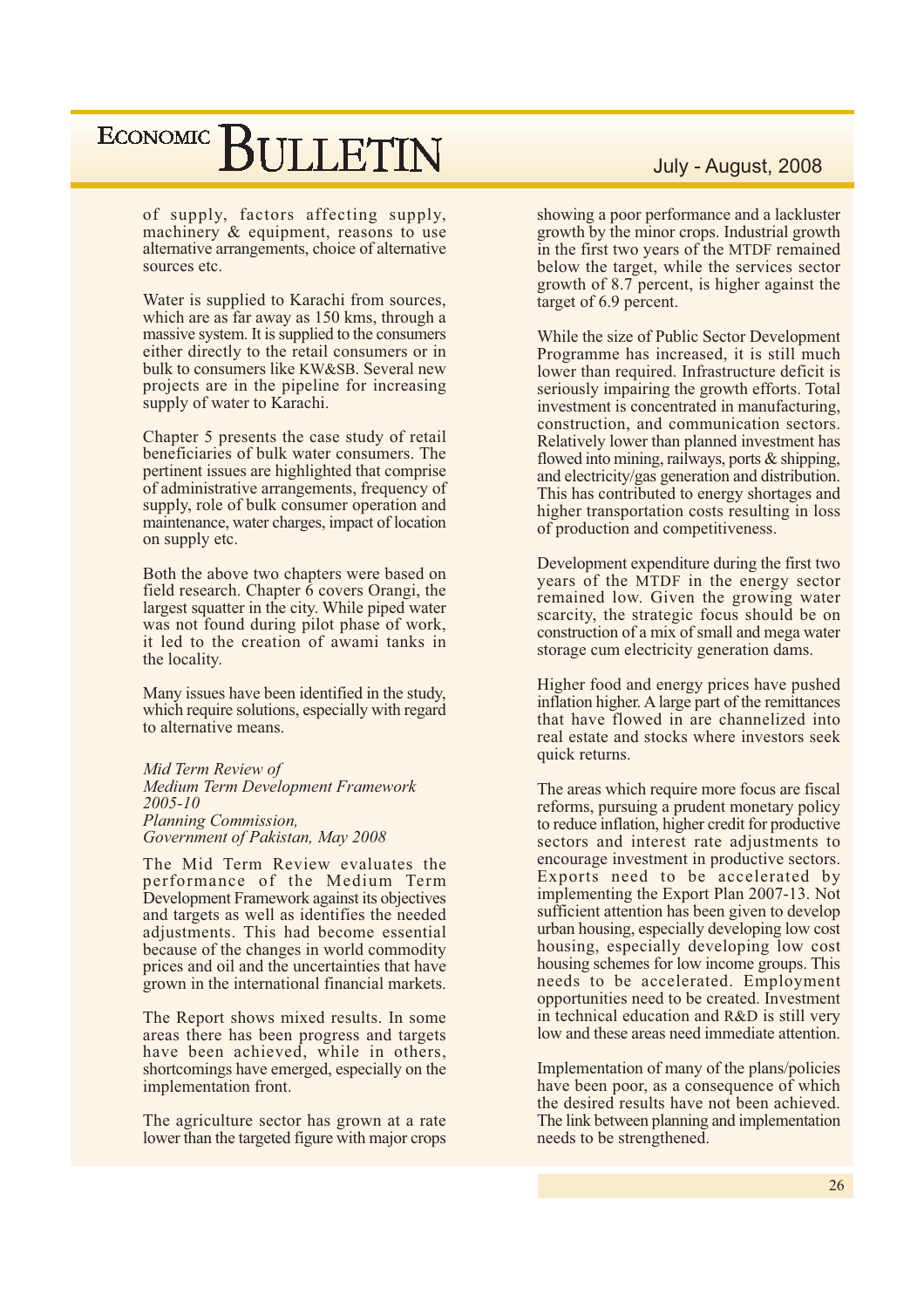of supply, factors affecting supply, machinery & equipment, reasons to use alternative arrangements, choice of alternative sources etc.

Water is supplied to Karachi from sources, which are as far away as 150 kms, through a massive system. It is supplied to the consumers either directly to the retail consumers or in bulk to consumers like KW&SB. Several new projects are in the pipeline for increasing supply of water to Karachi.

Chapter 5 presents the case study of retail beneficiaries of bulk water consumers. The pertinent issues are highlighted that comprise of administrative arrangements, frequency of supply, role of bulk consumer operation and maintenance, water charges, impact of location on supply etc.

Both the above two chapters were based on field research. Chapter 6 covers Orangi, the largest squatter in the city. While piped water was not found during pilot phase of work, it led to the creation of awami tanks in the locality.

Many issues have been identified in the study, which require solutions, especially with regard to alternative means.

*Mid Term Review of*
*Medium Term Development Framework*
*2005-10*
*Planning Commission,*
*Government of Pakistan, May 2008*

The Mid Term Review evaluates the performance of the Medium Term Development Framework against its objectives and targets as well as identifies the needed adjustments. This had become essential because of the changes in world commodity prices and oil and the uncertainties that have grown in the international financial markets.

The Report shows mixed results. In some areas there has been progress and targets have been achieved, while in others, shortcomings have emerged, especially on the implementation front.

The agriculture sector has grown at a rate lower than the targeted figure with major crops showing a poor performance and a lackluster growth by the minor crops. Industrial growth in the first two years of the MTDF remained below the target, while the services sector growth of 8.7 percent, is higher against the target of 6.9 percent.

While the size of Public Sector Development Programme has increased, it is still much lower than required. Infrastructure deficit is seriously impairing the growth efforts. Total investment is concentrated in manufacturing, construction, and communication sectors. Relatively lower than planned investment has flowed into mining, railways, ports & shipping, and electricity/gas generation and distribution. This has contributed to energy shortages and higher transportation costs resulting in loss of production and competitiveness.

Development expenditure during the first two years of the MTDF in the energy sector remained low. Given the growing water scarcity, the strategic focus should be on construction of a mix of small and mega water storage cum electricity generation dams.

Higher food and energy prices have pushed inflation higher. A large part of the remittances that have flowed in are channelized into real estate and stocks where investors seek quick returns.

The areas which require more focus are fiscal reforms, pursuing a prudent monetary policy to reduce inflation, higher credit for productive sectors and interest rate adjustments to encourage investment in productive sectors. Exports need to be accelerated by implementing the Export Plan 2007-13. Not sufficient attention has been given to develop urban housing, especially developing low cost housing, especially developing low cost housing schemes for low income groups. This needs to be accelerated. Employment opportunities need to be created. Investment in technical education and R&D is still very low and these areas need immediate attention.

Implementation of many of the plans/policies have been poor, as a consequence of which the desired results have not been achieved. The link between planning and implementation needs to be strengthened.